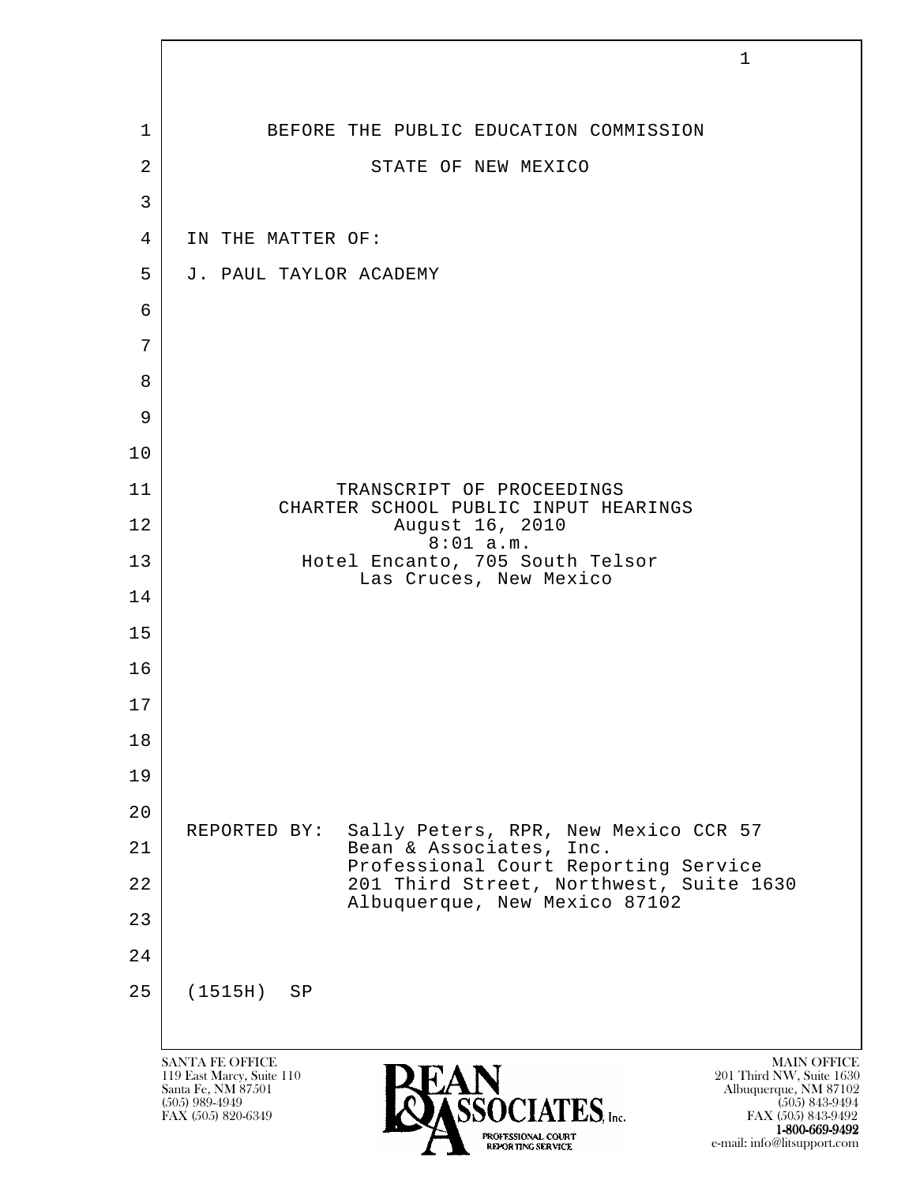BEFORE THE PUBLIC EDUCATION COMMISSION

STATE OF NEW MEXICO

IN THE MATTER OF:

J. PAUL TAYLOR ACADEMY

TRANSCRIPT OF PROCEEDINGS
CHARTER SCHOOL PUBLIC INPUT HEARINGS
August 16, 2010
8:01 a.m.
Hotel Encanto, 705 South Telsor
Las Cruces, New Mexico

REPORTED BY: Sally Peters, RPR, New Mexico CCR 57
Bean & Associates, Inc.
Professional Court Reporting Service
201 Third Street, Northwest, Suite 1630
Albuquerque, New Mexico 87102

(1515H) SP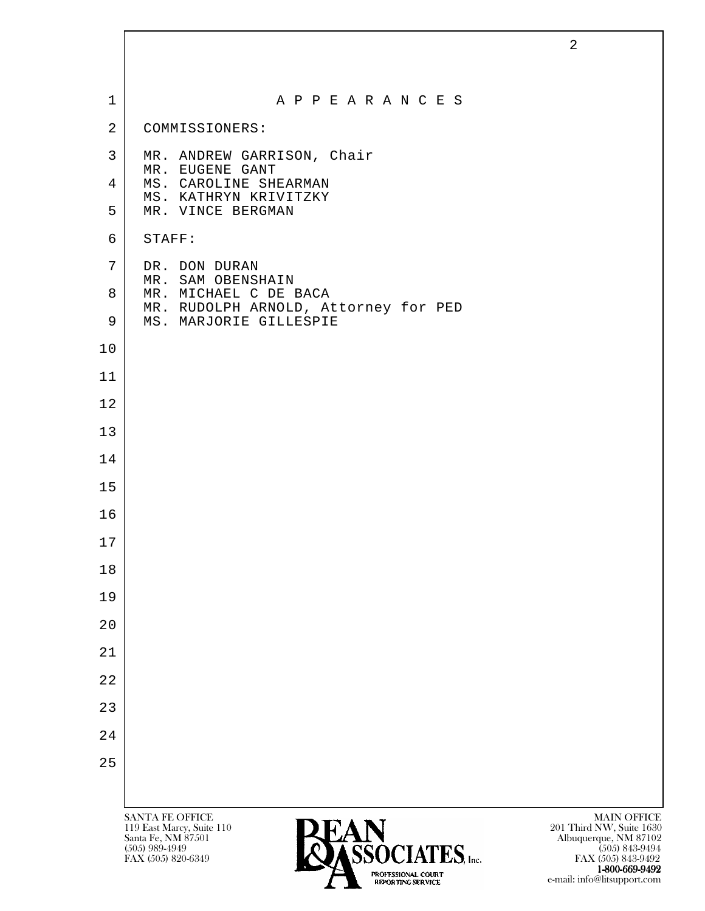# A P P E A R A N C E S

COMMISSIONERS:

MR. ANDREW GARRISON, Chair
MR. EUGENE GANT
MS. CAROLINE SHEARMAN
MS. KATHRYN KRIVITZKY
MR. VINCE BERGMAN

STAFF:

DR. DON DURAN
MR. SAM OBENSHAIN
MR. MICHAEL C DE BACA
MR. RUDOLPH ARNOLD, Attorney for PED
MS. MARJORIE GILLESPIE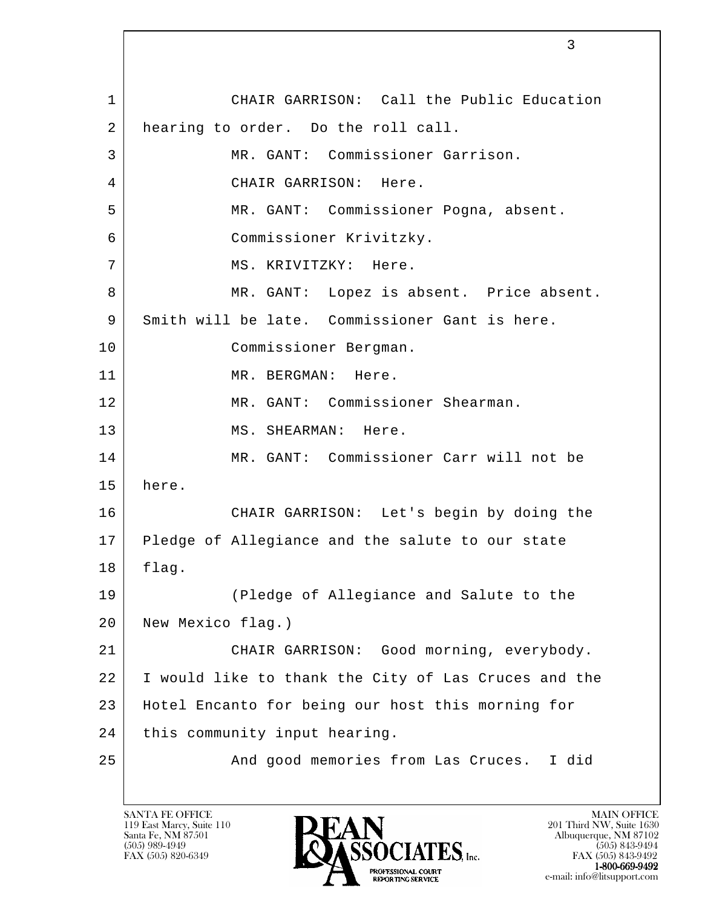CHAIR GARRISON: Call the Public Education hearing to order. Do the roll call.

MR. GANT: Commissioner Garrison.

CHAIR GARRISON: Here.

MR. GANT: Commissioner Pogna, absent. Commissioner Krivitzky.

MS. KRIVITZKY: Here.

MR. GANT: Lopez is absent. Price absent. Smith will be late. Commissioner Gant is here. Commissioner Bergman.

MR. BERGMAN: Here.

MR. GANT: Commissioner Shearman.

MS. SHEARMAN: Here.

MR. GANT: Commissioner Carr will not be here.

CHAIR GARRISON: Let's begin by doing the Pledge of Allegiance and the salute to our state flag.

(Pledge of Allegiance and Salute to the New Mexico flag.)

CHAIR GARRISON: Good morning, everybody. I would like to thank the City of Las Cruces and the Hotel Encanto for being our host this morning for this community input hearing.

And good memories from Las Cruces. I did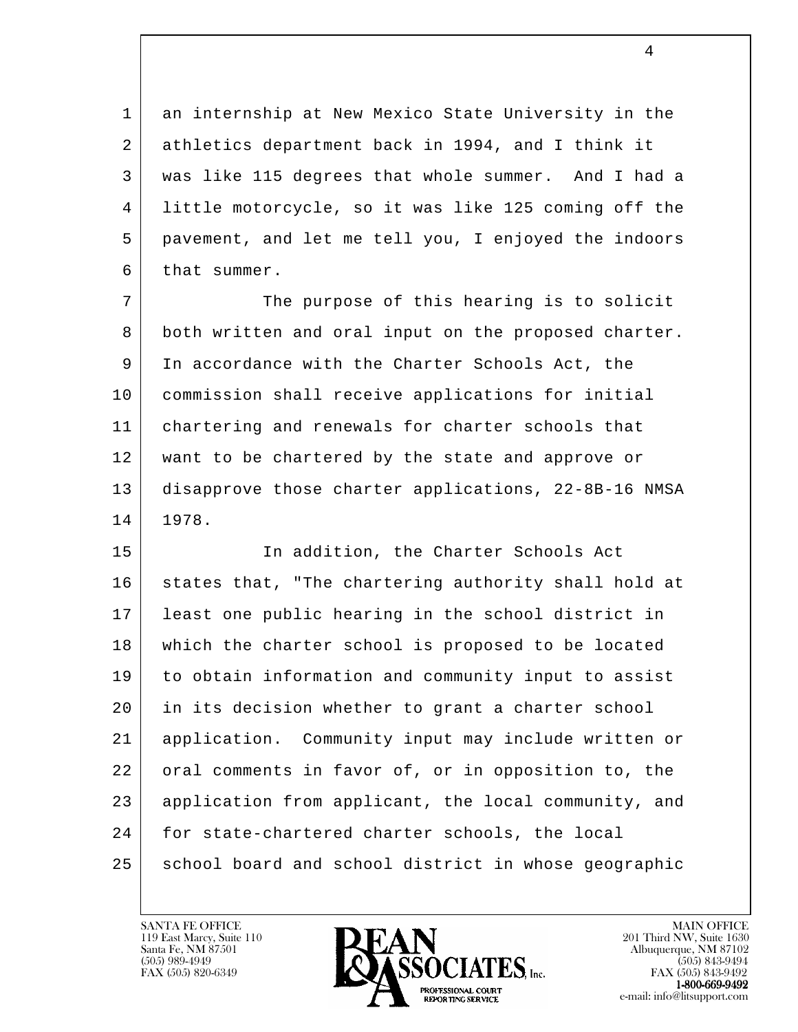an internship at New Mexico State University in the athletics department back in 1994, and I think it was like 115 degrees that whole summer. And I had a little motorcycle, so it was like 125 coming off the pavement, and let me tell you, I enjoyed the indoors that summer.

The purpose of this hearing is to solicit both written and oral input on the proposed charter. In accordance with the Charter Schools Act, the commission shall receive applications for initial chartering and renewals for charter schools that want to be chartered by the state and approve or disapprove those charter applications, 22-8B-16 NMSA 1978.

In addition, the Charter Schools Act states that, "The chartering authority shall hold at least one public hearing in the school district in which the charter school is proposed to be located to obtain information and community input to assist in its decision whether to grant a charter school application. Community input may include written or oral comments in favor of, or in opposition to, the application from applicant, the local community, and for state-chartered charter schools, the local school board and school district in whose geographic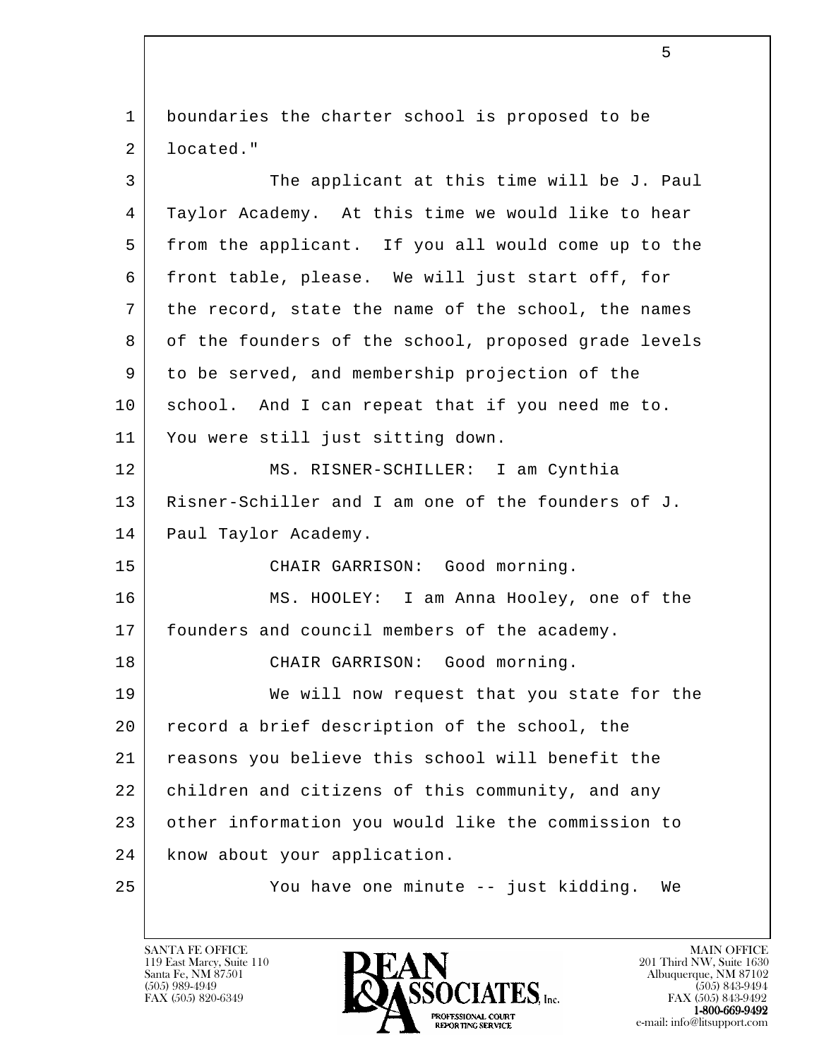boundaries the charter school is proposed to be located."

The applicant at this time will be J. Paul Taylor Academy. At this time we would like to hear from the applicant. If you all would come up to the front table, please. We will just start off, for the record, state the name of the school, the names of the founders of the school, proposed grade levels to be served, and membership projection of the school. And I can repeat that if you need me to. You were still just sitting down.

MS. RISNER-SCHILLER: I am Cynthia Risner-Schiller and I am one of the founders of J. Paul Taylor Academy.

CHAIR GARRISON: Good morning.

MS. HOOLEY: I am Anna Hooley, one of the founders and council members of the academy.

CHAIR GARRISON: Good morning.

We will now request that you state for the record a brief description of the school, the reasons you believe this school will benefit the children and citizens of this community, and any other information you would like the commission to know about your application.

You have one minute -- just kidding. We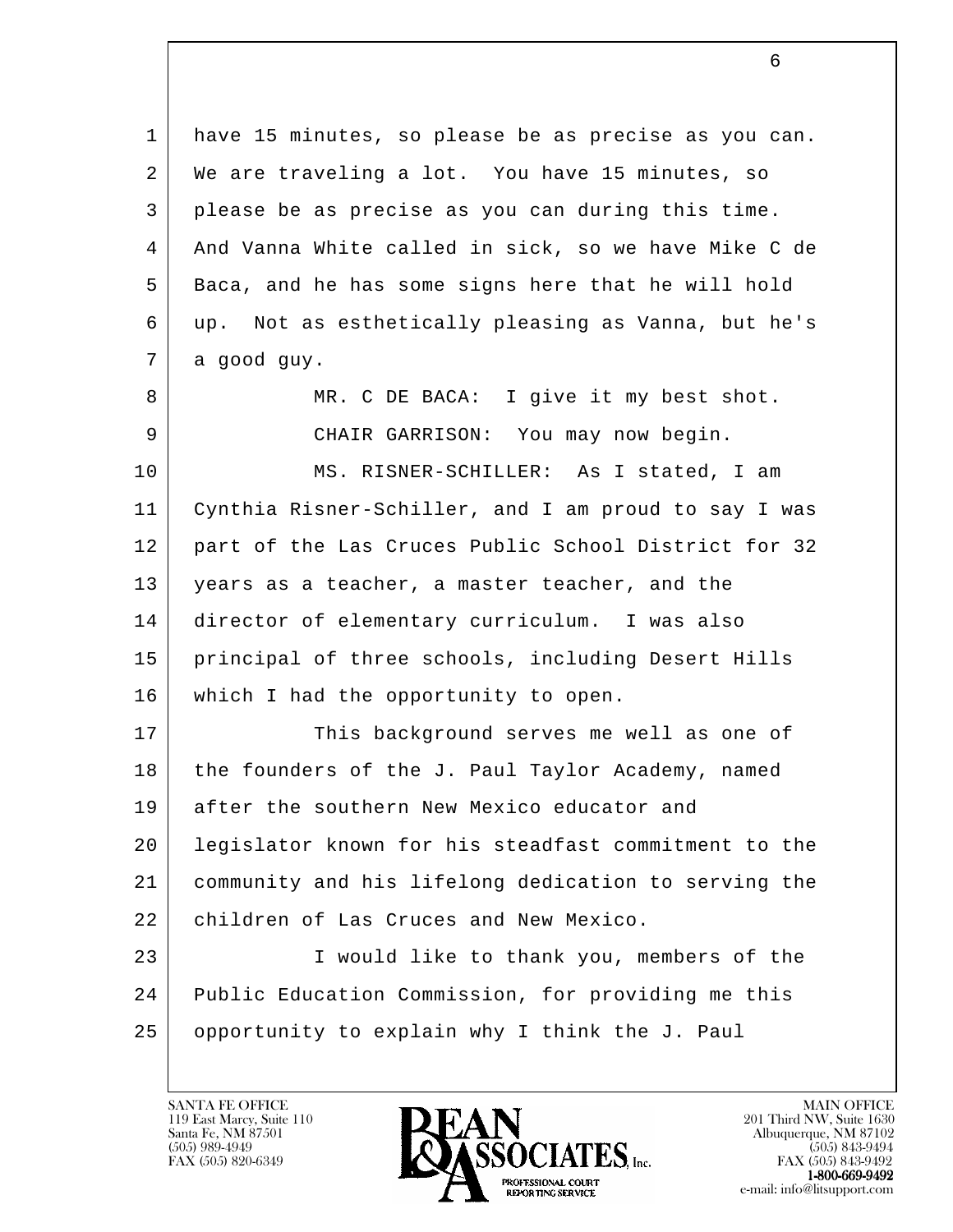have 15 minutes, so please be as precise as you can. We are traveling a lot. You have 15 minutes, so please be as precise as you can during this time. And Vanna White called in sick, so we have Mike C de Baca, and he has some signs here that he will hold up. Not as esthetically pleasing as Vanna, but he's a good guy.

MR. C DE BACA: I give it my best shot.

CHAIR GARRISON: You may now begin.

MS. RISNER-SCHILLER: As I stated, I am Cynthia Risner-Schiller, and I am proud to say I was part of the Las Cruces Public School District for 32 years as a teacher, a master teacher, and the director of elementary curriculum. I was also principal of three schools, including Desert Hills which I had the opportunity to open.

This background serves me well as one of the founders of the J. Paul Taylor Academy, named after the southern New Mexico educator and legislator known for his steadfast commitment to the community and his lifelong dedication to serving the children of Las Cruces and New Mexico.

I would like to thank you, members of the Public Education Commission, for providing me this opportunity to explain why I think the J. Paul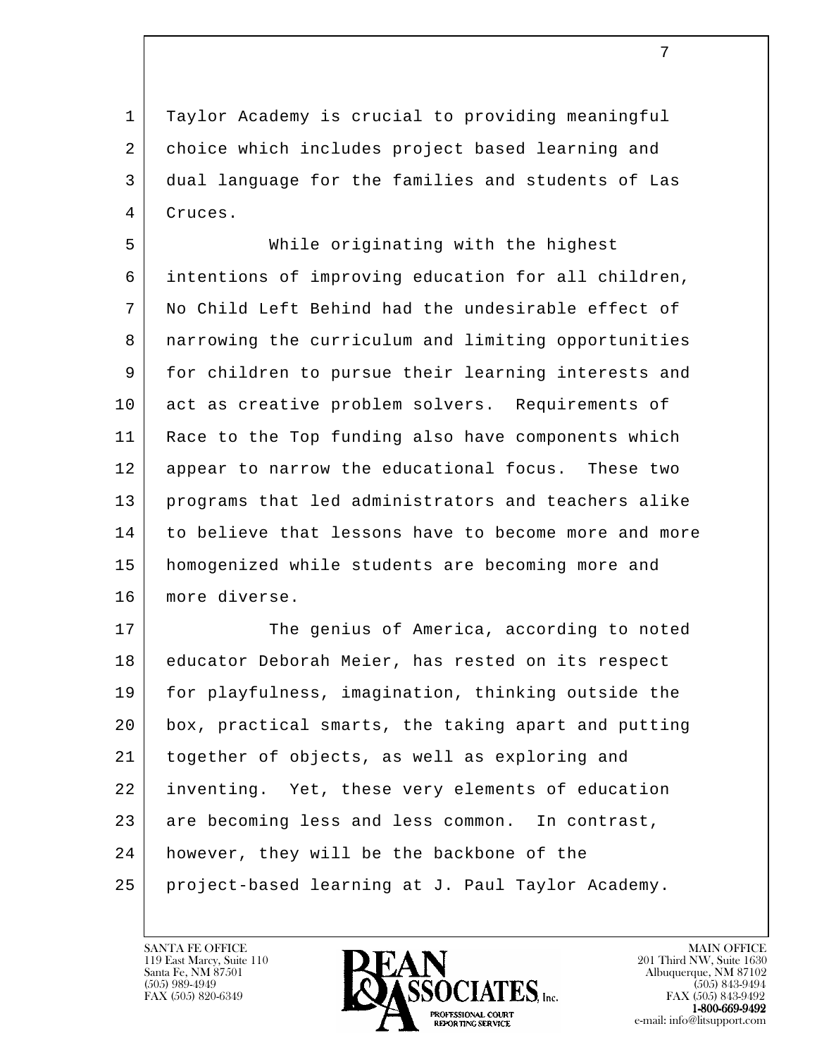Taylor Academy is crucial to providing meaningful choice which includes project based learning and dual language for the families and students of Las Cruces.

While originating with the highest intentions of improving education for all children, No Child Left Behind had the undesirable effect of narrowing the curriculum and limiting opportunities for children to pursue their learning interests and act as creative problem solvers. Requirements of Race to the Top funding also have components which appear to narrow the educational focus. These two programs that led administrators and teachers alike to believe that lessons have to become more and more homogenized while students are becoming more and more diverse.

The genius of America, according to noted educator Deborah Meier, has rested on its respect for playfulness, imagination, thinking outside the box, practical smarts, the taking apart and putting together of objects, as well as exploring and inventing. Yet, these very elements of education are becoming less and less common. In contrast, however, they will be the backbone of the project-based learning at J. Paul Taylor Academy.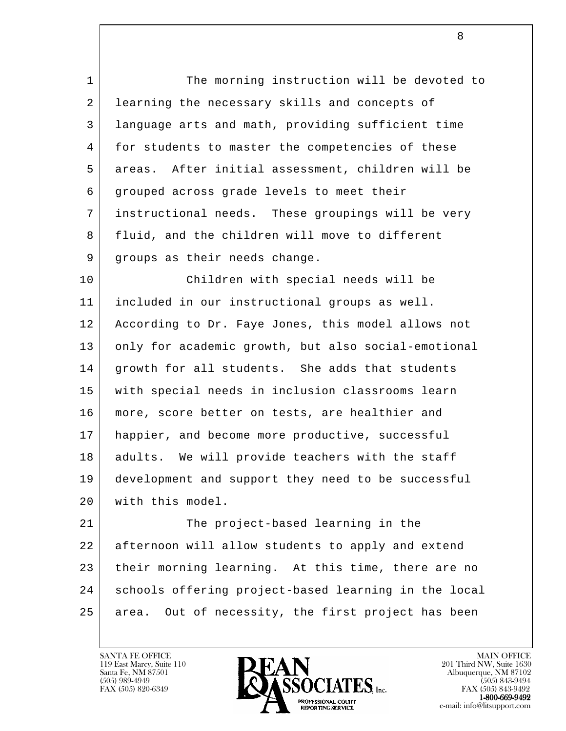The morning instruction will be devoted to learning the necessary skills and concepts of language arts and math, providing sufficient time for students to master the competencies of these areas. After initial assessment, children will be grouped across grade levels to meet their instructional needs. These groupings will be very fluid, and the children will move to different groups as their needs change.

Children with special needs will be included in our instructional groups as well. According to Dr. Faye Jones, this model allows not only for academic growth, but also social-emotional growth for all students. She adds that students with special needs in inclusion classrooms learn more, score better on tests, are healthier and happier, and become more productive, successful adults. We will provide teachers with the staff development and support they need to be successful with this model.

The project-based learning in the afternoon will allow students to apply and extend their morning learning. At this time, there are no schools offering project-based learning in the local area. Out of necessity, the first project has been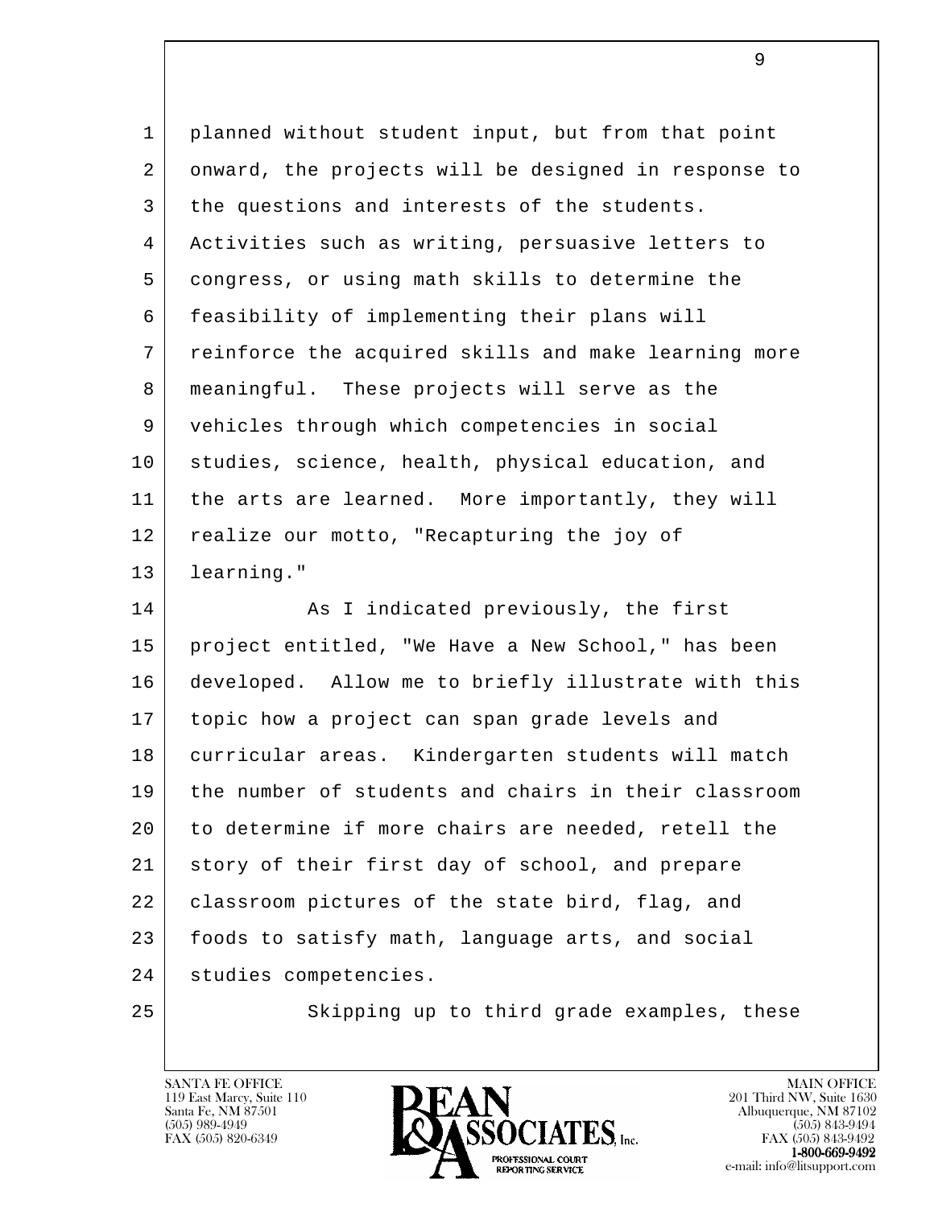planned without student input, but from that point onward, the projects will be designed in response to the questions and interests of the students. Activities such as writing, persuasive letters to congress, or using math skills to determine the feasibility of implementing their plans will reinforce the acquired skills and make learning more meaningful. These projects will serve as the vehicles through which competencies in social studies, science, health, physical education, and the arts are learned. More importantly, they will realize our motto, "Recapturing the joy of learning."

As I indicated previously, the first project entitled, "We Have a New School," has been developed. Allow me to briefly illustrate with this topic how a project can span grade levels and curricular areas. Kindergarten students will match the number of students and chairs in their classroom to determine if more chairs are needed, retell the story of their first day of school, and prepare classroom pictures of the state bird, flag, and foods to satisfy math, language arts, and social studies competencies.

Skipping up to third grade examples, these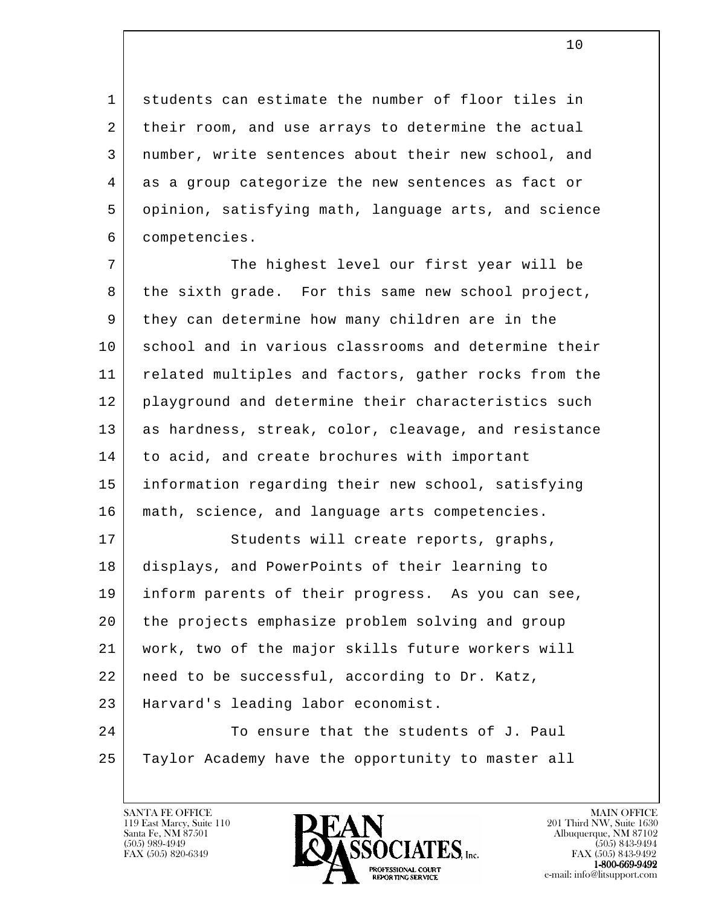students can estimate the number of floor tiles in their room, and use arrays to determine the actual number, write sentences about their new school, and as a group categorize the new sentences as fact or opinion, satisfying math, language arts, and science competencies.

The highest level our first year will be the sixth grade. For this same new school project, they can determine how many children are in the school and in various classrooms and determine their related multiples and factors, gather rocks from the playground and determine their characteristics such as hardness, streak, color, cleavage, and resistance to acid, and create brochures with important information regarding their new school, satisfying math, science, and language arts competencies.

Students will create reports, graphs, displays, and PowerPoints of their learning to inform parents of their progress. As you can see, the projects emphasize problem solving and group work, two of the major skills future workers will need to be successful, according to Dr. Katz, Harvard's leading labor economist.

To ensure that the students of J. Paul Taylor Academy have the opportunity to master all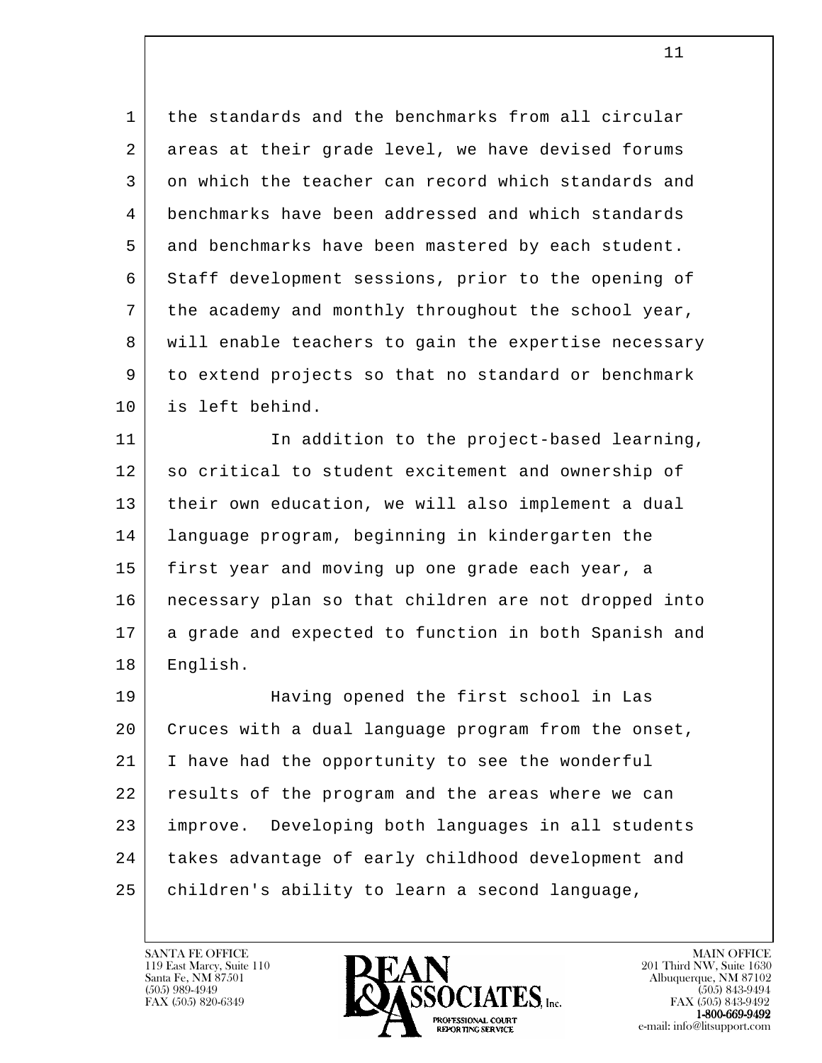the standards and the benchmarks from all circular areas at their grade level, we have devised forums on which the teacher can record which standards and benchmarks have been addressed and which standards and benchmarks have been mastered by each student. Staff development sessions, prior to the opening of the academy and monthly throughout the school year, will enable teachers to gain the expertise necessary to extend projects so that no standard or benchmark is left behind.

In addition to the project-based learning, so critical to student excitement and ownership of their own education, we will also implement a dual language program, beginning in kindergarten the first year and moving up one grade each year, a necessary plan so that children are not dropped into a grade and expected to function in both Spanish and English.

Having opened the first school in Las Cruces with a dual language program from the onset, I have had the opportunity to see the wonderful results of the program and the areas where we can improve. Developing both languages in all students takes advantage of early childhood development and children's ability to learn a second language,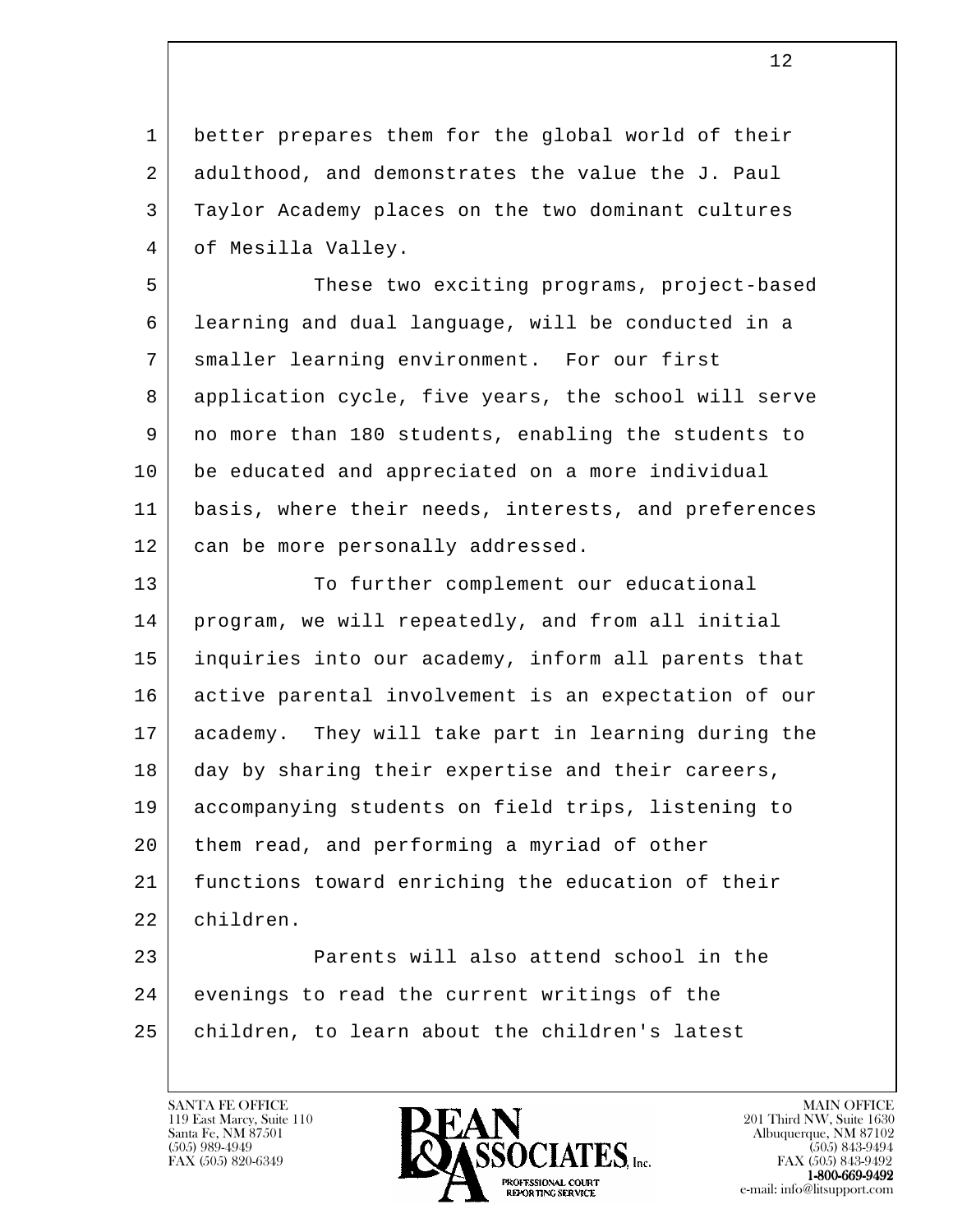better prepares them for the global world of their adulthood, and demonstrates the value the J. Paul Taylor Academy places on the two dominant cultures of Mesilla Valley.

These two exciting programs, project-based learning and dual language, will be conducted in a smaller learning environment. For our first application cycle, five years, the school will serve no more than 180 students, enabling the students to be educated and appreciated on a more individual basis, where their needs, interests, and preferences can be more personally addressed.

To further complement our educational program, we will repeatedly, and from all initial inquiries into our academy, inform all parents that active parental involvement is an expectation of our academy. They will take part in learning during the day by sharing their expertise and their careers, accompanying students on field trips, listening to them read, and performing a myriad of other functions toward enriching the education of their children.

Parents will also attend school in the evenings to read the current writings of the children, to learn about the children's latest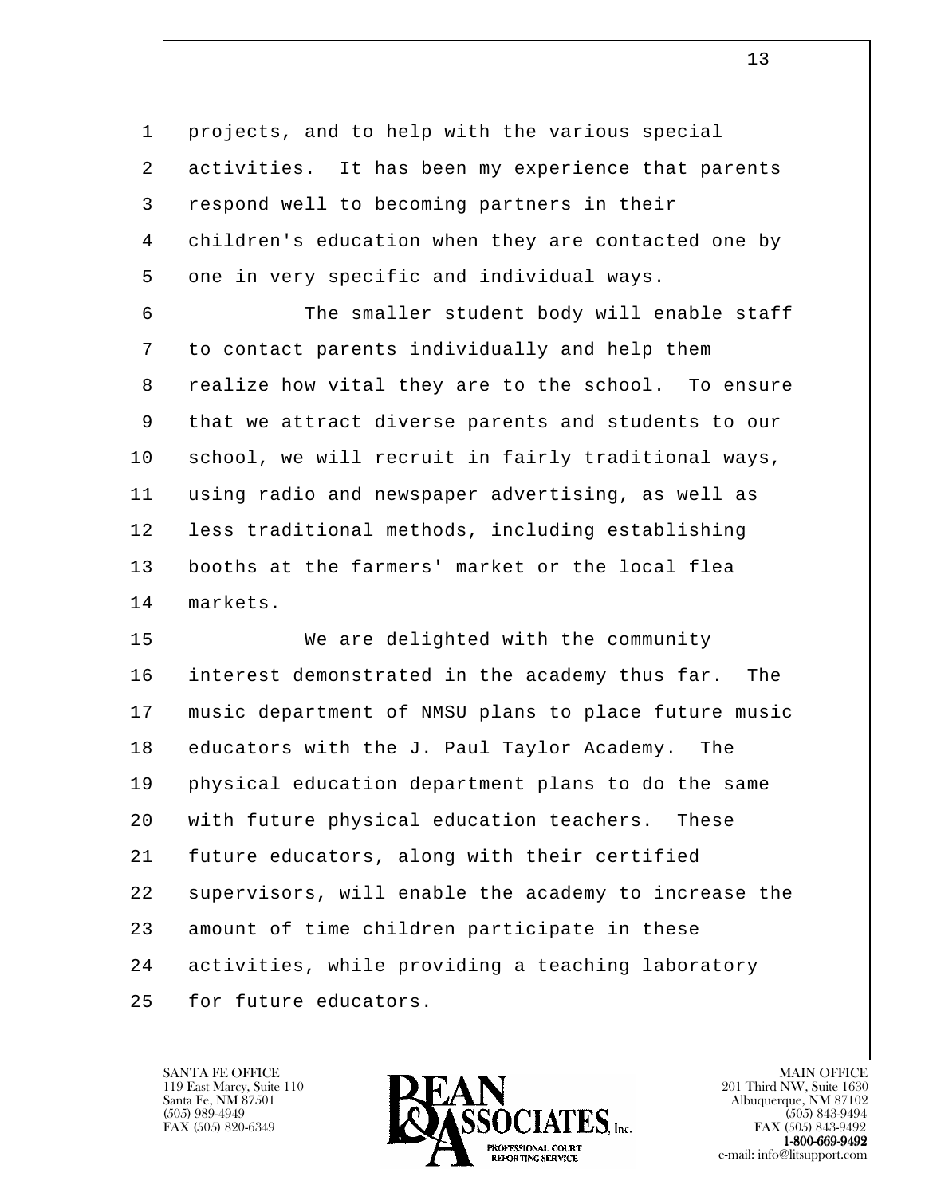projects, and to help with the various special activities. It has been my experience that parents respond well to becoming partners in their children's education when they are contacted one by one in very specific and individual ways.

The smaller student body will enable staff to contact parents individually and help them realize how vital they are to the school. To ensure that we attract diverse parents and students to our school, we will recruit in fairly traditional ways, using radio and newspaper advertising, as well as less traditional methods, including establishing booths at the farmers' market or the local flea markets.

We are delighted with the community interest demonstrated in the academy thus far. The music department of NMSU plans to place future music educators with the J. Paul Taylor Academy. The physical education department plans to do the same with future physical education teachers. These future educators, along with their certified supervisors, will enable the academy to increase the amount of time children participate in these activities, while providing a teaching laboratory for future educators.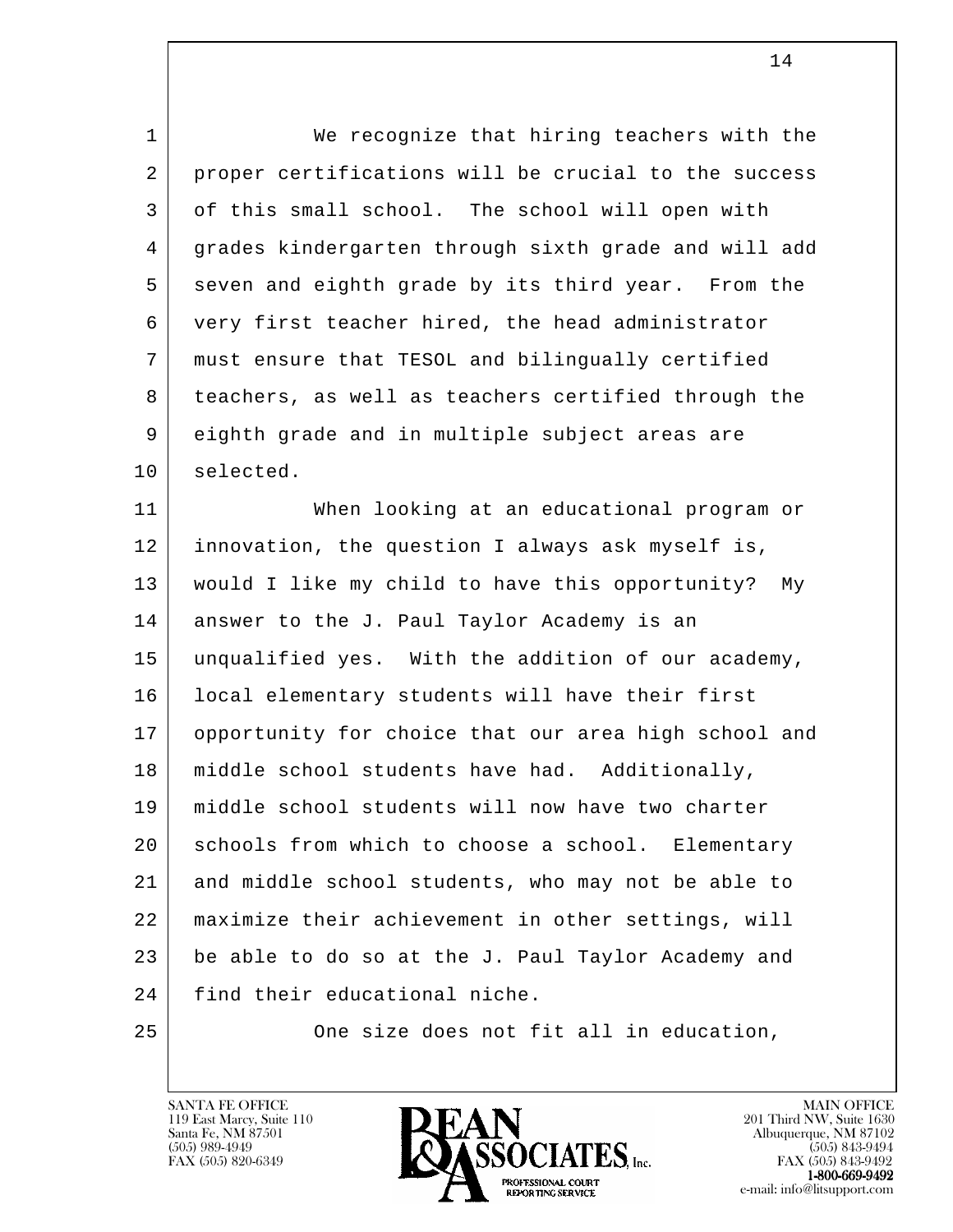We recognize that hiring teachers with the proper certifications will be crucial to the success of this small school. The school will open with grades kindergarten through sixth grade and will add seven and eighth grade by its third year. From the very first teacher hired, the head administrator must ensure that TESOL and bilingually certified teachers, as well as teachers certified through the eighth grade and in multiple subject areas are selected.

When looking at an educational program or innovation, the question I always ask myself is, would I like my child to have this opportunity? My answer to the J. Paul Taylor Academy is an unqualified yes. With the addition of our academy, local elementary students will have their first opportunity for choice that our area high school and middle school students have had. Additionally, middle school students will now have two charter schools from which to choose a school. Elementary and middle school students, who may not be able to maximize their achievement in other settings, will be able to do so at the J. Paul Taylor Academy and find their educational niche.

One size does not fit all in education,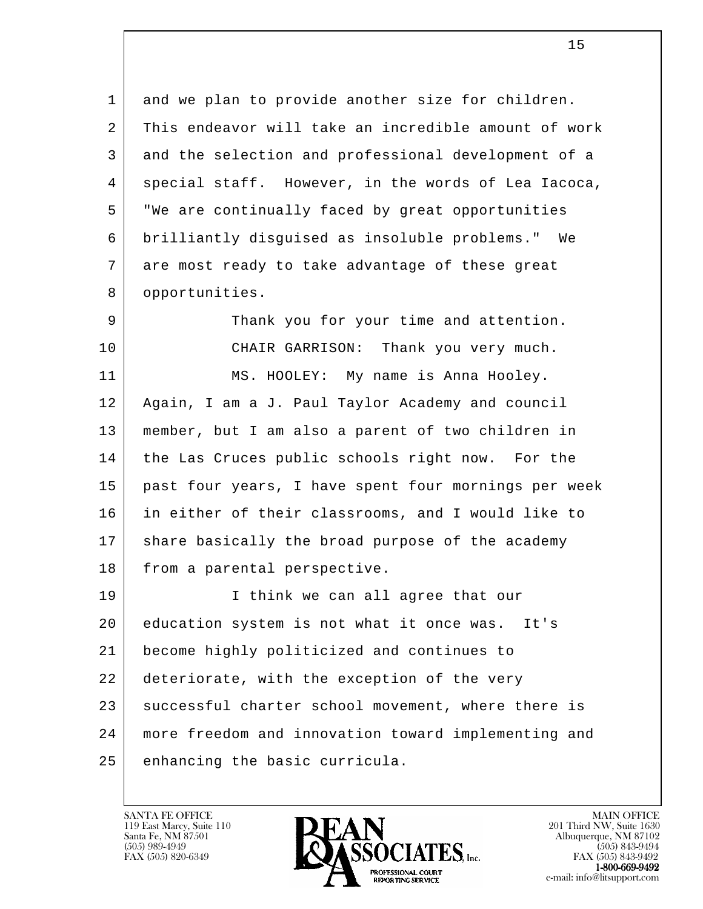and we plan to provide another size for children. This endeavor will take an incredible amount of work and the selection and professional development of a special staff. However, in the words of Lea Iacoca, "We are continually faced by great opportunities brilliantly disguised as insoluble problems." We are most ready to take advantage of these great opportunities.

Thank you for your time and attention.

CHAIR GARRISON: Thank you very much.

MS. HOOLEY: My name is Anna Hooley. Again, I am a J. Paul Taylor Academy and council member, but I am also a parent of two children in the Las Cruces public schools right now. For the past four years, I have spent four mornings per week in either of their classrooms, and I would like to share basically the broad purpose of the academy from a parental perspective.

I think we can all agree that our education system is not what it once was. It's become highly politicized and continues to deteriorate, with the exception of the very successful charter school movement, where there is more freedom and innovation toward implementing and enhancing the basic curricula.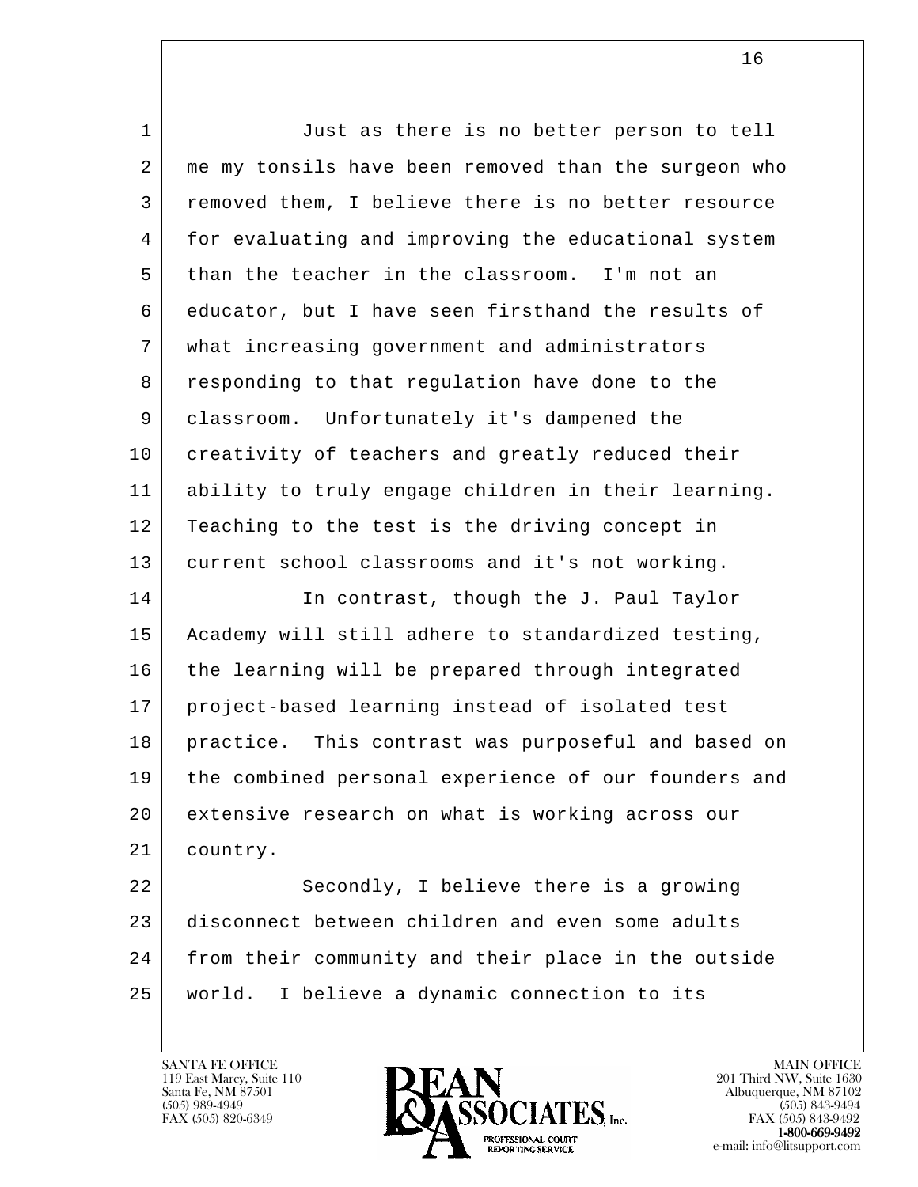Just as there is no better person to tell me my tonsils have been removed than the surgeon who removed them, I believe there is no better resource for evaluating and improving the educational system than the teacher in the classroom. I'm not an educator, but I have seen firsthand the results of what increasing government and administrators responding to that regulation have done to the classroom. Unfortunately it's dampened the creativity of teachers and greatly reduced their ability to truly engage children in their learning. Teaching to the test is the driving concept in current school classrooms and it's not working.

In contrast, though the J. Paul Taylor Academy will still adhere to standardized testing, the learning will be prepared through integrated project-based learning instead of isolated test practice. This contrast was purposeful and based on the combined personal experience of our founders and extensive research on what is working across our country.

Secondly, I believe there is a growing disconnect between children and even some adults from their community and their place in the outside world. I believe a dynamic connection to its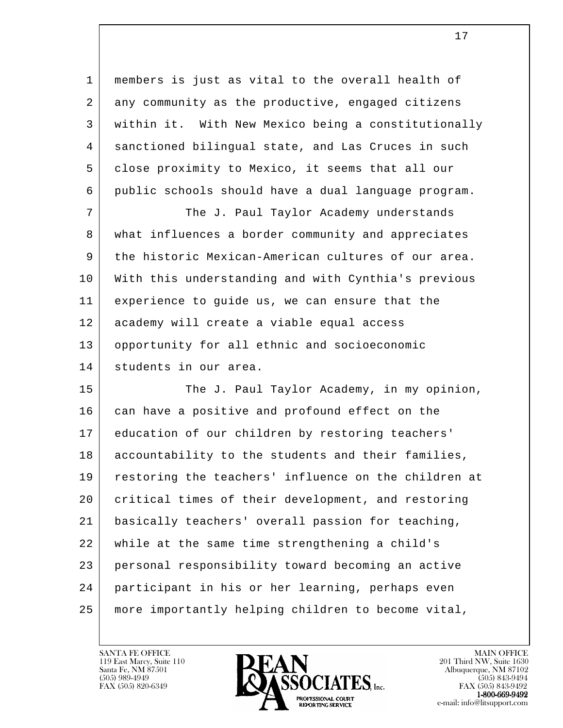members is just as vital to the overall health of any community as the productive, engaged citizens within it. With New Mexico being a constitutionally sanctioned bilingual state, and Las Cruces in such close proximity to Mexico, it seems that all our public schools should have a dual language program.

The J. Paul Taylor Academy understands what influences a border community and appreciates the historic Mexican-American cultures of our area. With this understanding and with Cynthia's previous experience to guide us, we can ensure that the academy will create a viable equal access opportunity for all ethnic and socioeconomic students in our area.

The J. Paul Taylor Academy, in my opinion, can have a positive and profound effect on the education of our children by restoring teachers' accountability to the students and their families, restoring the teachers' influence on the children at critical times of their development, and restoring basically teachers' overall passion for teaching, while at the same time strengthening a child's personal responsibility toward becoming an active participant in his or her learning, perhaps even more importantly helping children to become vital,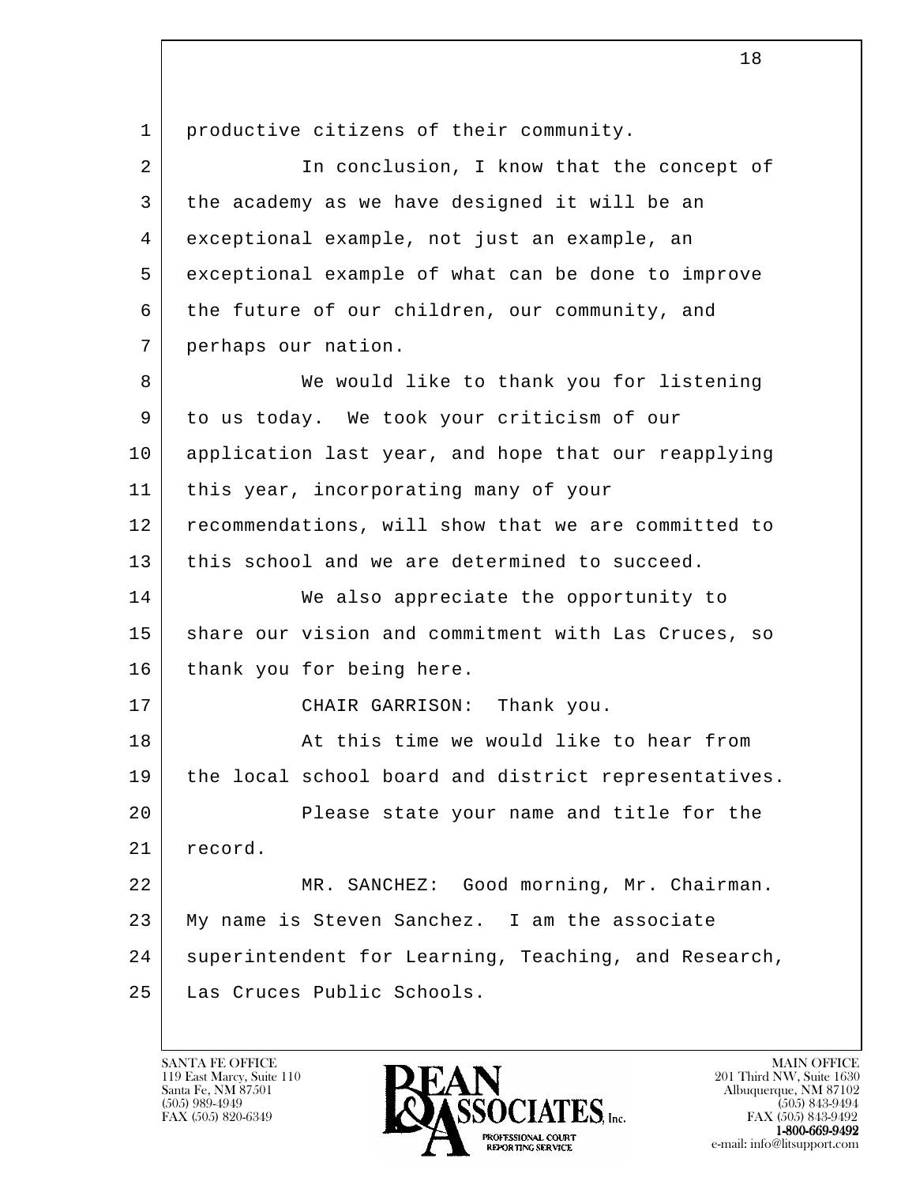productive citizens of their community.

In conclusion, I know that the concept of the academy as we have designed it will be an exceptional example, not just an example, an exceptional example of what can be done to improve the future of our children, our community, and perhaps our nation.

We would like to thank you for listening to us today. We took your criticism of our application last year, and hope that our reapplying this year, incorporating many of your recommendations, will show that we are committed to this school and we are determined to succeed.

We also appreciate the opportunity to share our vision and commitment with Las Cruces, so thank you for being here.

CHAIR GARRISON: Thank you.

At this time we would like to hear from the local school board and district representatives.

Please state your name and title for the record.

MR. SANCHEZ: Good morning, Mr. Chairman. My name is Steven Sanchez. I am the associate superintendent for Learning, Teaching, and Research, Las Cruces Public Schools.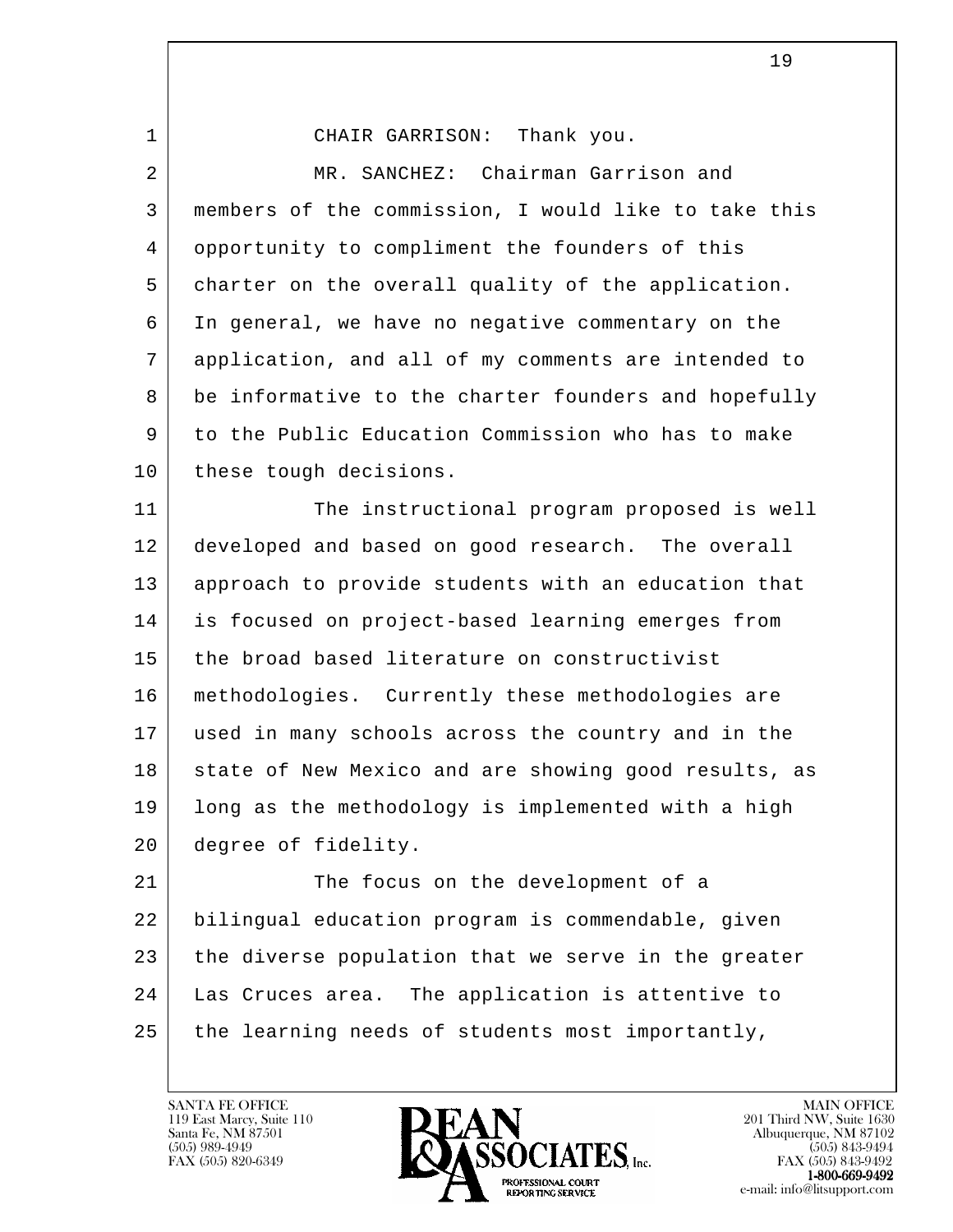CHAIR GARRISON: Thank you.

MR. SANCHEZ: Chairman Garrison and members of the commission, I would like to take this opportunity to compliment the founders of this charter on the overall quality of the application. In general, we have no negative commentary on the application, and all of my comments are intended to be informative to the charter founders and hopefully to the Public Education Commission who has to make these tough decisions.

The instructional program proposed is well developed and based on good research. The overall approach to provide students with an education that is focused on project-based learning emerges from the broad based literature on constructivist methodologies. Currently these methodologies are used in many schools across the country and in the state of New Mexico and are showing good results, as long as the methodology is implemented with a high degree of fidelity.

The focus on the development of a bilingual education program is commendable, given the diverse population that we serve in the greater Las Cruces area. The application is attentive to the learning needs of students most importantly,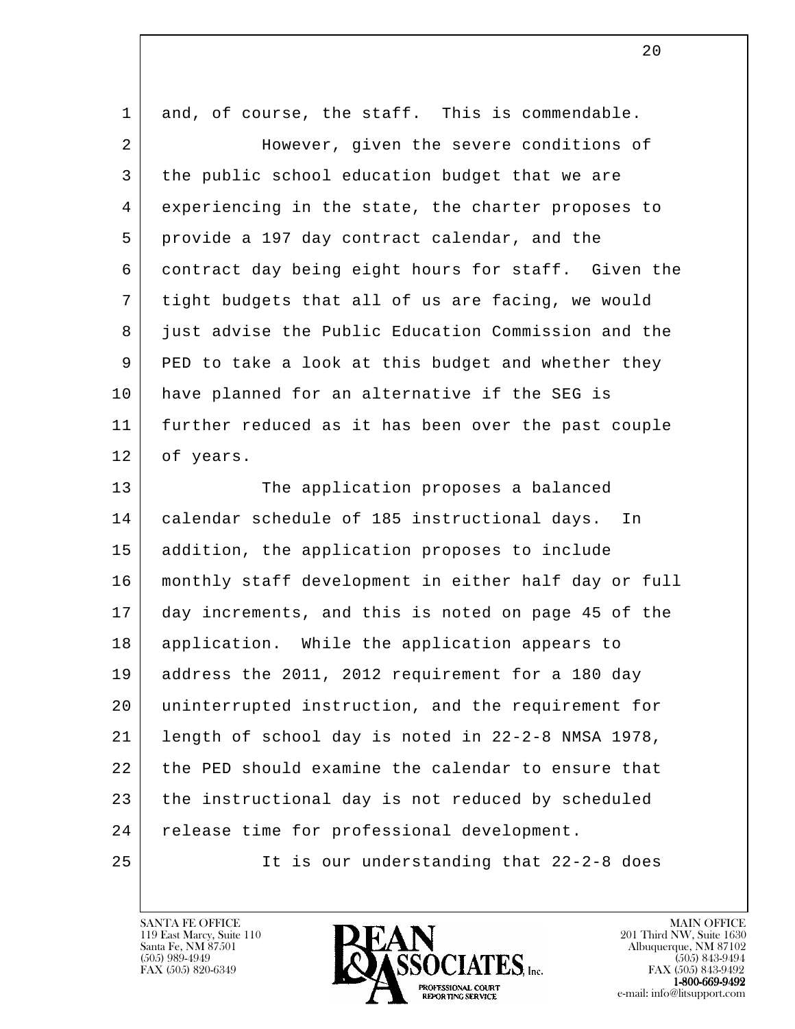and, of course, the staff. This is commendable.

However, given the severe conditions of the public school education budget that we are experiencing in the state, the charter proposes to provide a 197 day contract calendar, and the contract day being eight hours for staff. Given the tight budgets that all of us are facing, we would just advise the Public Education Commission and the PED to take a look at this budget and whether they have planned for an alternative if the SEG is further reduced as it has been over the past couple of years.

The application proposes a balanced calendar schedule of 185 instructional days. In addition, the application proposes to include monthly staff development in either half day or full day increments, and this is noted on page 45 of the application. While the application appears to address the 2011, 2012 requirement for a 180 day uninterrupted instruction, and the requirement for length of school day is noted in 22-2-8 NMSA 1978, the PED should examine the calendar to ensure that the instructional day is not reduced by scheduled release time for professional development.

It is our understanding that 22-2-8 does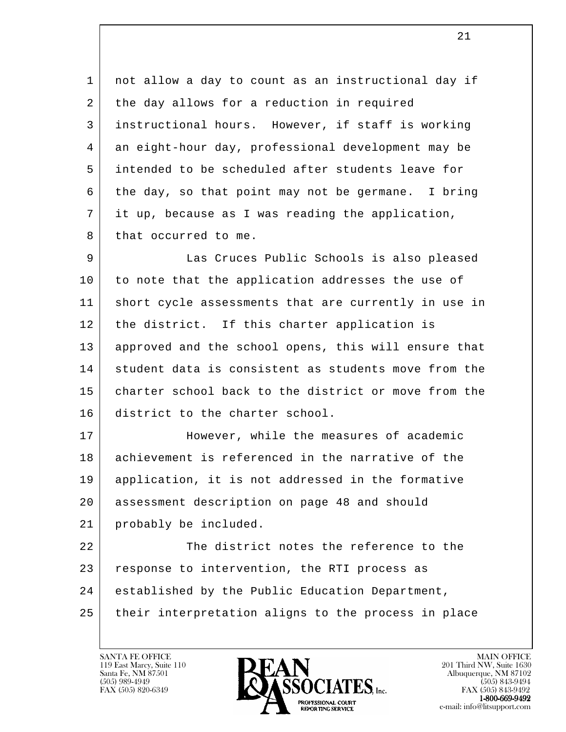not allow a day to count as an instructional day if the day allows for a reduction in required instructional hours. However, if staff is working an eight-hour day, professional development may be intended to be scheduled after students leave for the day, so that point may not be germane. I bring it up, because as I was reading the application, that occurred to me.

Las Cruces Public Schools is also pleased to note that the application addresses the use of short cycle assessments that are currently in use in the district. If this charter application is approved and the school opens, this will ensure that student data is consistent as students move from the charter school back to the district or move from the district to the charter school.

However, while the measures of academic achievement is referenced in the narrative of the application, it is not addressed in the formative assessment description on page 48 and should probably be included.

The district notes the reference to the response to intervention, the RTI process as established by the Public Education Department, their interpretation aligns to the process in place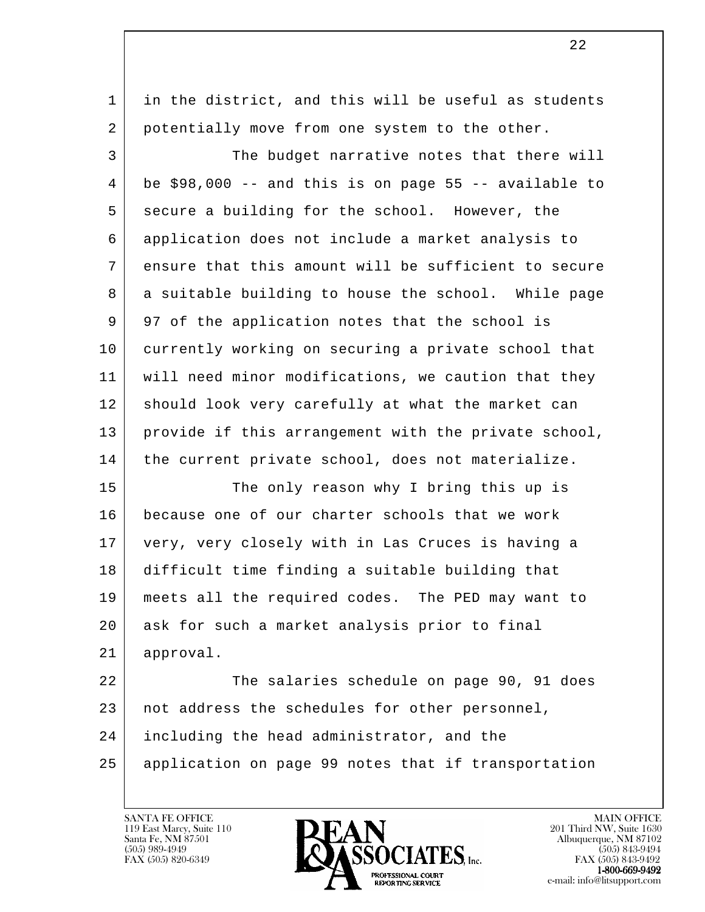in the district, and this will be useful as students potentially move from one system to the other.

The budget narrative notes that there will be $98,000 -- and this is on page 55 -- available to secure a building for the school. However, the application does not include a market analysis to ensure that this amount will be sufficient to secure a suitable building to house the school. While page 97 of the application notes that the school is currently working on securing a private school that will need minor modifications, we caution that they should look very carefully at what the market can provide if this arrangement with the private school, the current private school, does not materialize.

The only reason why I bring this up is because one of our charter schools that we work very, very closely with in Las Cruces is having a difficult time finding a suitable building that meets all the required codes. The PED may want to ask for such a market analysis prior to final approval.

The salaries schedule on page 90, 91 does not address the schedules for other personnel, including the head administrator, and the application on page 99 notes that if transportation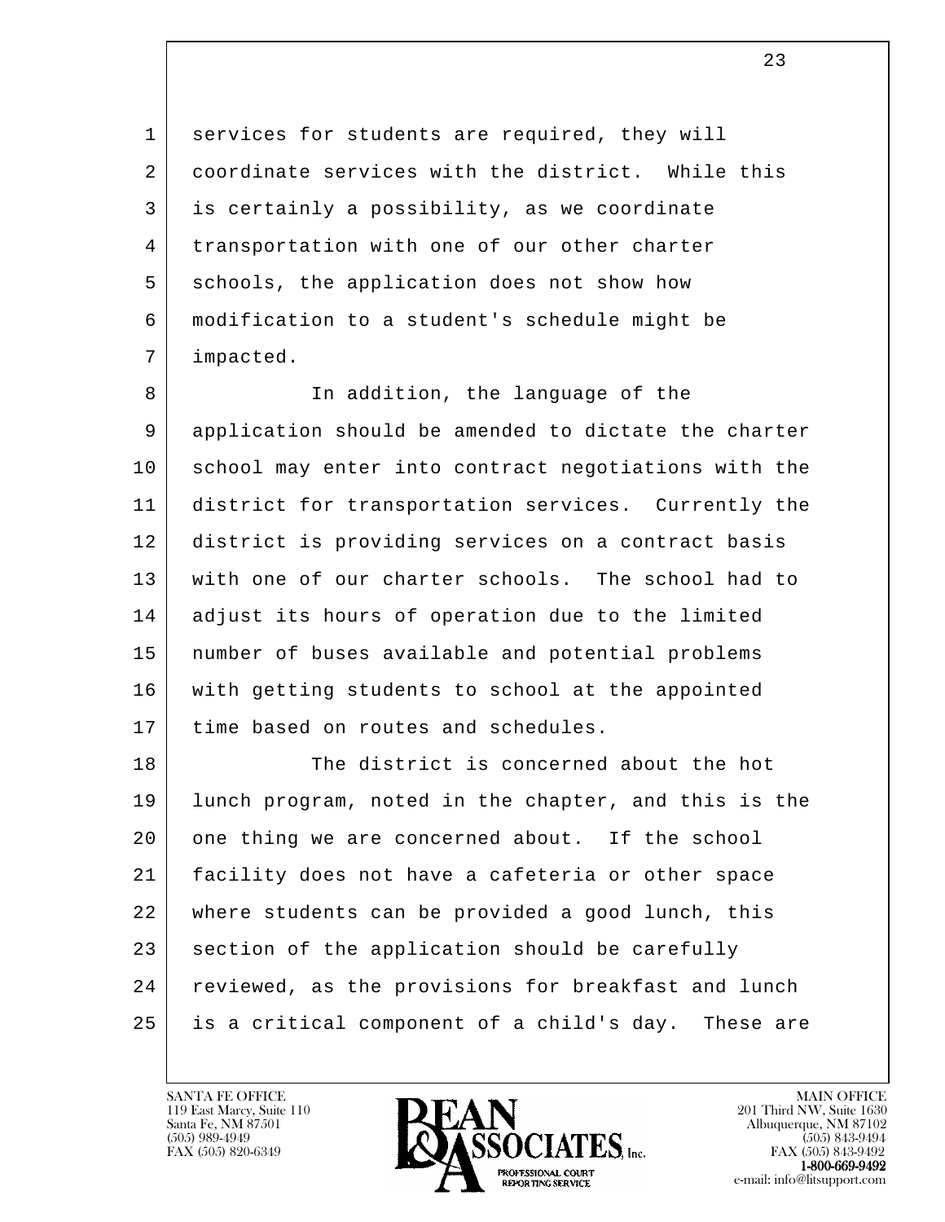services for students are required, they will coordinate services with the district. While this is certainly a possibility, as we coordinate transportation with one of our other charter schools, the application does not show how modification to a student's schedule might be impacted.

In addition, the language of the application should be amended to dictate the charter school may enter into contract negotiations with the district for transportation services. Currently the district is providing services on a contract basis with one of our charter schools. The school had to adjust its hours of operation due to the limited number of buses available and potential problems with getting students to school at the appointed time based on routes and schedules.

The district is concerned about the hot lunch program, noted in the chapter, and this is the one thing we are concerned about. If the school facility does not have a cafeteria or other space where students can be provided a good lunch, this section of the application should be carefully reviewed, as the provisions for breakfast and lunch is a critical component of a child's day. These are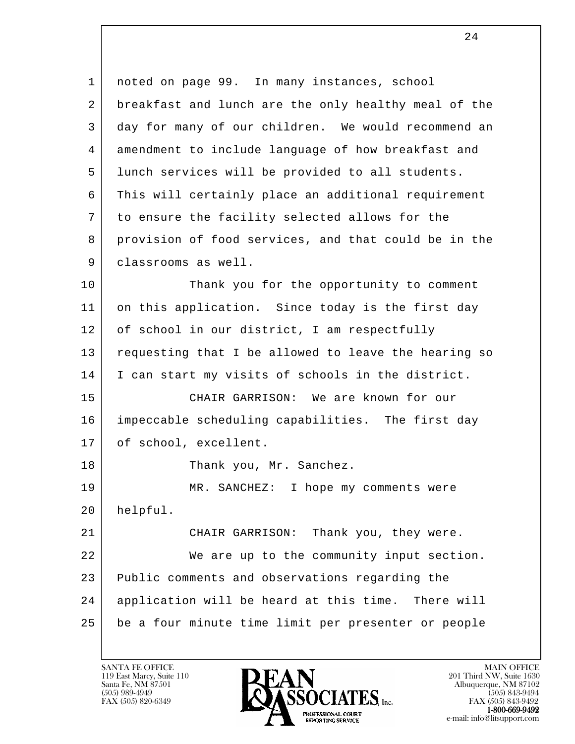noted on page 99. In many instances, school breakfast and lunch are the only healthy meal of the day for many of our children. We would recommend an amendment to include language of how breakfast and lunch services will be provided to all students. This will certainly place an additional requirement to ensure the facility selected allows for the provision of food services, and that could be in the classrooms as well.

Thank you for the opportunity to comment on this application. Since today is the first day of school in our district, I am respectfully requesting that I be allowed to leave the hearing so I can start my visits of schools in the district.

CHAIR GARRISON: We are known for our impeccable scheduling capabilities. The first day of school, excellent.

Thank you, Mr. Sanchez.

MR. SANCHEZ: I hope my comments were helpful.

CHAIR GARRISON: Thank you, they were.

We are up to the community input section. Public comments and observations regarding the application will be heard at this time. There will be a four minute time limit per presenter or people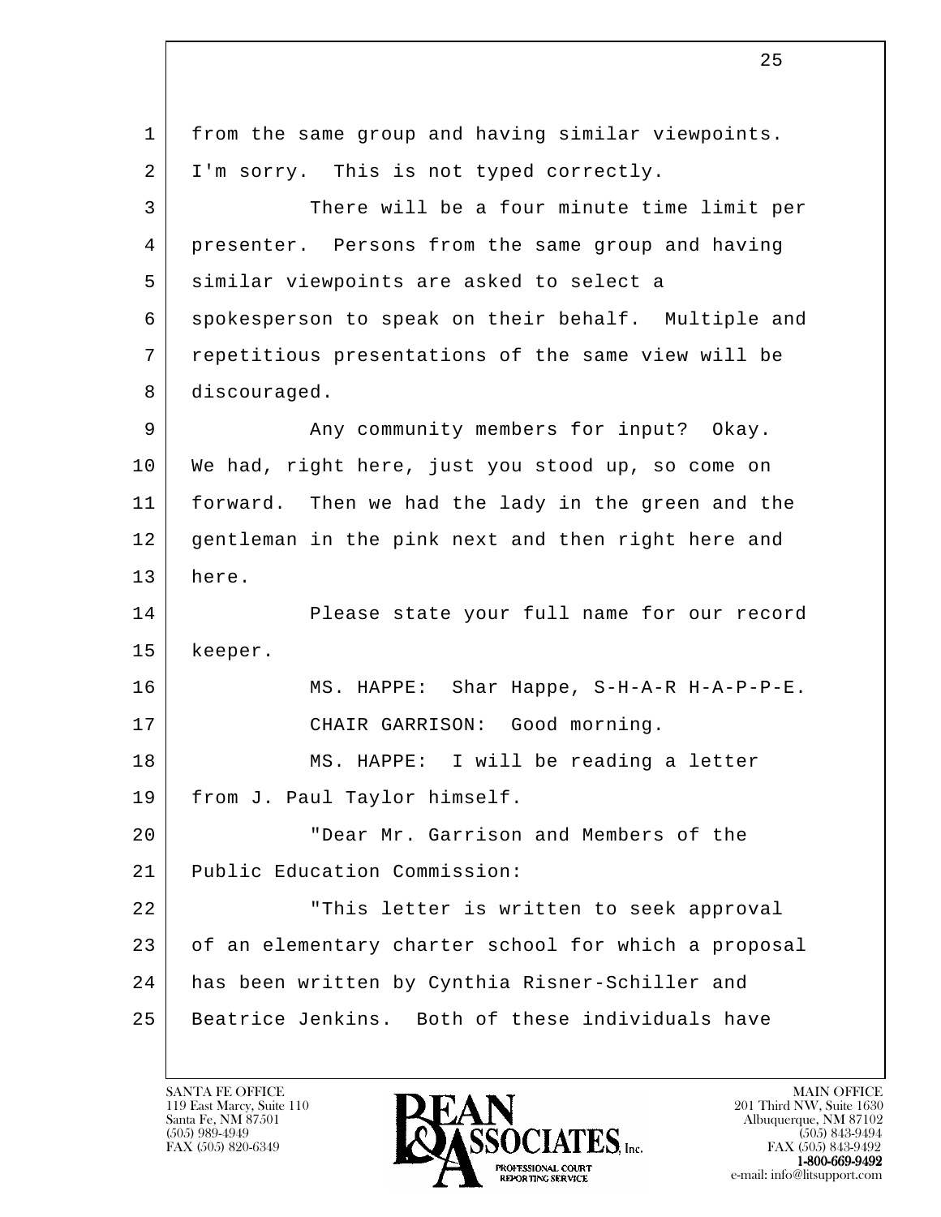from the same group and having similar viewpoints. I'm sorry. This is not typed correctly.

There will be a four minute time limit per presenter. Persons from the same group and having similar viewpoints are asked to select a spokesperson to speak on their behalf. Multiple and repetitious presentations of the same view will be discouraged.

Any community members for input? Okay. We had, right here, just you stood up, so come on forward. Then we had the lady in the green and the gentleman in the pink next and then right here and here.

Please state your full name for our record keeper.

MS. HAPPE: Shar Happe, S-H-A-R H-A-P-P-E.

CHAIR GARRISON: Good morning.

MS. HAPPE: I will be reading a letter from J. Paul Taylor himself.

"Dear Mr. Garrison and Members of the Public Education Commission:

"This letter is written to seek approval of an elementary charter school for which a proposal has been written by Cynthia Risner-Schiller and Beatrice Jenkins. Both of these individuals have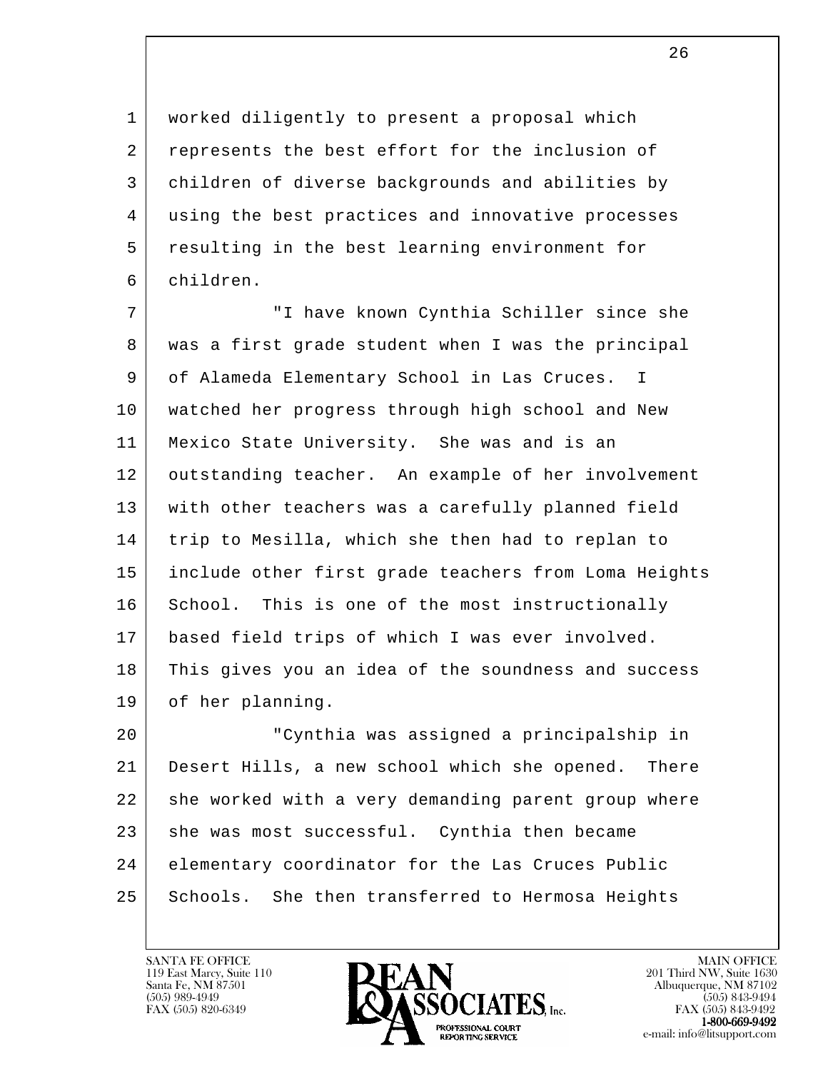worked diligently to present a proposal which represents the best effort for the inclusion of children of diverse backgrounds and abilities by using the best practices and innovative processes resulting in the best learning environment for children.

"I have known Cynthia Schiller since she was a first grade student when I was the principal of Alameda Elementary School in Las Cruces. I watched her progress through high school and New Mexico State University. She was and is an outstanding teacher. An example of her involvement with other teachers was a carefully planned field trip to Mesilla, which she then had to replan to include other first grade teachers from Loma Heights School. This is one of the most instructionally based field trips of which I was ever involved. This gives you an idea of the soundness and success of her planning.

"Cynthia was assigned a principalship in Desert Hills, a new school which she opened. There she worked with a very demanding parent group where she was most successful. Cynthia then became elementary coordinator for the Las Cruces Public Schools. She then transferred to Hermosa Heights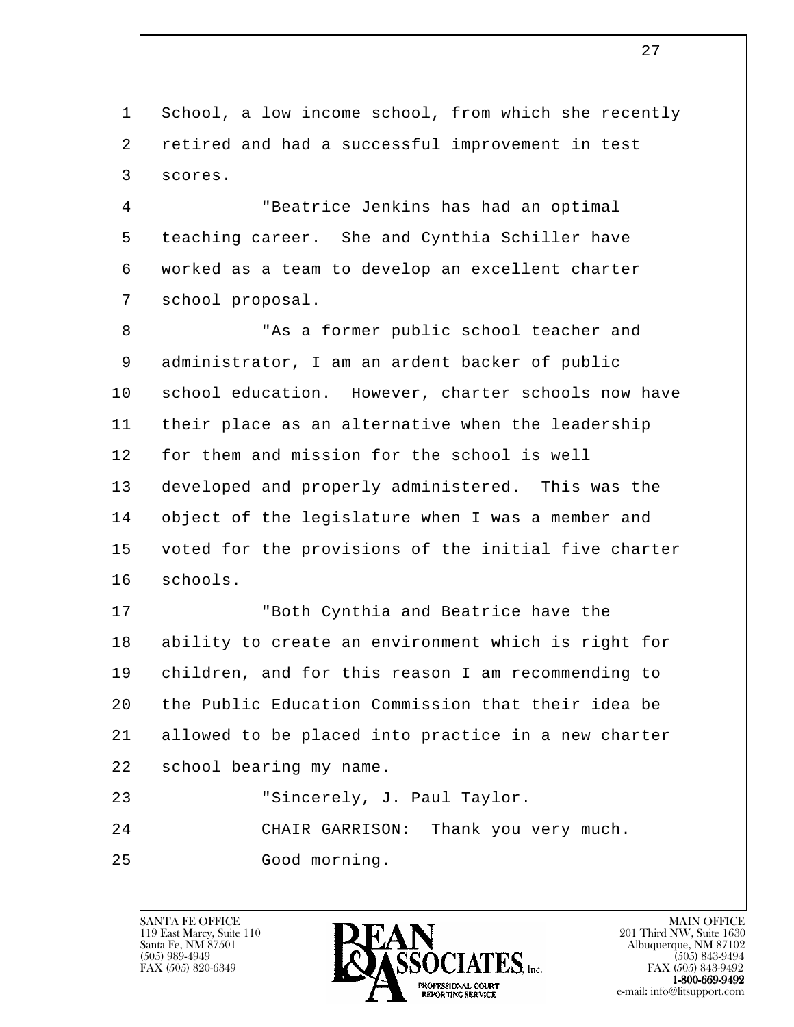School, a low income school, from which she recently retired and had a successful improvement in test scores.

"Beatrice Jenkins has had an optimal teaching career. She and Cynthia Schiller have worked as a team to develop an excellent charter school proposal.

"As a former public school teacher and administrator, I am an ardent backer of public school education. However, charter schools now have their place as an alternative when the leadership for them and mission for the school is well developed and properly administered. This was the object of the legislature when I was a member and voted for the provisions of the initial five charter schools.

"Both Cynthia and Beatrice have the ability to create an environment which is right for children, and for this reason I am recommending to the Public Education Commission that their idea be allowed to be placed into practice in a new charter school bearing my name.

"Sincerely, J. Paul Taylor.

CHAIR GARRISON: Thank you very much.

Good morning.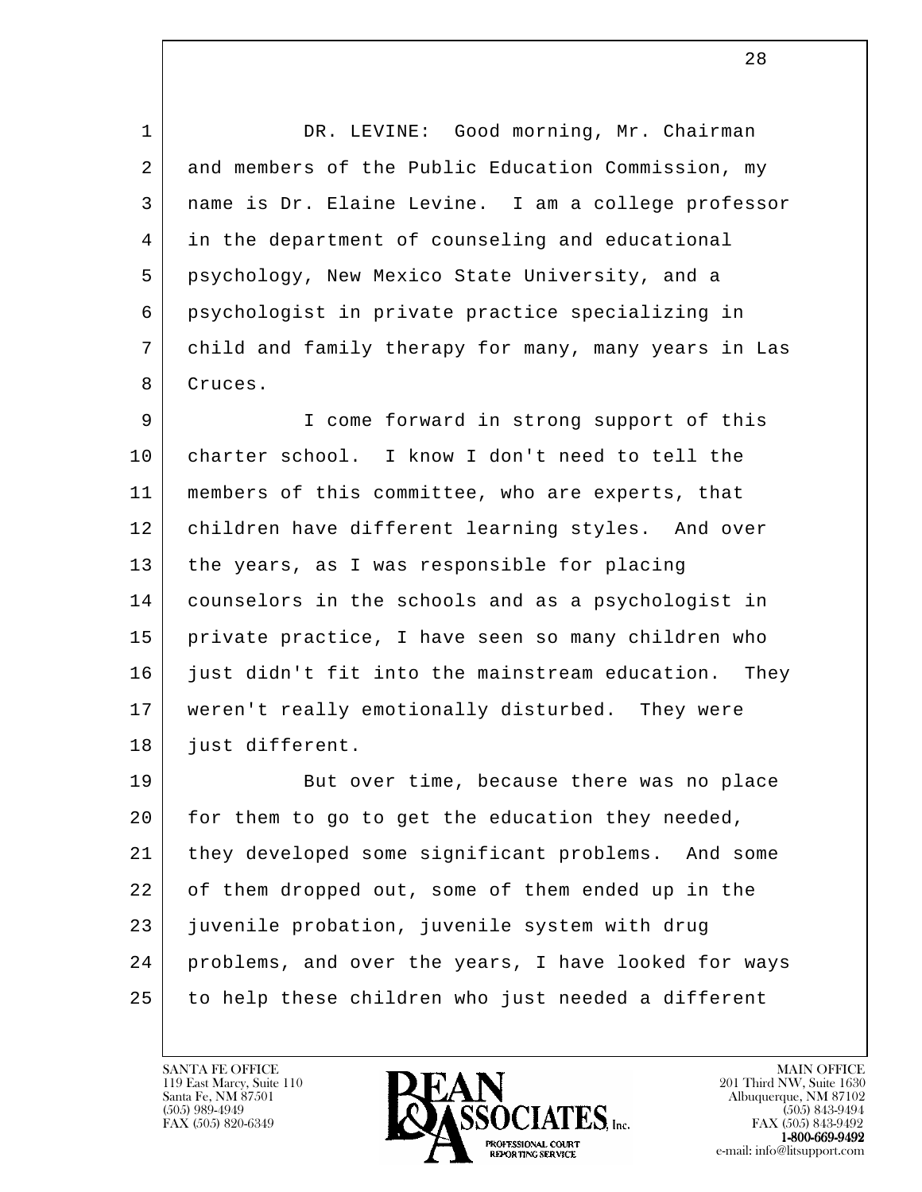DR. LEVINE: Good morning, Mr. Chairman and members of the Public Education Commission, my name is Dr. Elaine Levine. I am a college professor in the department of counseling and educational psychology, New Mexico State University, and a psychologist in private practice specializing in child and family therapy for many, many years in Las Cruces.

I come forward in strong support of this charter school. I know I don't need to tell the members of this committee, who are experts, that children have different learning styles. And over the years, as I was responsible for placing counselors in the schools and as a psychologist in private practice, I have seen so many children who just didn't fit into the mainstream education. They weren't really emotionally disturbed. They were just different.

But over time, because there was no place for them to go to get the education they needed, they developed some significant problems. And some of them dropped out, some of them ended up in the juvenile probation, juvenile system with drug problems, and over the years, I have looked for ways to help these children who just needed a different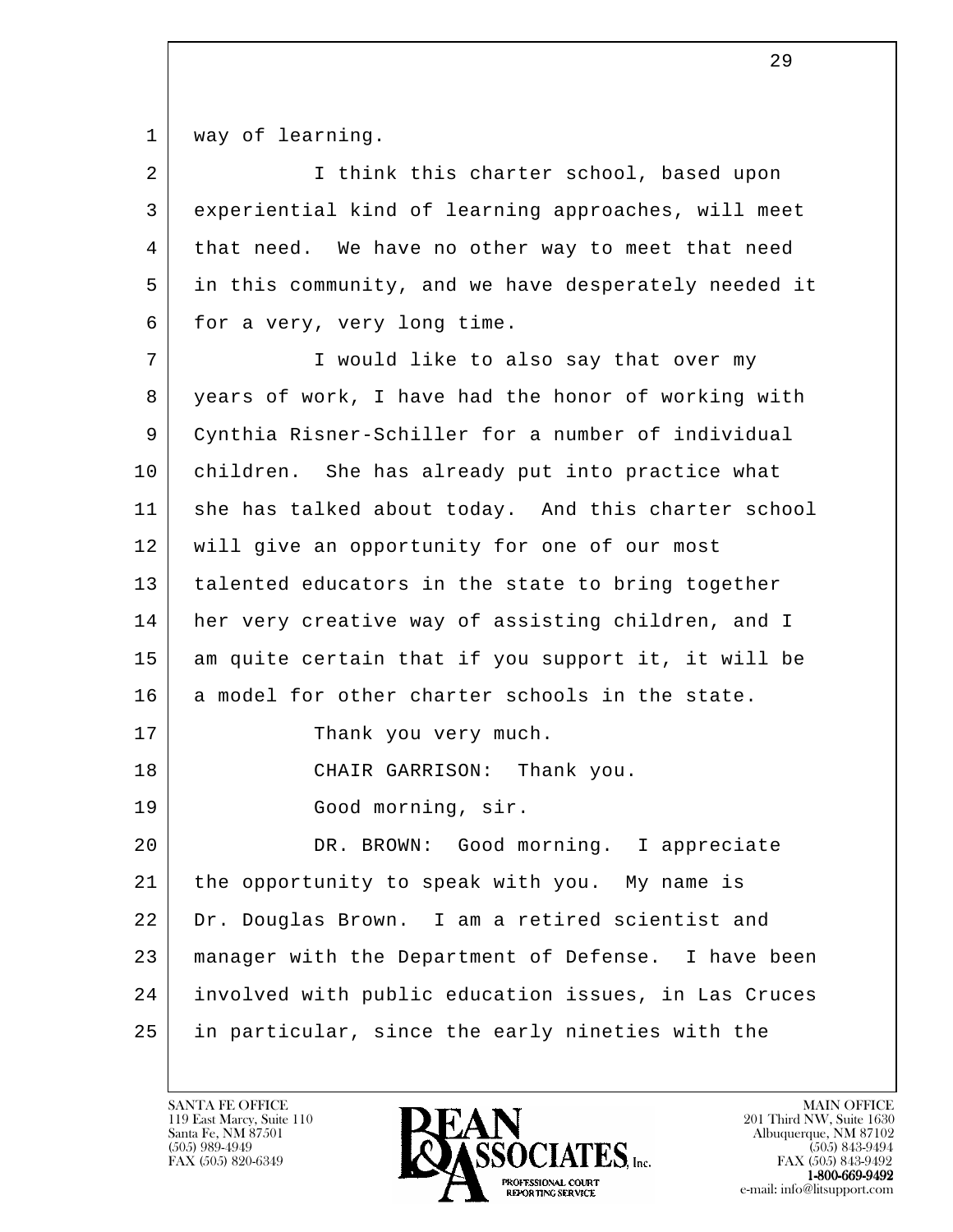way of learning.

I think this charter school, based upon experiential kind of learning approaches, will meet that need. We have no other way to meet that need in this community, and we have desperately needed it for a very, very long time.

I would like to also say that over my years of work, I have had the honor of working with Cynthia Risner-Schiller for a number of individual children. She has already put into practice what she has talked about today. And this charter school will give an opportunity for one of our most talented educators in the state to bring together her very creative way of assisting children, and I am quite certain that if you support it, it will be a model for other charter schools in the state.

Thank you very much.

CHAIR GARRISON: Thank you.

Good morning, sir.

DR. BROWN: Good morning. I appreciate the opportunity to speak with you. My name is Dr. Douglas Brown. I am a retired scientist and manager with the Department of Defense. I have been involved with public education issues, in Las Cruces in particular, since the early nineties with the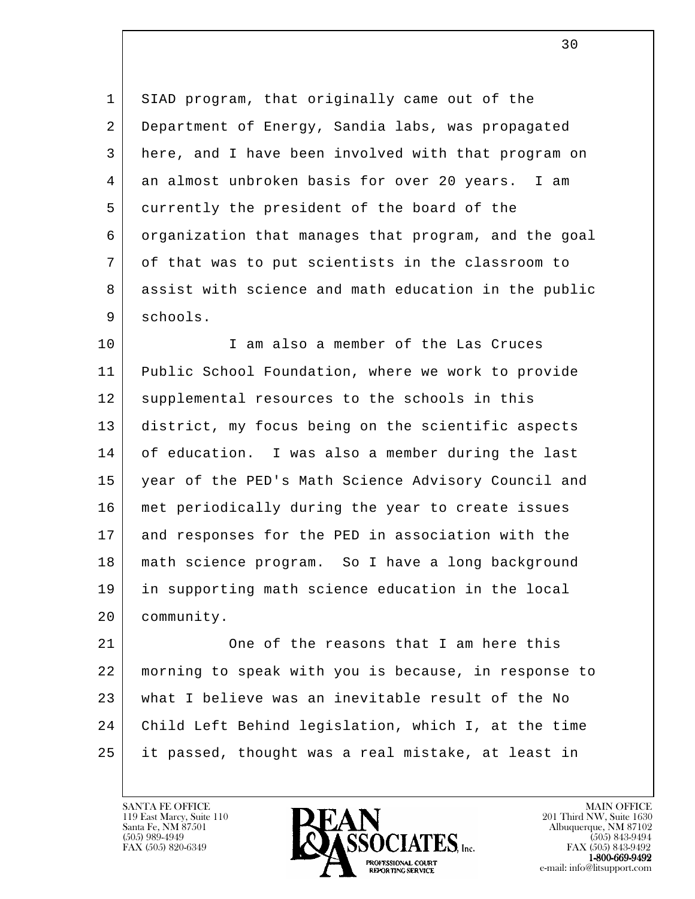SIAD program, that originally came out of the Department of Energy, Sandia labs, was propagated here, and I have been involved with that program on an almost unbroken basis for over 20 years. I am currently the president of the board of the organization that manages that program, and the goal of that was to put scientists in the classroom to assist with science and math education in the public schools.

I am also a member of the Las Cruces Public School Foundation, where we work to provide supplemental resources to the schools in this district, my focus being on the scientific aspects of education. I was also a member during the last year of the PED's Math Science Advisory Council and met periodically during the year to create issues and responses for the PED in association with the math science program. So I have a long background in supporting math science education in the local community.

One of the reasons that I am here this morning to speak with you is because, in response to what I believe was an inevitable result of the No Child Left Behind legislation, which I, at the time it passed, thought was a real mistake, at least in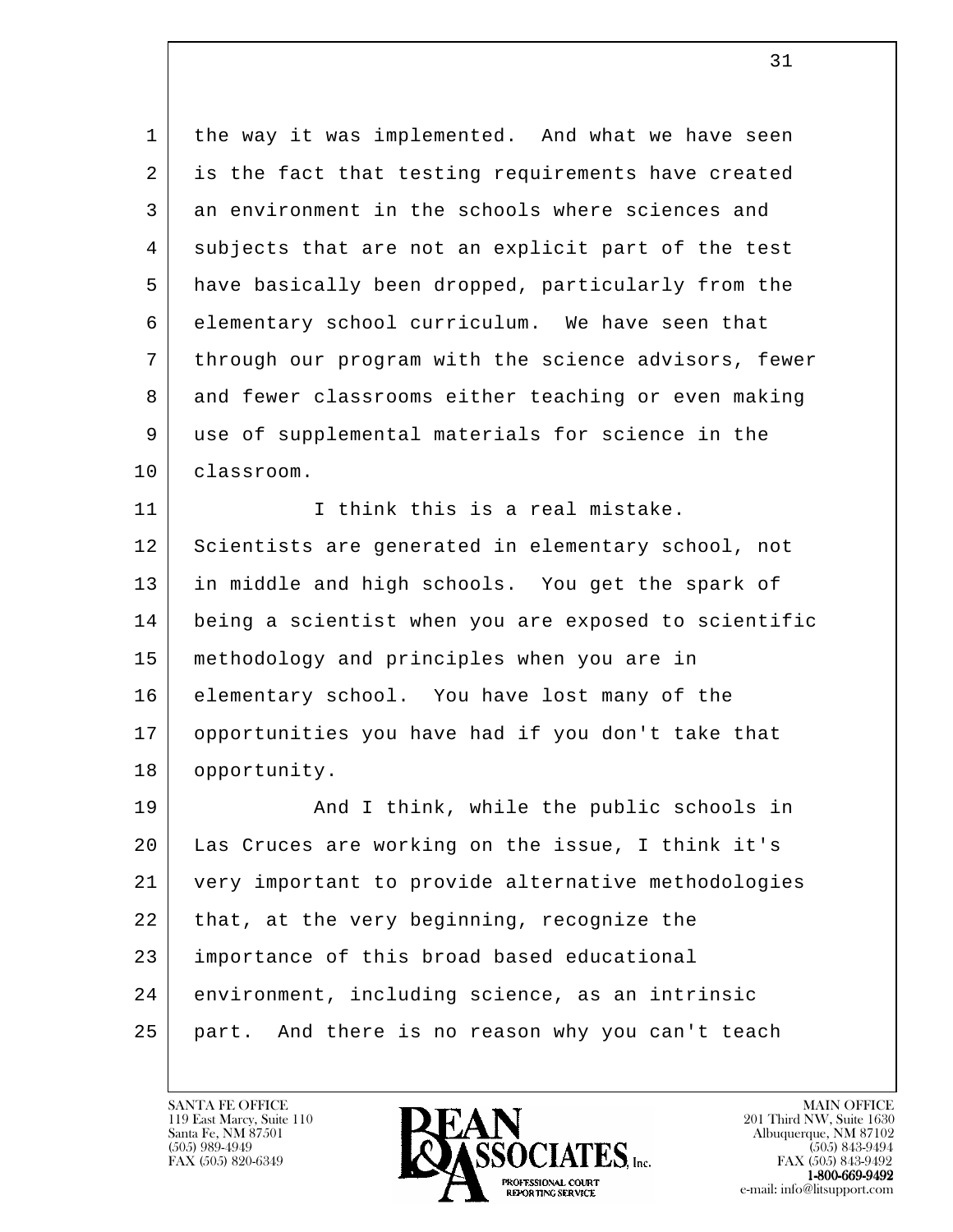1 the way it was implemented. And what we have seen
2 is the fact that testing requirements have created
3 an environment in the schools where sciences and
4 subjects that are not an explicit part of the test
5 have basically been dropped, particularly from the
6 elementary school curriculum. We have seen that
7 through our program with the science advisors, fewer
8 and fewer classrooms either teaching or even making
9 use of supplemental materials for science in the
10 classroom.

11 I think this is a real mistake.
12 Scientists are generated in elementary school, not
13 in middle and high schools. You get the spark of
14 being a scientist when you are exposed to scientific
15 methodology and principles when you are in
16 elementary school. You have lost many of the
17 opportunities you have had if you don't take that
18 opportunity.

19 And I think, while the public schools in
20 Las Cruces are working on the issue, I think it's
21 very important to provide alternative methodologies
22 that, at the very beginning, recognize the
23 importance of this broad based educational
24 environment, including science, as an intrinsic
25 part. And there is no reason why you can't teach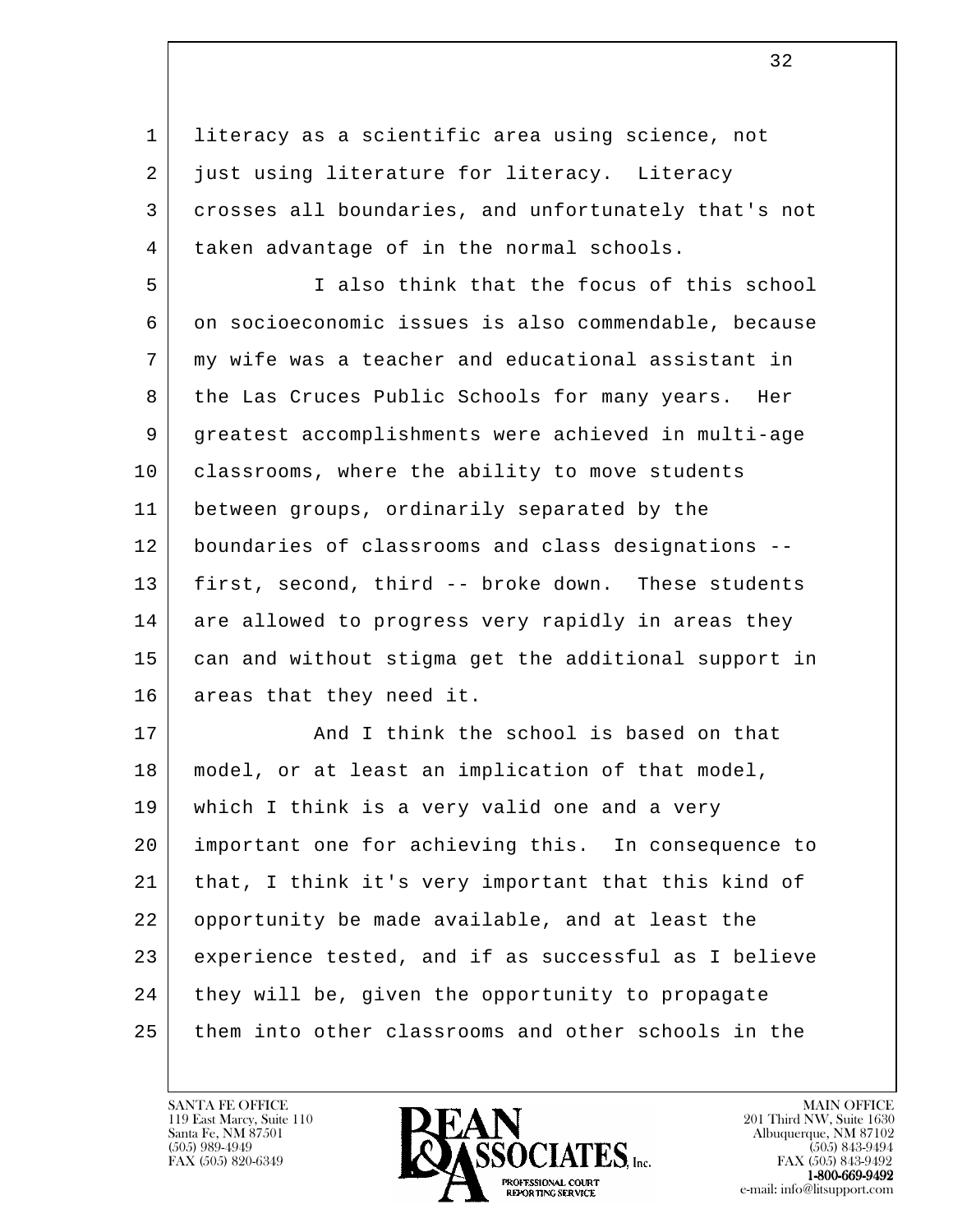literacy as a scientific area using science, not just using literature for literacy. Literacy crosses all boundaries, and unfortunately that's not taken advantage of in the normal schools.

I also think that the focus of this school on socioeconomic issues is also commendable, because my wife was a teacher and educational assistant in the Las Cruces Public Schools for many years. Her greatest accomplishments were achieved in multi-age classrooms, where the ability to move students between groups, ordinarily separated by the boundaries of classrooms and class designations -- first, second, third -- broke down. These students are allowed to progress very rapidly in areas they can and without stigma get the additional support in areas that they need it.

And I think the school is based on that model, or at least an implication of that model, which I think is a very valid one and a very important one for achieving this. In consequence to that, I think it's very important that this kind of opportunity be made available, and at least the experience tested, and if as successful as I believe they will be, given the opportunity to propagate them into other classrooms and other schools in the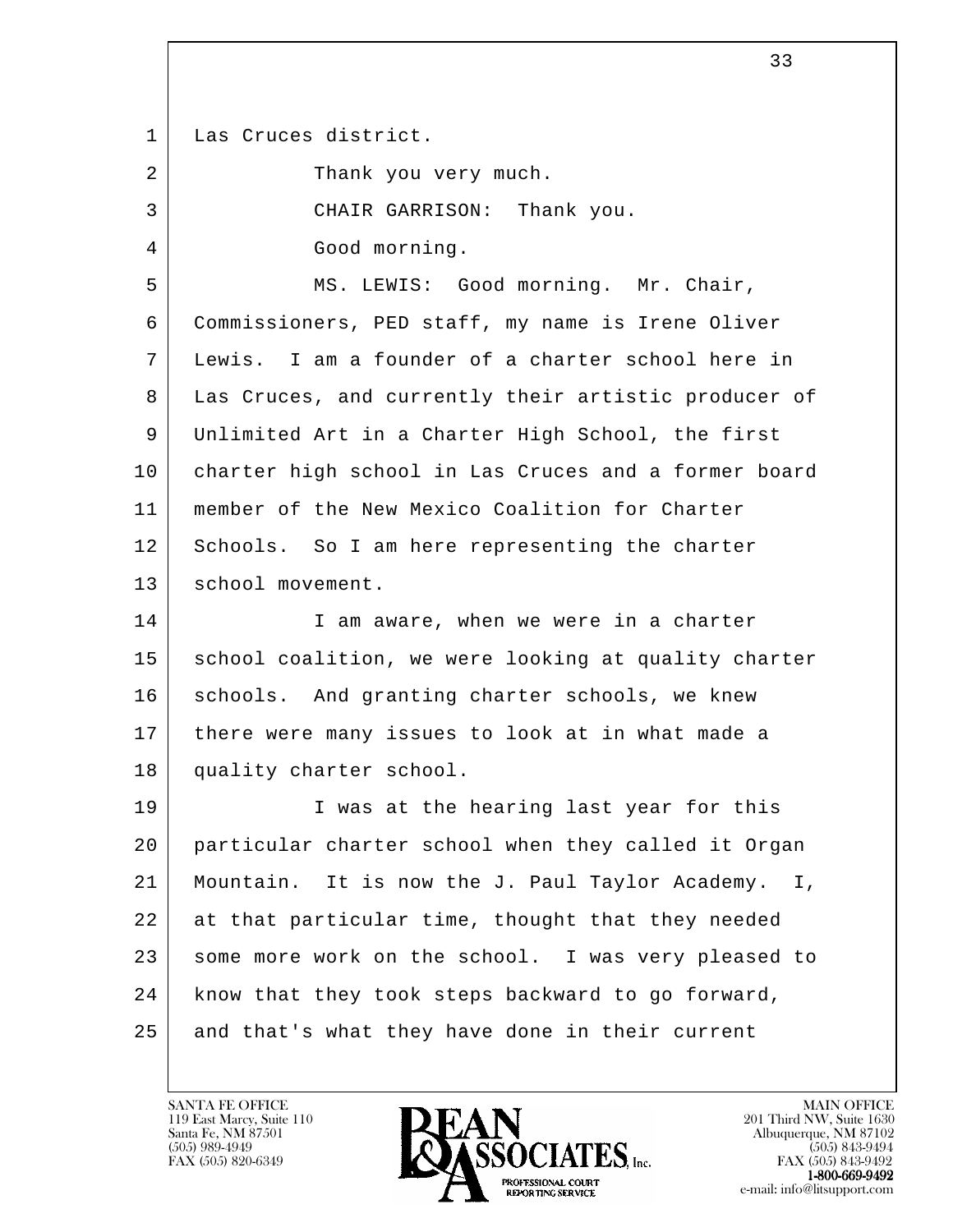Las Cruces district.

Thank you very much.

CHAIR GARRISON: Thank you.

Good morning.

MS. LEWIS: Good morning. Mr. Chair, Commissioners, PED staff, my name is Irene Oliver Lewis. I am a founder of a charter school here in Las Cruces, and currently their artistic producer of Unlimited Art in a Charter High School, the first charter high school in Las Cruces and a former board member of the New Mexico Coalition for Charter Schools. So I am here representing the charter school movement.

I am aware, when we were in a charter school coalition, we were looking at quality charter schools. And granting charter schools, we knew there were many issues to look at in what made a quality charter school.

I was at the hearing last year for this particular charter school when they called it Organ Mountain. It is now the J. Paul Taylor Academy. I, at that particular time, thought that they needed some more work on the school. I was very pleased to know that they took steps backward to go forward, and that's what they have done in their current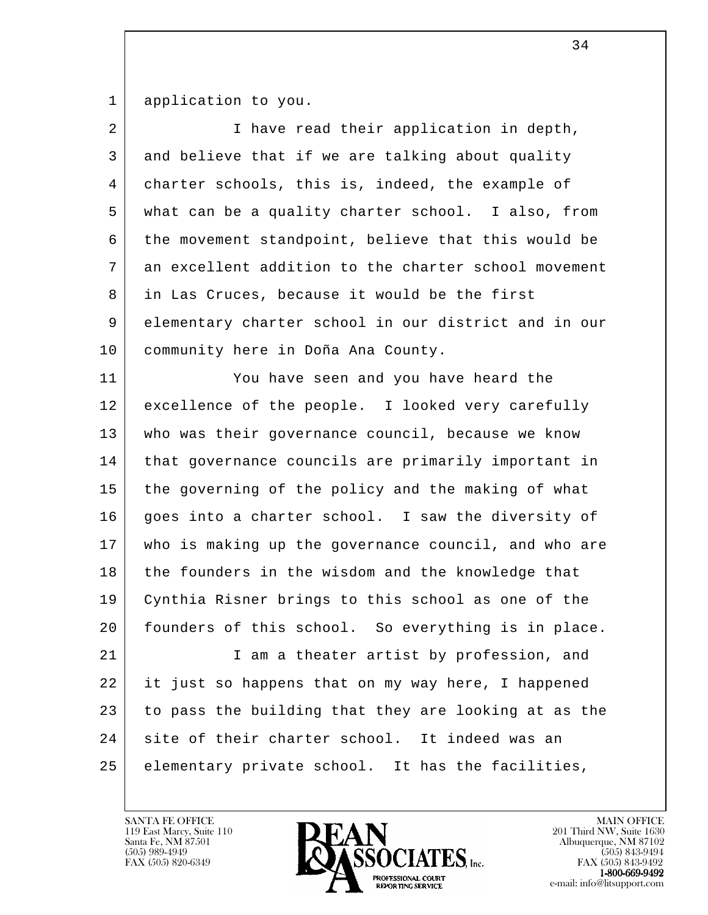application to you.

I have read their application in depth, and believe that if we are talking about quality charter schools, this is, indeed, the example of what can be a quality charter school. I also, from the movement standpoint, believe that this would be an excellent addition to the charter school movement in Las Cruces, because it would be the first elementary charter school in our district and in our community here in Doña Ana County.

You have seen and you have heard the excellence of the people. I looked very carefully who was their governance council, because we know that governance councils are primarily important in the governing of the policy and the making of what goes into a charter school. I saw the diversity of who is making up the governance council, and who are the founders in the wisdom and the knowledge that Cynthia Risner brings to this school as one of the founders of this school. So everything is in place.

I am a theater artist by profession, and it just so happens that on my way here, I happened to pass the building that they are looking at as the site of their charter school. It indeed was an elementary private school. It has the facilities,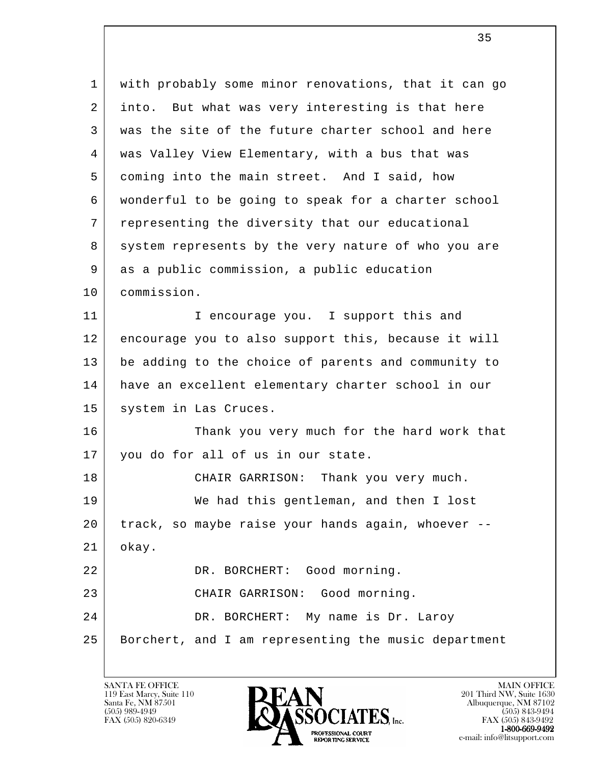with probably some minor renovations, that it can go into. But what was very interesting is that here was the site of the future charter school and here was Valley View Elementary, with a bus that was coming into the main street. And I said, how wonderful to be going to speak for a charter school representing the diversity that our educational system represents by the very nature of who you are as a public commission, a public education commission.

I encourage you. I support this and encourage you to also support this, because it will be adding to the choice of parents and community to have an excellent elementary charter school in our system in Las Cruces.

Thank you very much for the hard work that you do for all of us in our state.

CHAIR GARRISON: Thank you very much.

We had this gentleman, and then I lost track, so maybe raise your hands again, whoever -- okay.

DR. BORCHERT: Good morning.

CHAIR GARRISON: Good morning.

DR. BORCHERT: My name is Dr. Laroy Borchert, and I am representing the music department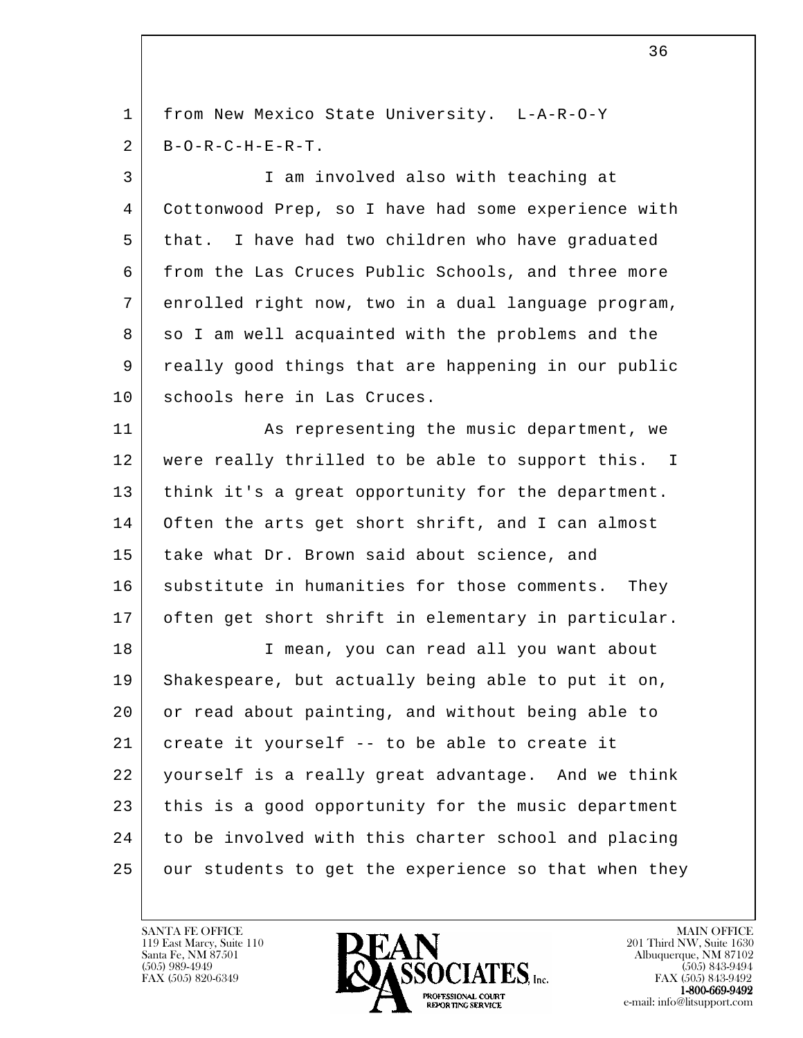from New Mexico State University. L-A-R-O-Y B-O-R-C-H-E-R-T.

I am involved also with teaching at Cottonwood Prep, so I have had some experience with that. I have had two children who have graduated from the Las Cruces Public Schools, and three more enrolled right now, two in a dual language program, so I am well acquainted with the problems and the really good things that are happening in our public schools here in Las Cruces.

As representing the music department, we were really thrilled to be able to support this. I think it's a great opportunity for the department. Often the arts get short shrift, and I can almost take what Dr. Brown said about science, and substitute in humanities for those comments. They often get short shrift in elementary in particular.

I mean, you can read all you want about Shakespeare, but actually being able to put it on, or read about painting, and without being able to create it yourself -- to be able to create it yourself is a really great advantage. And we think this is a good opportunity for the music department to be involved with this charter school and placing our students to get the experience so that when they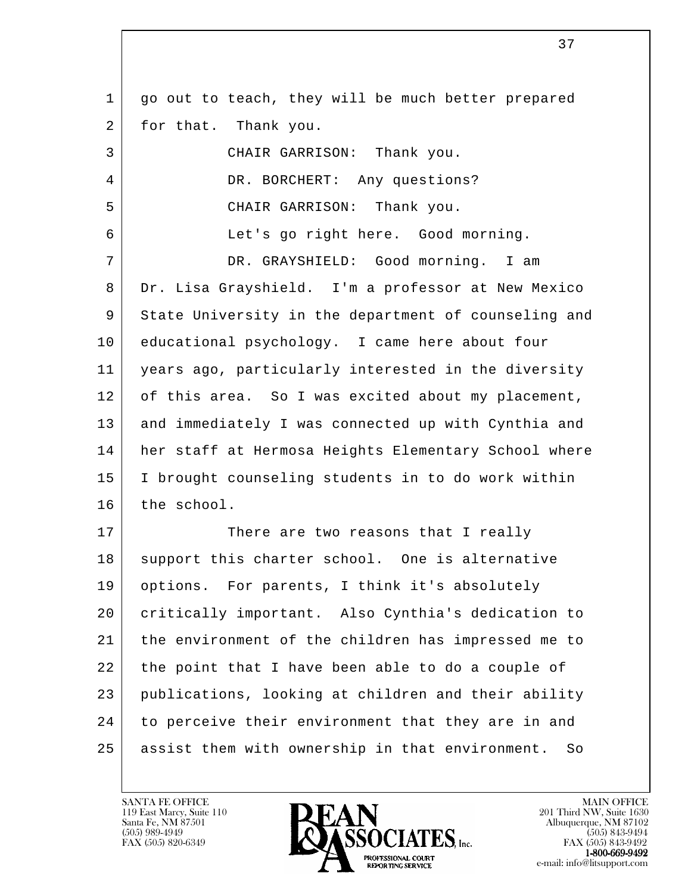go out to teach, they will be much better prepared for that. Thank you.

CHAIR GARRISON: Thank you.

DR. BORCHERT: Any questions?

CHAIR GARRISON: Thank you.

Let's go right here. Good morning.

DR. GRAYSHIELD: Good morning. I am Dr. Lisa Grayshield. I'm a professor at New Mexico State University in the department of counseling and educational psychology. I came here about four years ago, particularly interested in the diversity of this area. So I was excited about my placement, and immediately I was connected up with Cynthia and her staff at Hermosa Heights Elementary School where I brought counseling students in to do work within the school.

There are two reasons that I really support this charter school. One is alternative options. For parents, I think it's absolutely critically important. Also Cynthia's dedication to the environment of the children has impressed me to the point that I have been able to do a couple of publications, looking at children and their ability to perceive their environment that they are in and assist them with ownership in that environment. So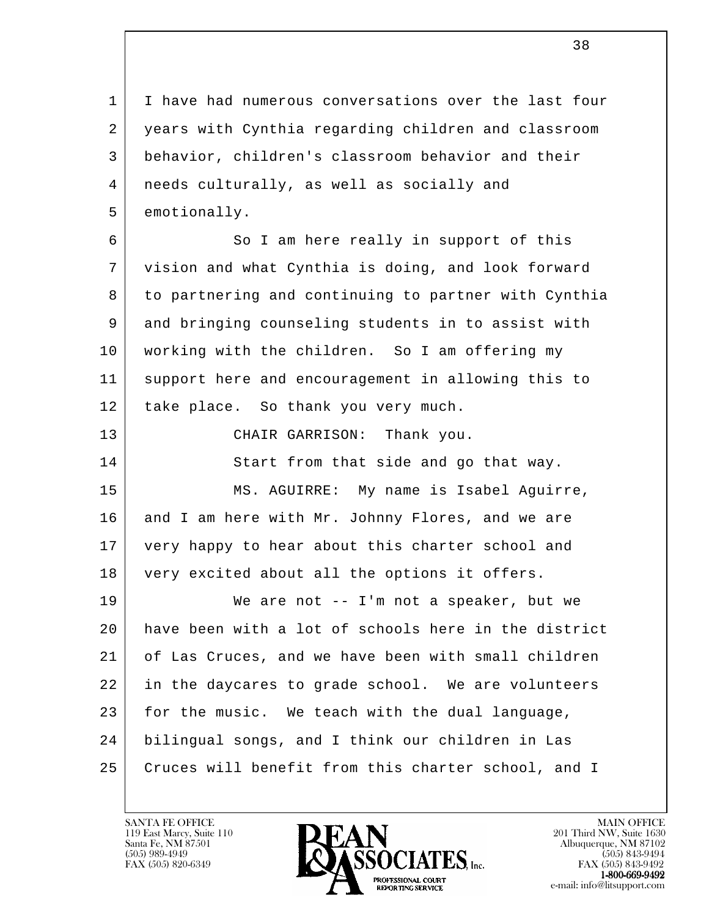I have had numerous conversations over the last four years with Cynthia regarding children and classroom behavior, children's classroom behavior and their needs culturally, as well as socially and emotionally.

So I am here really in support of this vision and what Cynthia is doing, and look forward to partnering and continuing to partner with Cynthia and bringing counseling students in to assist with working with the children. So I am offering my support here and encouragement in allowing this to take place. So thank you very much.

CHAIR GARRISON: Thank you.

Start from that side and go that way.

MS. AGUIRRE: My name is Isabel Aguirre, and I am here with Mr. Johnny Flores, and we are very happy to hear about this charter school and very excited about all the options it offers.

We are not -- I'm not a speaker, but we have been with a lot of schools here in the district of Las Cruces, and we have been with small children in the daycares to grade school. We are volunteers for the music. We teach with the dual language, bilingual songs, and I think our children in Las Cruces will benefit from this charter school, and I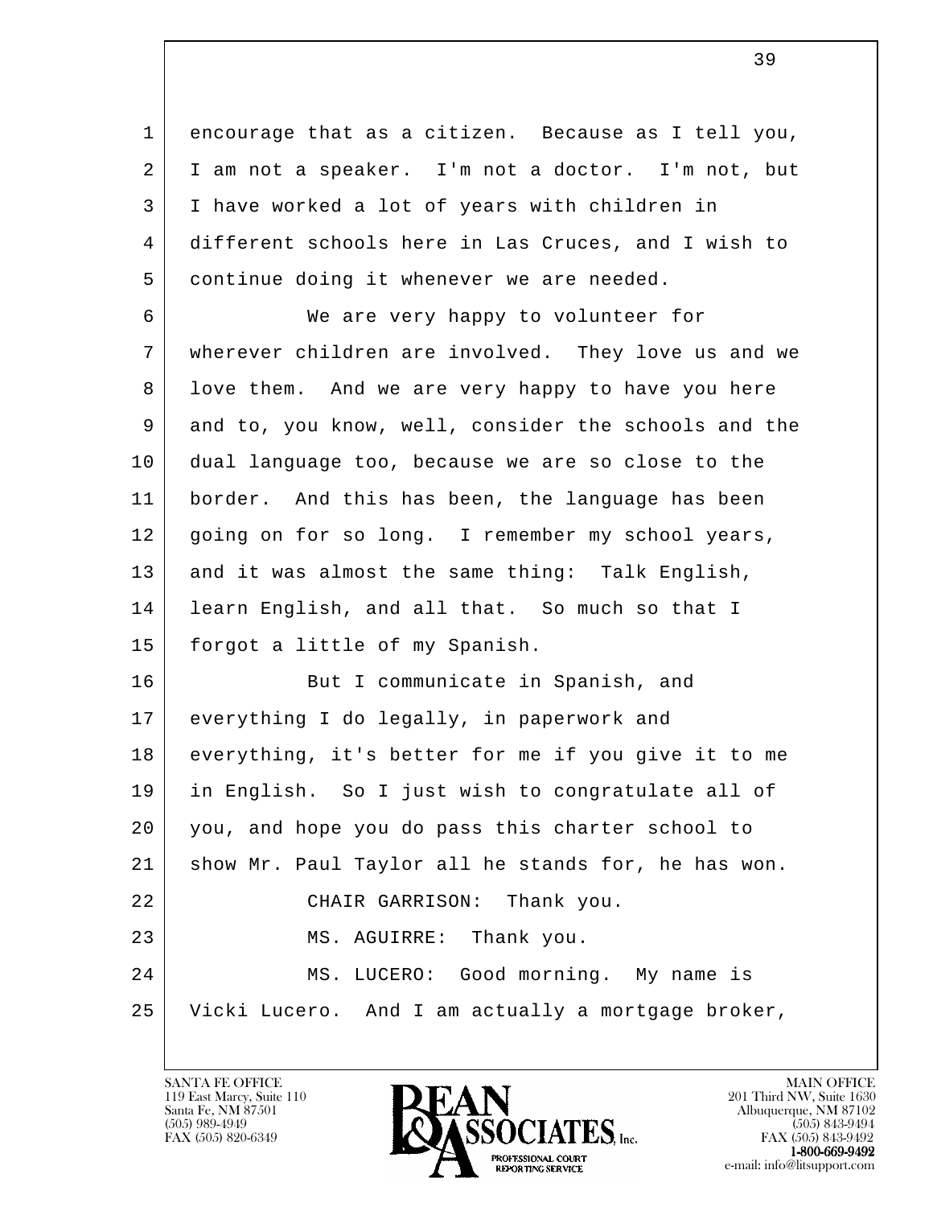encourage that as a citizen. Because as I tell you, I am not a speaker. I'm not a doctor. I'm not, but I have worked a lot of years with children in different schools here in Las Cruces, and I wish to continue doing it whenever we are needed.

We are very happy to volunteer for wherever children are involved. They love us and we love them. And we are very happy to have you here and to, you know, well, consider the schools and the dual language too, because we are so close to the border. And this has been, the language has been going on for so long. I remember my school years, and it was almost the same thing: Talk English, learn English, and all that. So much so that I forgot a little of my Spanish.

But I communicate in Spanish, and everything I do legally, in paperwork and everything, it's better for me if you give it to me in English. So I just wish to congratulate all of you, and hope you do pass this charter school to show Mr. Paul Taylor all he stands for, he has won.

CHAIR GARRISON: Thank you.

MS. AGUIRRE: Thank you.

MS. LUCERO: Good morning. My name is Vicki Lucero. And I am actually a mortgage broker,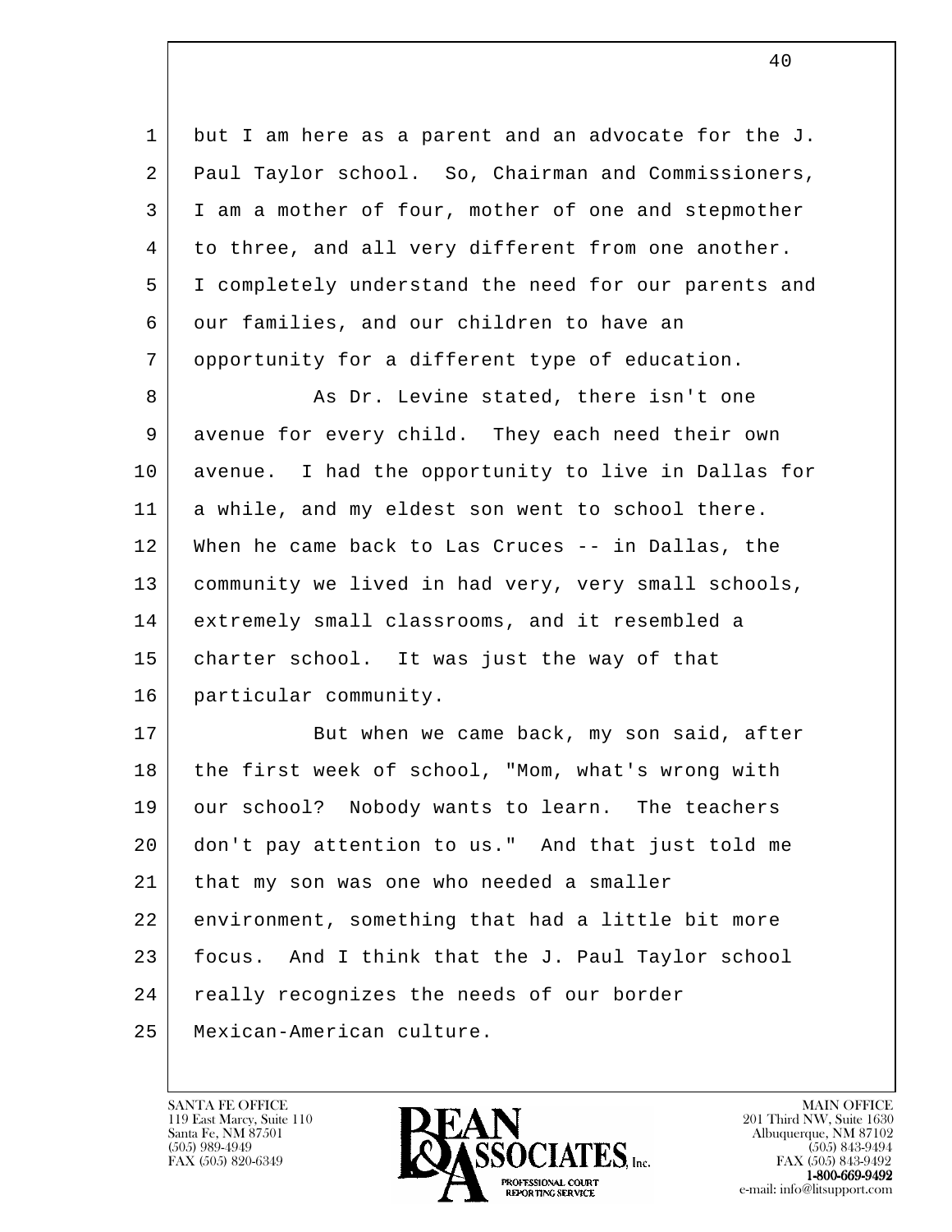but I am here as a parent and an advocate for the J. Paul Taylor school. So, Chairman and Commissioners, I am a mother of four, mother of one and stepmother to three, and all very different from one another. I completely understand the need for our parents and our families, and our children to have an opportunity for a different type of education.

As Dr. Levine stated, there isn't one avenue for every child. They each need their own avenue. I had the opportunity to live in Dallas for a while, and my eldest son went to school there. When he came back to Las Cruces -- in Dallas, the community we lived in had very, very small schools, extremely small classrooms, and it resembled a charter school. It was just the way of that particular community.

But when we came back, my son said, after the first week of school, "Mom, what's wrong with our school? Nobody wants to learn. The teachers don't pay attention to us." And that just told me that my son was one who needed a smaller environment, something that had a little bit more focus. And I think that the J. Paul Taylor school really recognizes the needs of our border Mexican-American culture.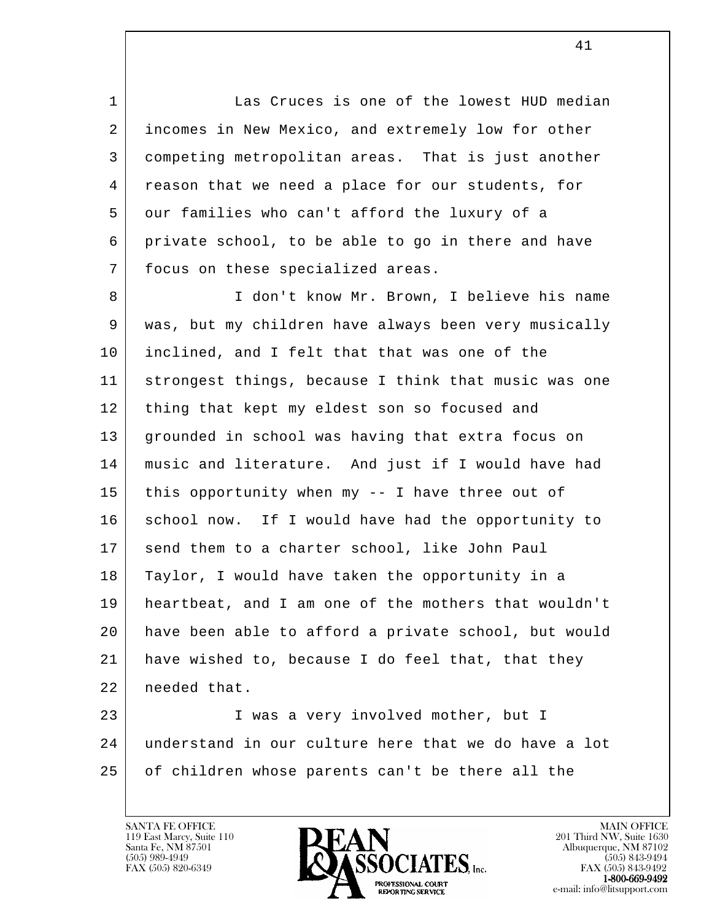Las Cruces is one of the lowest HUD median incomes in New Mexico, and extremely low for other competing metropolitan areas. That is just another reason that we need a place for our students, for our families who can't afford the luxury of a private school, to be able to go in there and have focus on these specialized areas.

I don't know Mr. Brown, I believe his name was, but my children have always been very musically inclined, and I felt that that was one of the strongest things, because I think that music was one thing that kept my eldest son so focused and grounded in school was having that extra focus on music and literature. And just if I would have had this opportunity when my -- I have three out of school now. If I would have had the opportunity to send them to a charter school, like John Paul Taylor, I would have taken the opportunity in a heartbeat, and I am one of the mothers that wouldn't have been able to afford a private school, but would have wished to, because I do feel that, that they needed that.

I was a very involved mother, but I understand in our culture here that we do have a lot of children whose parents can't be there all the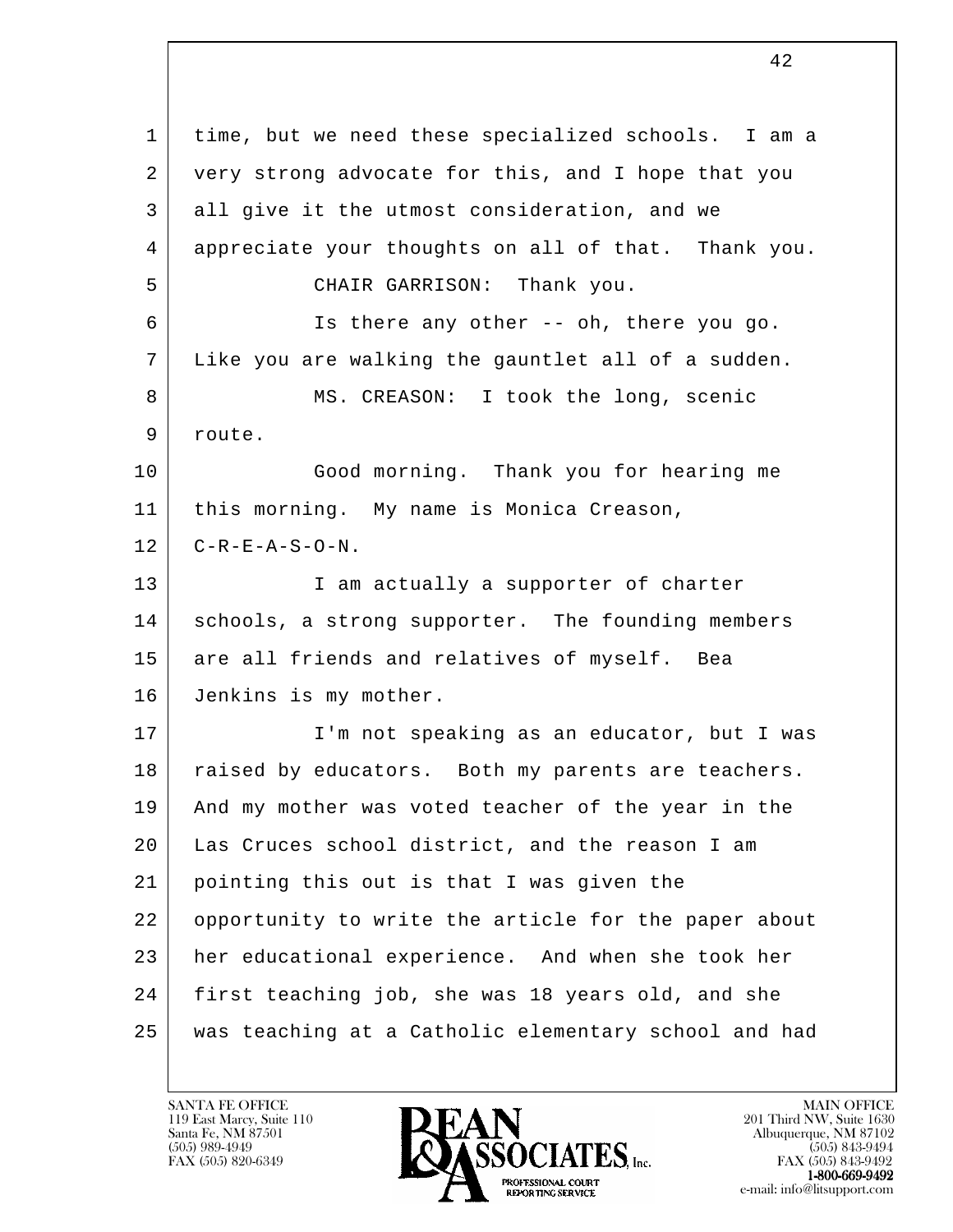1 time, but we need these specialized schools. I am a
2 very strong advocate for this, and I hope that you
3 all give it the utmost consideration, and we
4 appreciate your thoughts on all of that. Thank you.
5 CHAIR GARRISON: Thank you.
6 Is there any other -- oh, there you go.
7 Like you are walking the gauntlet all of a sudden.
8 MS. CREASON: I took the long, scenic
9 route.
10 Good morning. Thank you for hearing me
11 this morning. My name is Monica Creason,
12 C-R-E-A-S-O-N.
13 I am actually a supporter of charter
14 schools, a strong supporter. The founding members
15 are all friends and relatives of myself. Bea
16 Jenkins is my mother.
17 I'm not speaking as an educator, but I was
18 raised by educators. Both my parents are teachers.
19 And my mother was voted teacher of the year in the
20 Las Cruces school district, and the reason I am
21 pointing this out is that I was given the
22 opportunity to write the article for the paper about
23 her educational experience. And when she took her
24 first teaching job, she was 18 years old, and she
25 was teaching at a Catholic elementary school and had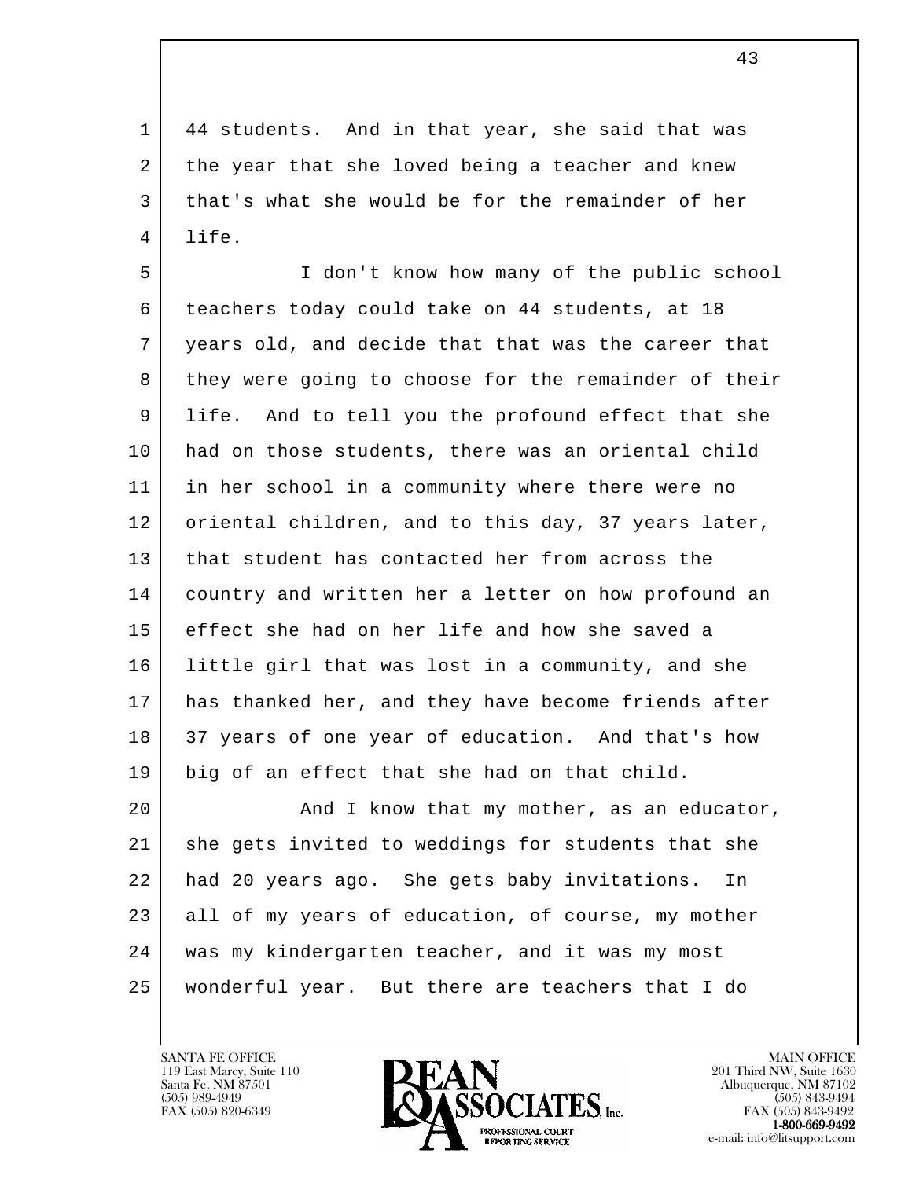44 students. And in that year, she said that was the year that she loved being a teacher and knew that's what she would be for the remainder of her life.

I don't know how many of the public school teachers today could take on 44 students, at 18 years old, and decide that that was the career that they were going to choose for the remainder of their life. And to tell you the profound effect that she had on those students, there was an oriental child in her school in a community where there were no oriental children, and to this day, 37 years later, that student has contacted her from across the country and written her a letter on how profound an effect she had on her life and how she saved a little girl that was lost in a community, and she has thanked her, and they have become friends after 37 years of one year of education. And that's how big of an effect that she had on that child.

And I know that my mother, as an educator, she gets invited to weddings for students that she had 20 years ago. She gets baby invitations. In all of my years of education, of course, my mother was my kindergarten teacher, and it was my most wonderful year. But there are teachers that I do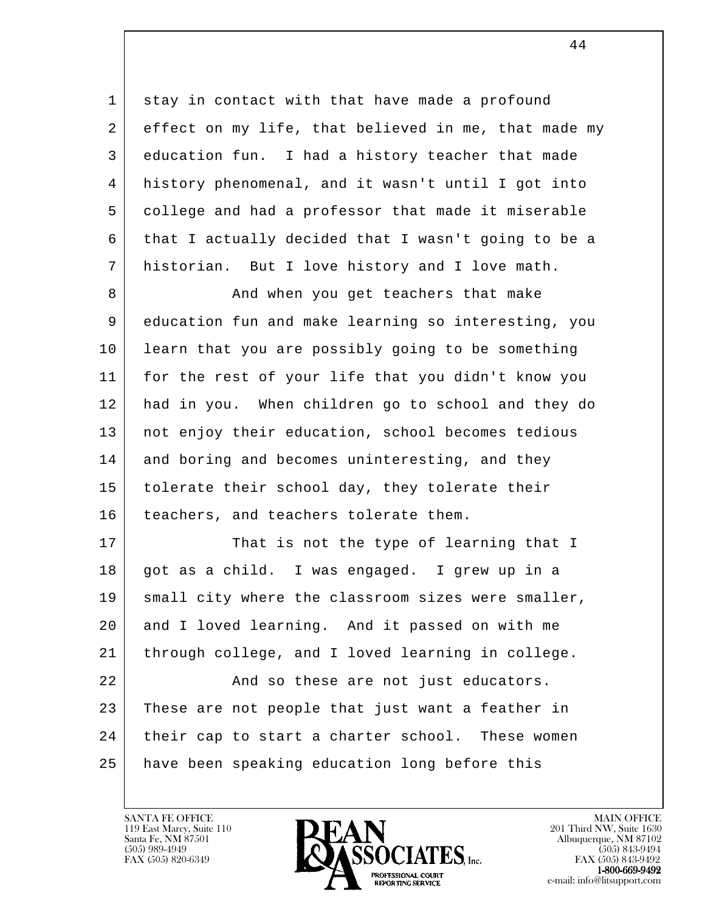stay in contact with that have made a profound effect on my life, that believed in me, that made my education fun. I had a history teacher that made history phenomenal, and it wasn't until I got into college and had a professor that made it miserable that I actually decided that I wasn't going to be a historian. But I love history and I love math.

And when you get teachers that make education fun and make learning so interesting, you learn that you are possibly going to be something for the rest of your life that you didn't know you had in you. When children go to school and they do not enjoy their education, school becomes tedious and boring and becomes uninteresting, and they tolerate their school day, they tolerate their teachers, and teachers tolerate them.

That is not the type of learning that I got as a child. I was engaged. I grew up in a small city where the classroom sizes were smaller, and I loved learning. And it passed on with me through college, and I loved learning in college.

And so these are not just educators. These are not people that just want a feather in their cap to start a charter school. These women have been speaking education long before this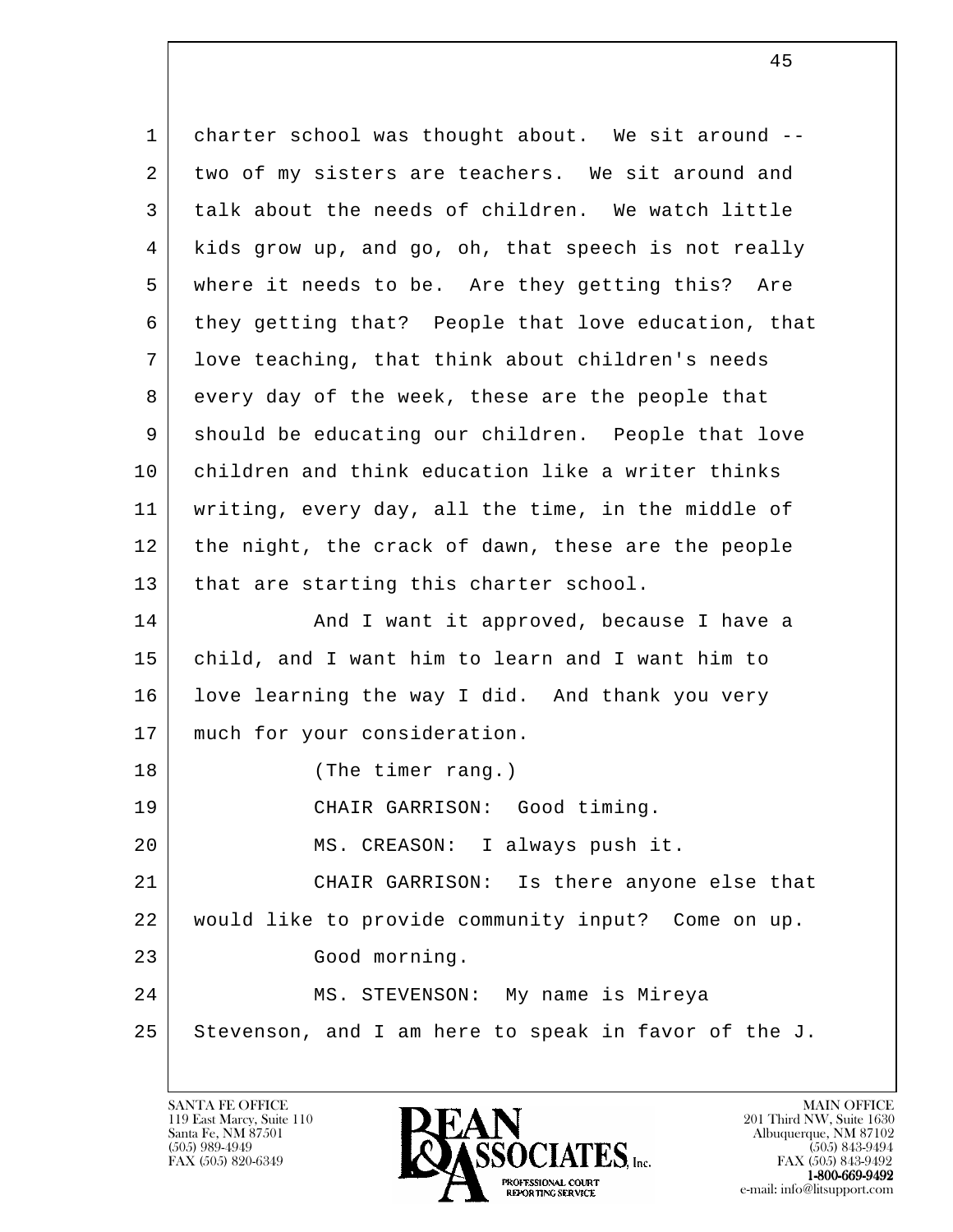1 charter school was thought about. We sit around --
2 two of my sisters are teachers. We sit around and
3 talk about the needs of children. We watch little
4 kids grow up, and go, oh, that speech is not really
5 where it needs to be. Are they getting this? Are
6 they getting that? People that love education, that
7 love teaching, that think about children's needs
8 every day of the week, these are the people that
9 should be educating our children. People that love
10 children and think education like a writer thinks
11 writing, every day, all the time, in the middle of
12 the night, the crack of dawn, these are the people
13 that are starting this charter school.
14 And I want it approved, because I have a
15 child, and I want him to learn and I want him to
16 love learning the way I did. And thank you very
17 much for your consideration.
18 (The timer rang.)
19 CHAIR GARRISON: Good timing.
20 MS. CREASON: I always push it.
21 CHAIR GARRISON: Is there anyone else that
22 would like to provide community input? Come on up.
23 Good morning.
24 MS. STEVENSON: My name is Mireya
25 Stevenson, and I am here to speak in favor of the J.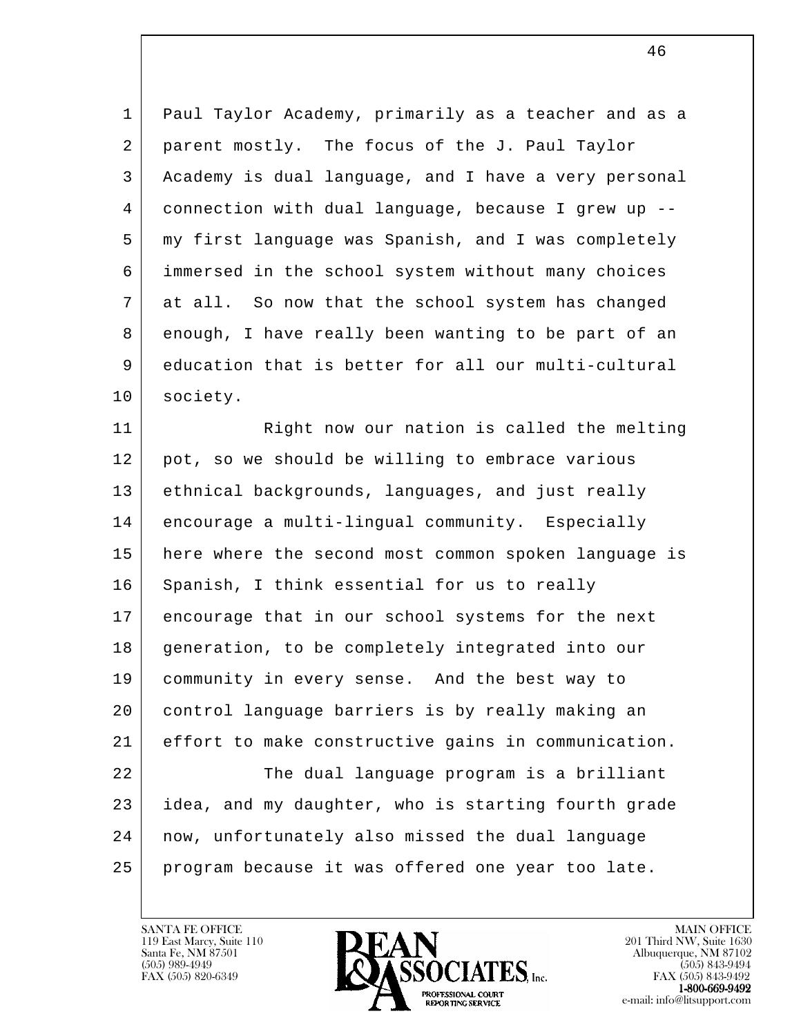Paul Taylor Academy, primarily as a teacher and as a parent mostly. The focus of the J. Paul Taylor Academy is dual language, and I have a very personal connection with dual language, because I grew up -- my first language was Spanish, and I was completely immersed in the school system without many choices at all. So now that the school system has changed enough, I have really been wanting to be part of an education that is better for all our multi-cultural society.

Right now our nation is called the melting pot, so we should be willing to embrace various ethnical backgrounds, languages, and just really encourage a multi-lingual community. Especially here where the second most common spoken language is Spanish, I think essential for us to really encourage that in our school systems for the next generation, to be completely integrated into our community in every sense. And the best way to control language barriers is by really making an effort to make constructive gains in communication.

The dual language program is a brilliant idea, and my daughter, who is starting fourth grade now, unfortunately also missed the dual language program because it was offered one year too late.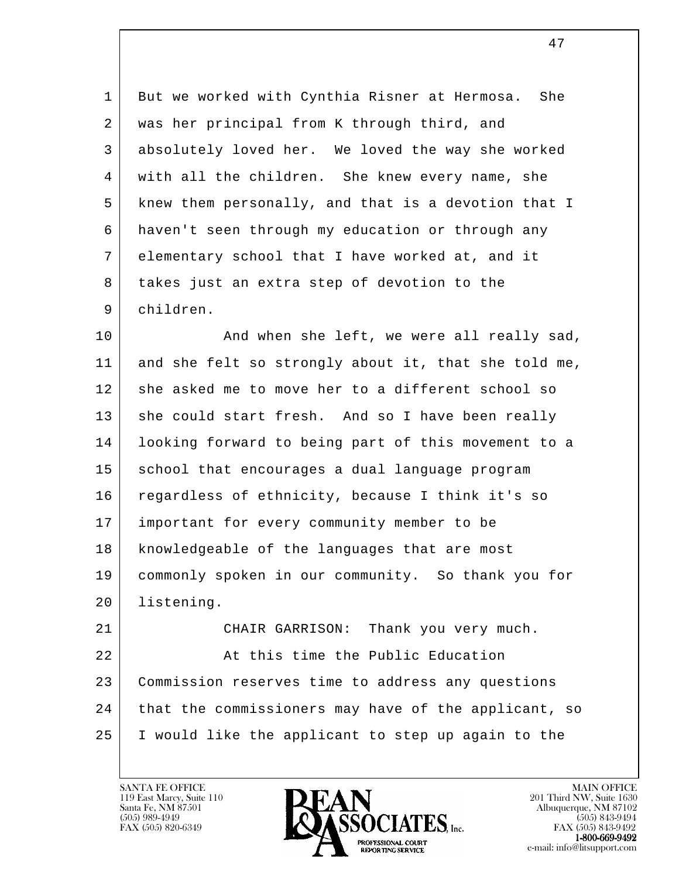1 But we worked with Cynthia Risner at Hermosa. She
2 was her principal from K through third, and
3 absolutely loved her. We loved the way she worked
4 with all the children. She knew every name, she
5 knew them personally, and that is a devotion that I
6 haven't seen through my education or through any
7 elementary school that I have worked at, and it
8 takes just an extra step of devotion to the
9 children.

10 And when she left, we were all really sad,
11 and she felt so strongly about it, that she told me,
12 she asked me to move her to a different school so
13 she could start fresh. And so I have been really
14 looking forward to being part of this movement to a
15 school that encourages a dual language program
16 regardless of ethnicity, because I think it's so
17 important for every community member to be
18 knowledgeable of the languages that are most
19 commonly spoken in our community. So thank you for
20 listening.

21 CHAIR GARRISON: Thank you very much.

22 At this time the Public Education
23 Commission reserves time to address any questions
24 that the commissioners may have of the applicant, so
25 I would like the applicant to step up again to the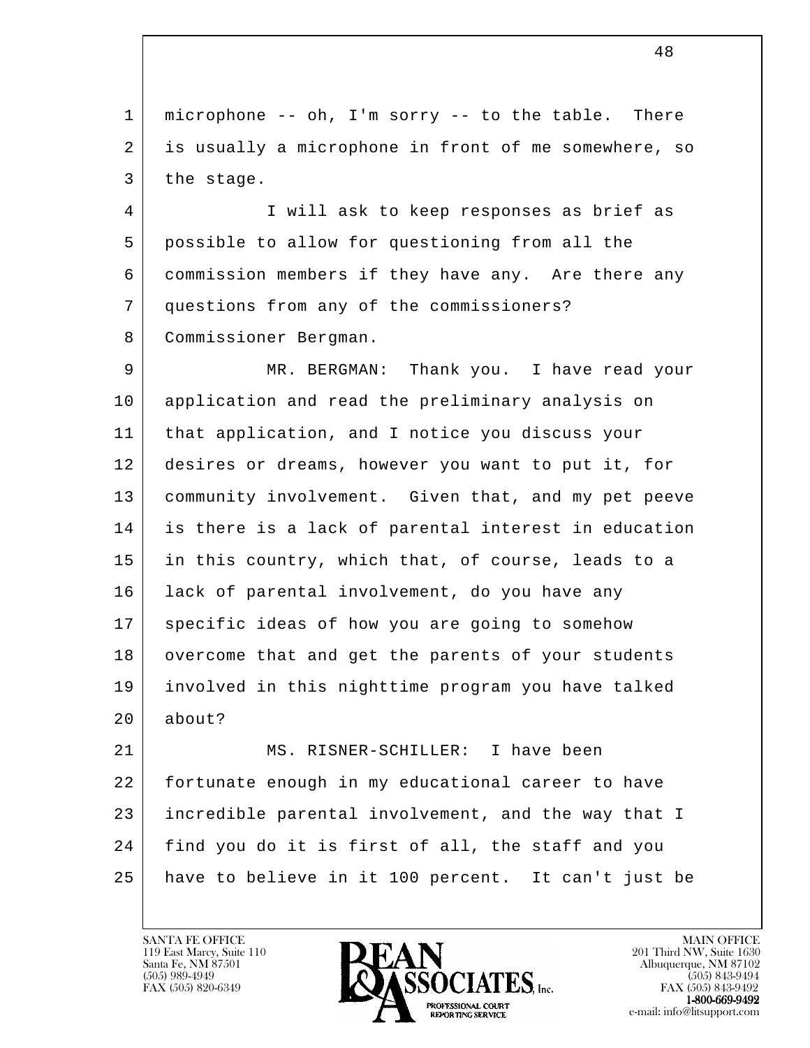microphone -- oh, I'm sorry -- to the table. There is usually a microphone in front of me somewhere, so the stage.

I will ask to keep responses as brief as possible to allow for questioning from all the commission members if they have any. Are there any questions from any of the commissioners? Commissioner Bergman.

MR. BERGMAN: Thank you. I have read your application and read the preliminary analysis on that application, and I notice you discuss your desires or dreams, however you want to put it, for community involvement. Given that, and my pet peeve is there is a lack of parental interest in education in this country, which that, of course, leads to a lack of parental involvement, do you have any specific ideas of how you are going to somehow overcome that and get the parents of your students involved in this nighttime program you have talked about?

MS. RISNER-SCHILLER: I have been fortunate enough in my educational career to have incredible parental involvement, and the way that I find you do it is first of all, the staff and you have to believe in it 100 percent. It can't just be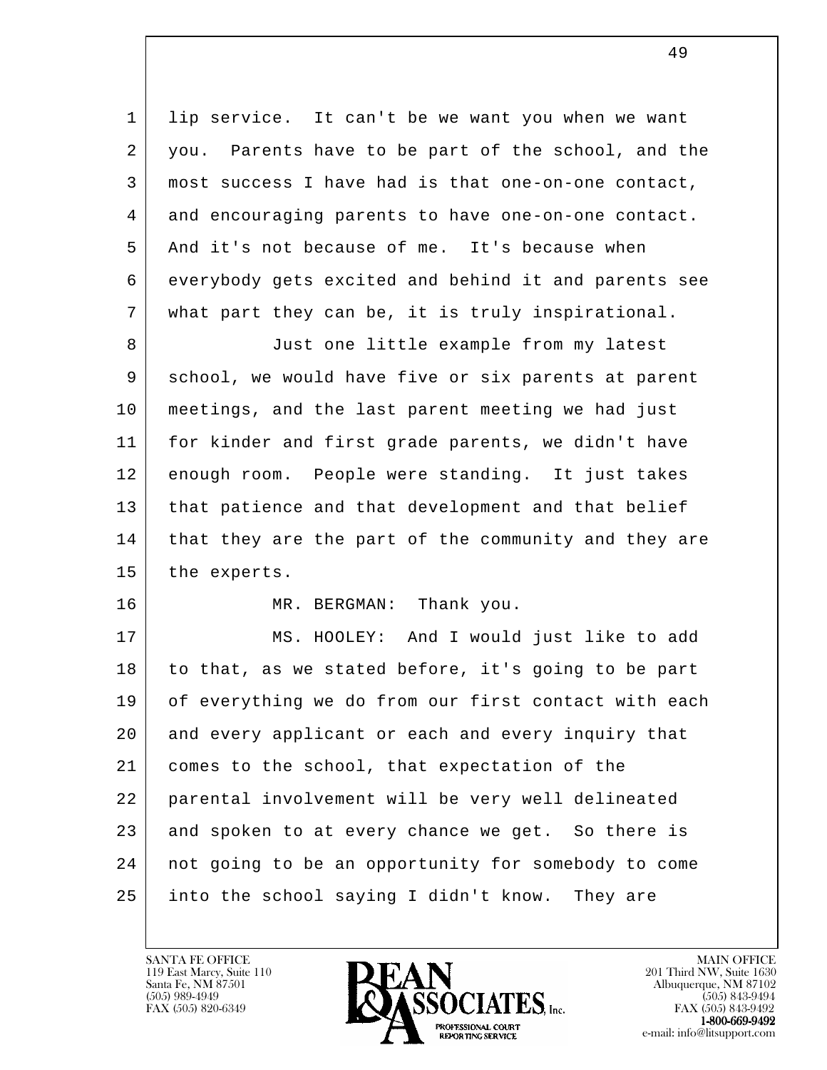lip service. It can't be we want you when we want you. Parents have to be part of the school, and the most success I have had is that one-on-one contact, and encouraging parents to have one-on-one contact. And it's not because of me. It's because when everybody gets excited and behind it and parents see what part they can be, it is truly inspirational.

Just one little example from my latest school, we would have five or six parents at parent meetings, and the last parent meeting we had just for kinder and first grade parents, we didn't have enough room. People were standing. It just takes that patience and that development and that belief that they are the part of the community and they are the experts.

MR. BERGMAN: Thank you.

MS. HOOLEY: And I would just like to add to that, as we stated before, it's going to be part of everything we do from our first contact with each and every applicant or each and every inquiry that comes to the school, that expectation of the parental involvement will be very well delineated and spoken to at every chance we get. So there is not going to be an opportunity for somebody to come into the school saying I didn't know. They are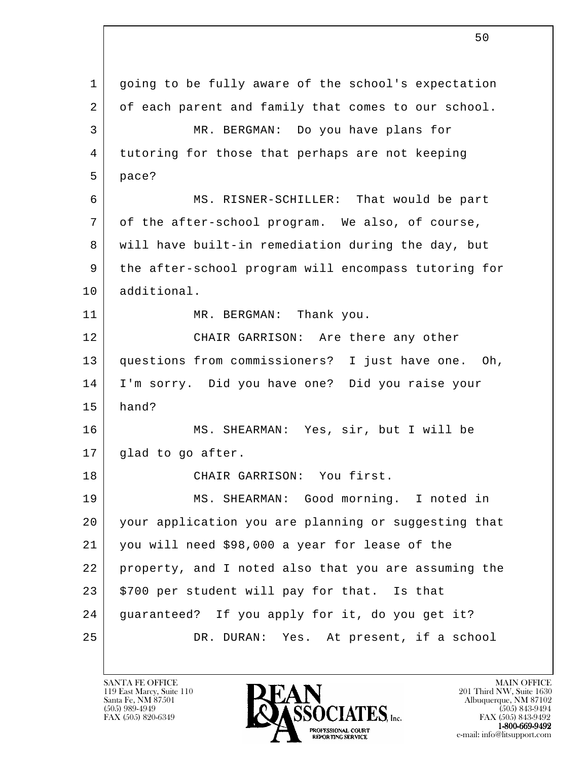going to be fully aware of the school's expectation of each parent and family that comes to our school.

MR. BERGMAN: Do you have plans for tutoring for those that perhaps are not keeping pace?

MS. RISNER-SCHILLER: That would be part of the after-school program. We also, of course, will have built-in remediation during the day, but the after-school program will encompass tutoring for additional.

MR. BERGMAN: Thank you.

CHAIR GARRISON: Are there any other questions from commissioners? I just have one. Oh, I'm sorry. Did you have one? Did you raise your hand?

MS. SHEARMAN: Yes, sir, but I will be glad to go after.

CHAIR GARRISON: You first.

MS. SHEARMAN: Good morning. I noted in your application you are planning or suggesting that you will need $98,000 a year for lease of the property, and I noted also that you are assuming the $700 per student will pay for that. Is that guaranteed? If you apply for it, do you get it?

DR. DURAN: Yes. At present, if a school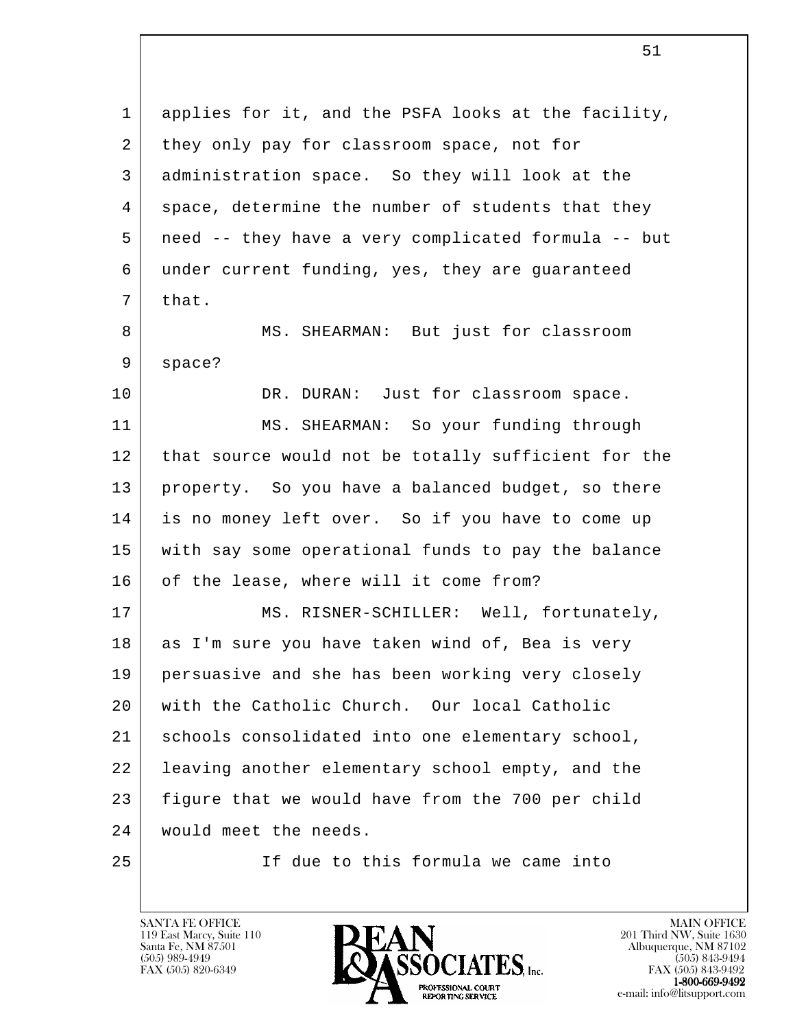applies for it, and the PSFA looks at the facility, they only pay for classroom space, not for administration space. So they will look at the space, determine the number of students that they need -- they have a very complicated formula -- but under current funding, yes, they are guaranteed that.

MS. SHEARMAN: But just for classroom space?

DR. DURAN: Just for classroom space.

MS. SHEARMAN: So your funding through that source would not be totally sufficient for the property. So you have a balanced budget, so there is no money left over. So if you have to come up with say some operational funds to pay the balance of the lease, where will it come from?

MS. RISNER-SCHILLER: Well, fortunately, as I'm sure you have taken wind of, Bea is very persuasive and she has been working very closely with the Catholic Church. Our local Catholic schools consolidated into one elementary school, leaving another elementary school empty, and the figure that we would have from the 700 per child would meet the needs.

If due to this formula we came into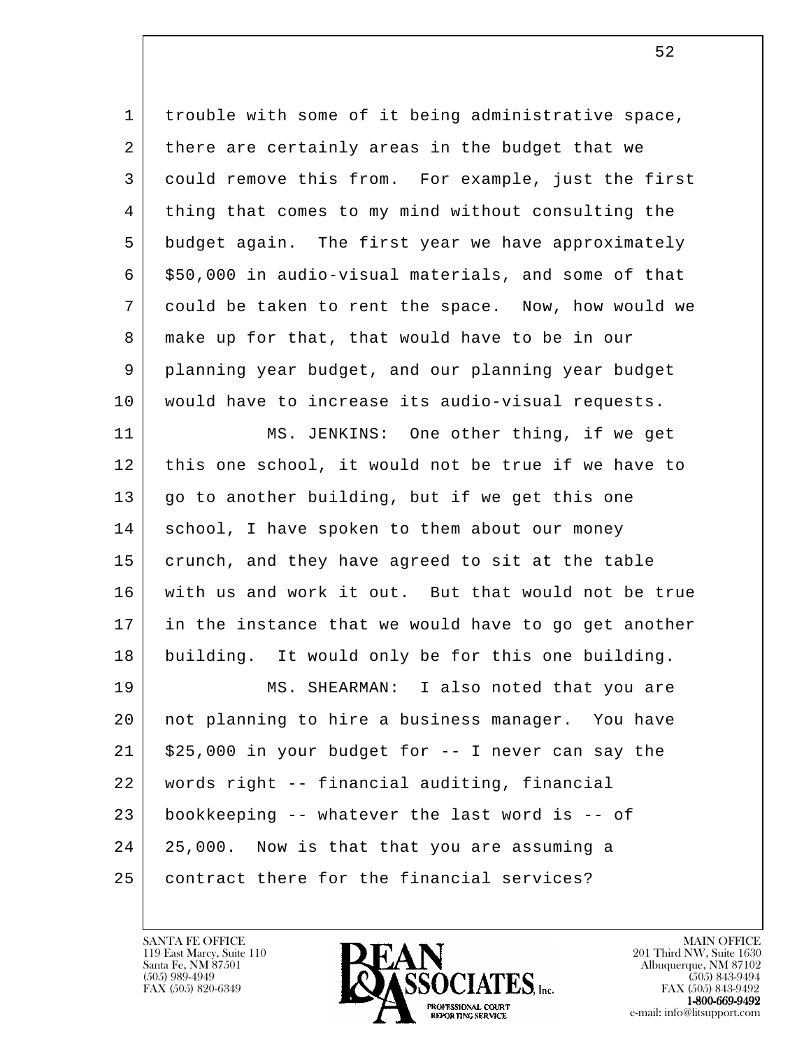trouble with some of it being administrative space, there are certainly areas in the budget that we could remove this from. For example, just the first thing that comes to my mind without consulting the budget again. The first year we have approximately $50,000 in audio-visual materials, and some of that could be taken to rent the space. Now, how would we make up for that, that would have to be in our planning year budget, and our planning year budget would have to increase its audio-visual requests.

MS. JENKINS: One other thing, if we get this one school, it would not be true if we have to go to another building, but if we get this one school, I have spoken to them about our money crunch, and they have agreed to sit at the table with us and work it out. But that would not be true in the instance that we would have to go get another building. It would only be for this one building.

MS. SHEARMAN: I also noted that you are not planning to hire a business manager. You have $25,000 in your budget for -- I never can say the words right -- financial auditing, financial bookkeeping -- whatever the last word is -- of 25,000. Now is that that you are assuming a contract there for the financial services?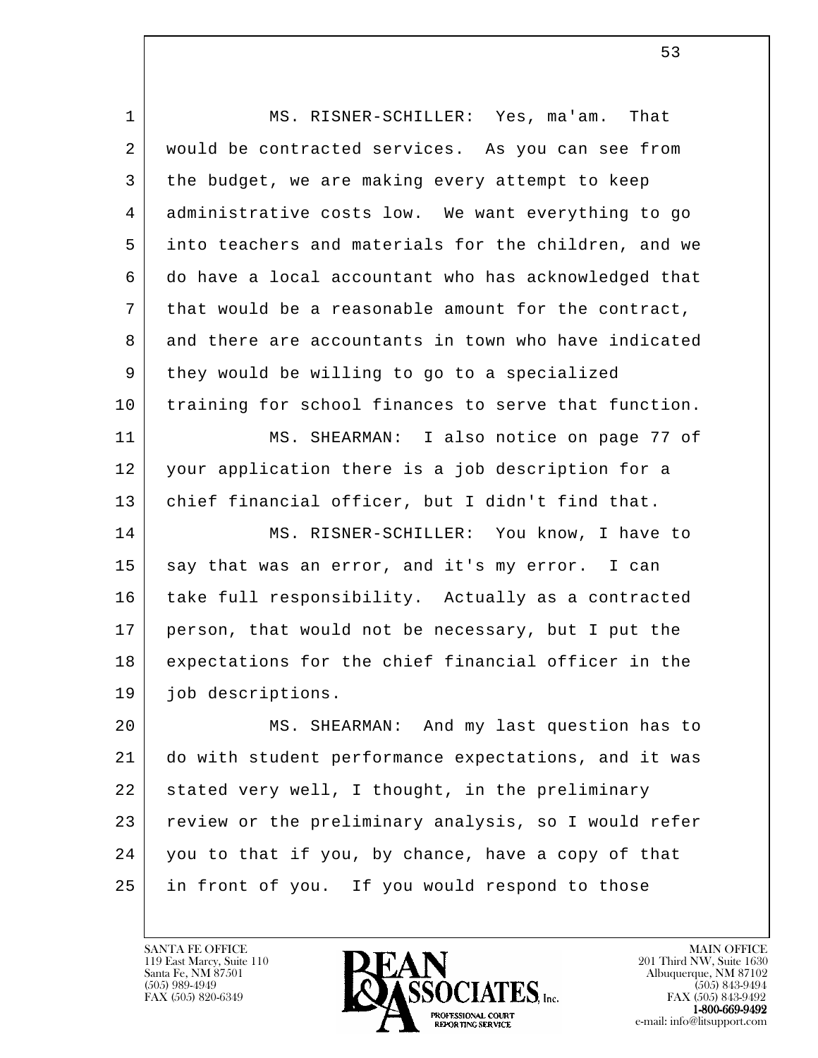MS. RISNER-SCHILLER: Yes, ma'am. That would be contracted services. As you can see from the budget, we are making every attempt to keep administrative costs low. We want everything to go into teachers and materials for the children, and we do have a local accountant who has acknowledged that that would be a reasonable amount for the contract, and there are accountants in town who have indicated they would be willing to go to a specialized training for school finances to serve that function.

MS. SHEARMAN: I also notice on page 77 of your application there is a job description for a chief financial officer, but I didn't find that.

MS. RISNER-SCHILLER: You know, I have to say that was an error, and it's my error. I can take full responsibility. Actually as a contracted person, that would not be necessary, but I put the expectations for the chief financial officer in the job descriptions.

MS. SHEARMAN: And my last question has to do with student performance expectations, and it was stated very well, I thought, in the preliminary review or the preliminary analysis, so I would refer you to that if you, by chance, have a copy of that in front of you. If you would respond to those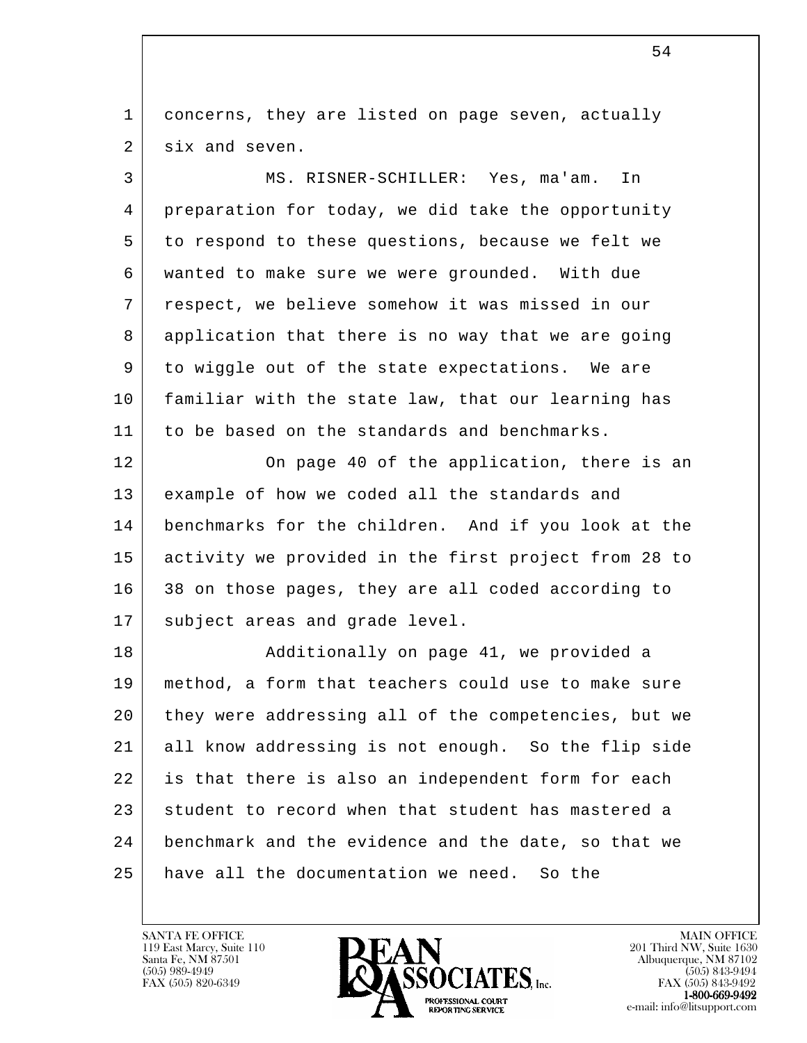concerns, they are listed on page seven, actually six and seven.

MS. RISNER-SCHILLER: Yes, ma'am. In preparation for today, we did take the opportunity to respond to these questions, because we felt we wanted to make sure we were grounded. With due respect, we believe somehow it was missed in our application that there is no way that we are going to wiggle out of the state expectations. We are familiar with the state law, that our learning has to be based on the standards and benchmarks.

On page 40 of the application, there is an example of how we coded all the standards and benchmarks for the children. And if you look at the activity we provided in the first project from 28 to 38 on those pages, they are all coded according to subject areas and grade level.

Additionally on page 41, we provided a method, a form that teachers could use to make sure they were addressing all of the competencies, but we all know addressing is not enough. So the flip side is that there is also an independent form for each student to record when that student has mastered a benchmark and the evidence and the date, so that we have all the documentation we need. So the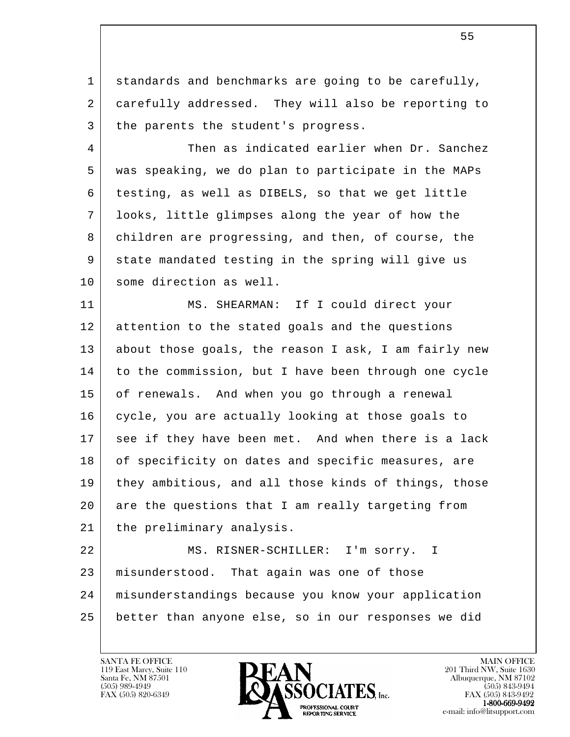standards and benchmarks are going to be carefully, carefully addressed. They will also be reporting to the parents the student's progress.

Then as indicated earlier when Dr. Sanchez was speaking, we do plan to participate in the MAPs testing, as well as DIBELS, so that we get little looks, little glimpses along the year of how the children are progressing, and then, of course, the state mandated testing in the spring will give us some direction as well.

MS. SHEARMAN: If I could direct your attention to the stated goals and the questions about those goals, the reason I ask, I am fairly new to the commission, but I have been through one cycle of renewals. And when you go through a renewal cycle, you are actually looking at those goals to see if they have been met. And when there is a lack of specificity on dates and specific measures, are they ambitious, and all those kinds of things, those are the questions that I am really targeting from the preliminary analysis.

MS. RISNER-SCHILLER: I'm sorry. I misunderstood. That again was one of those misunderstandings because you know your application better than anyone else, so in our responses we did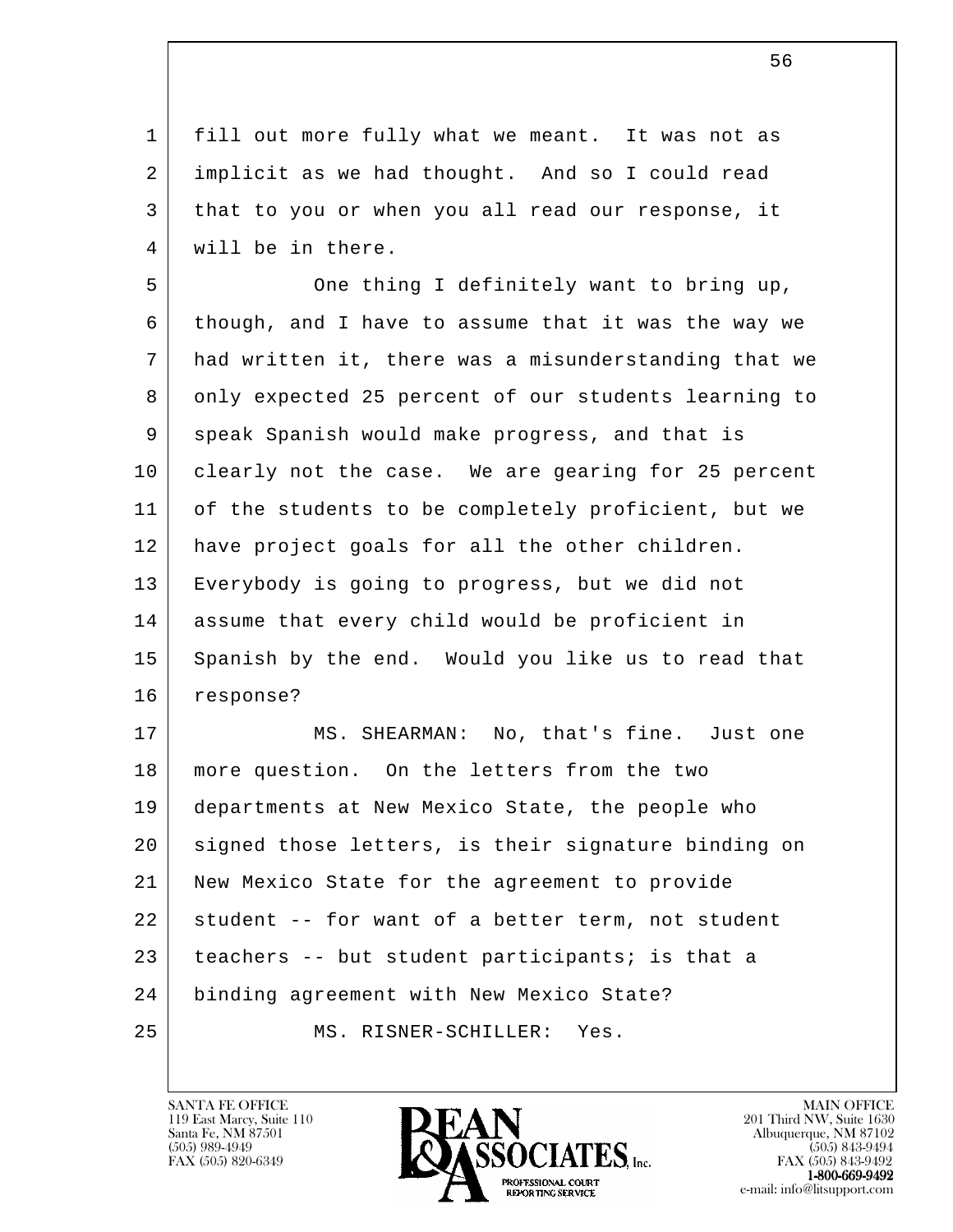fill out more fully what we meant. It was not as implicit as we had thought. And so I could read that to you or when you all read our response, it will be in there.

One thing I definitely want to bring up, though, and I have to assume that it was the way we had written it, there was a misunderstanding that we only expected 25 percent of our students learning to speak Spanish would make progress, and that is clearly not the case. We are gearing for 25 percent of the students to be completely proficient, but we have project goals for all the other children. Everybody is going to progress, but we did not assume that every child would be proficient in Spanish by the end. Would you like us to read that response?

MS. SHEARMAN: No, that's fine. Just one more question. On the letters from the two departments at New Mexico State, the people who signed those letters, is their signature binding on New Mexico State for the agreement to provide student -- for want of a better term, not student teachers -- but student participants; is that a binding agreement with New Mexico State?

MS. RISNER-SCHILLER: Yes.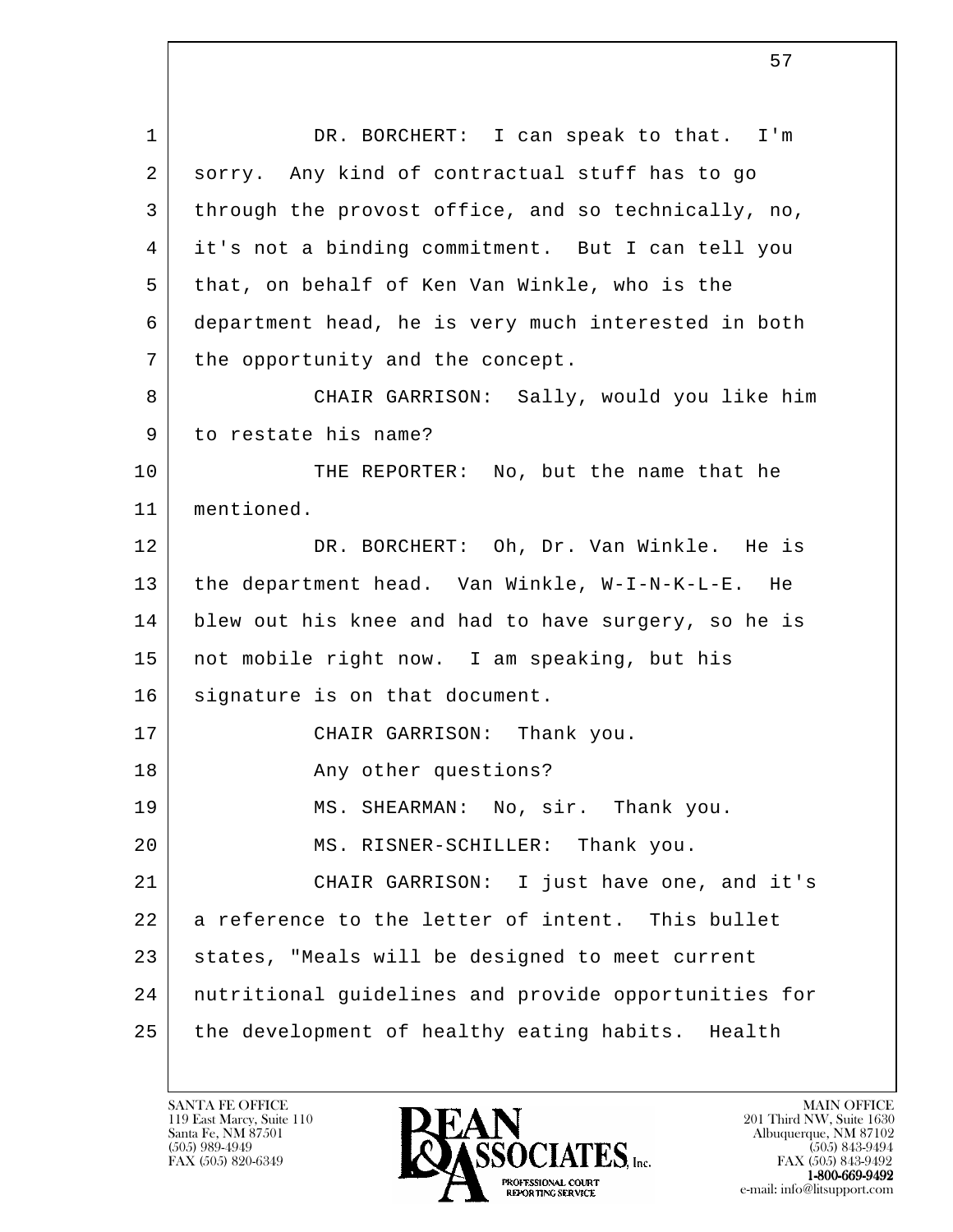DR. BORCHERT: I can speak to that. I'm sorry. Any kind of contractual stuff has to go through the provost office, and so technically, no, it's not a binding commitment. But I can tell you that, on behalf of Ken Van Winkle, who is the department head, he is very much interested in both the opportunity and the concept.

CHAIR GARRISON: Sally, would you like him to restate his name?

THE REPORTER: No, but the name that he mentioned.

DR. BORCHERT: Oh, Dr. Van Winkle. He is the department head. Van Winkle, W-I-N-K-L-E. He blew out his knee and had to have surgery, so he is not mobile right now. I am speaking, but his signature is on that document.

CHAIR GARRISON: Thank you.

Any other questions?

MS. SHEARMAN: No, sir. Thank you.

MS. RISNER-SCHILLER: Thank you.

CHAIR GARRISON: I just have one, and it's a reference to the letter of intent. This bullet states, "Meals will be designed to meet current nutritional guidelines and provide opportunities for the development of healthy eating habits. Health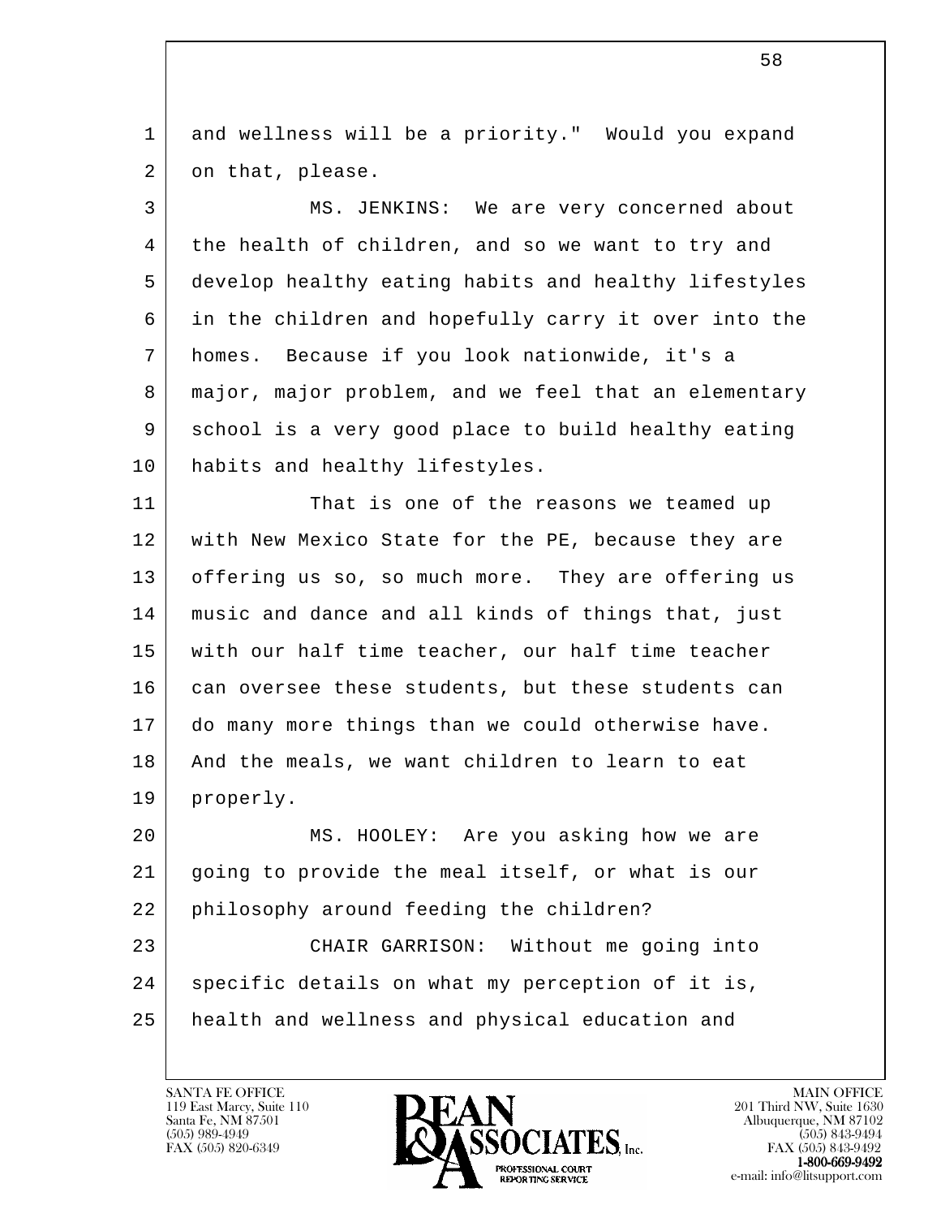and wellness will be a priority." Would you expand on that, please.

MS. JENKINS: We are very concerned about the health of children, and so we want to try and develop healthy eating habits and healthy lifestyles in the children and hopefully carry it over into the homes. Because if you look nationwide, it's a major, major problem, and we feel that an elementary school is a very good place to build healthy eating habits and healthy lifestyles.

That is one of the reasons we teamed up with New Mexico State for the PE, because they are offering us so, so much more. They are offering us music and dance and all kinds of things that, just with our half time teacher, our half time teacher can oversee these students, but these students can do many more things than we could otherwise have. And the meals, we want children to learn to eat properly.

MS. HOOLEY: Are you asking how we are going to provide the meal itself, or what is our philosophy around feeding the children?

CHAIR GARRISON: Without me going into specific details on what my perception of it is, health and wellness and physical education and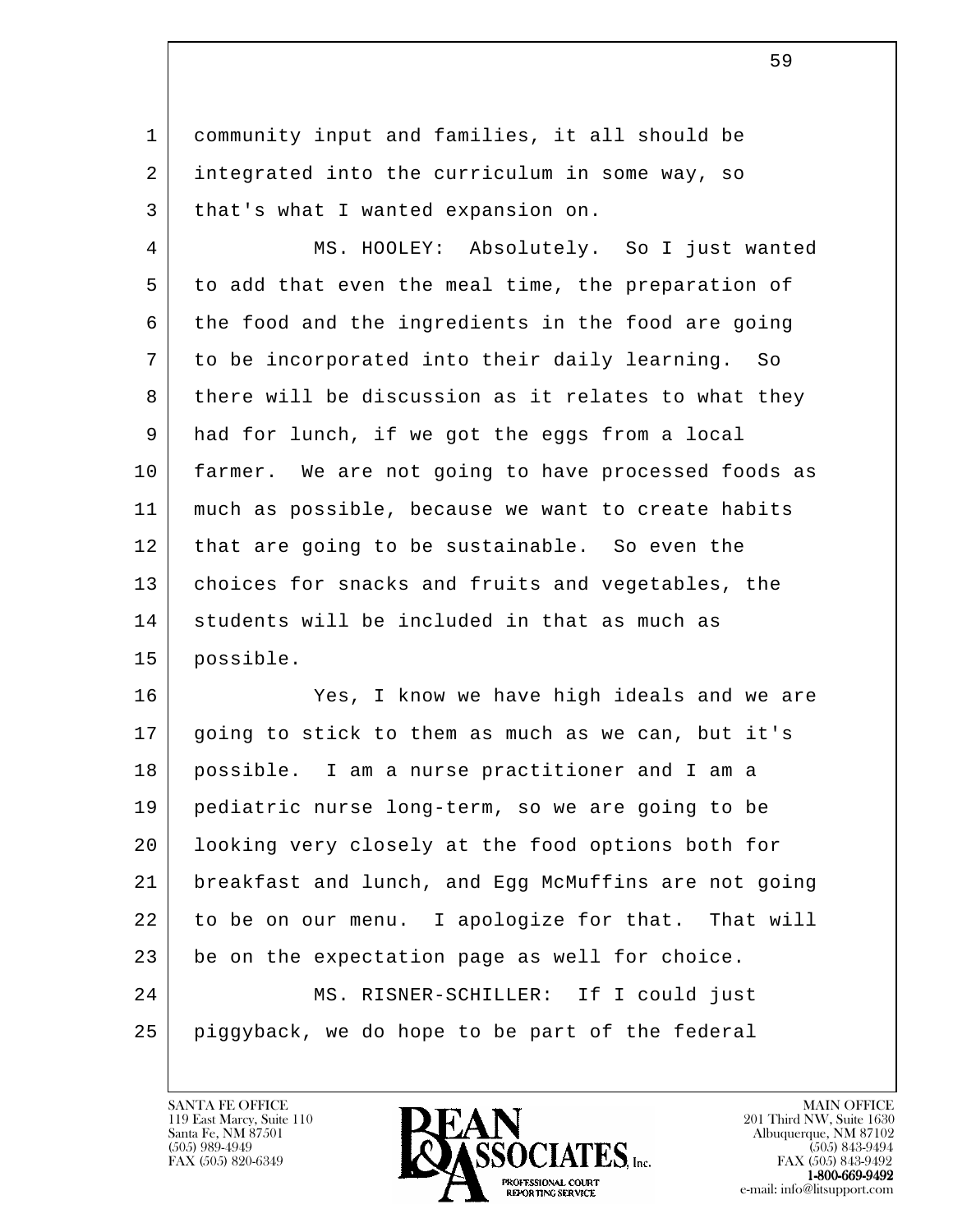community input and families, it all should be integrated into the curriculum in some way, so that's what I wanted expansion on.

MS. HOOLEY: Absolutely. So I just wanted to add that even the meal time, the preparation of the food and the ingredients in the food are going to be incorporated into their daily learning. So there will be discussion as it relates to what they had for lunch, if we got the eggs from a local farmer. We are not going to have processed foods as much as possible, because we want to create habits that are going to be sustainable. So even the choices for snacks and fruits and vegetables, the students will be included in that as much as possible.

Yes, I know we have high ideals and we are going to stick to them as much as we can, but it's possible. I am a nurse practitioner and I am a pediatric nurse long-term, so we are going to be looking very closely at the food options both for breakfast and lunch, and Egg McMuffins are not going to be on our menu. I apologize for that. That will be on the expectation page as well for choice.

MS. RISNER-SCHILLER: If I could just piggyback, we do hope to be part of the federal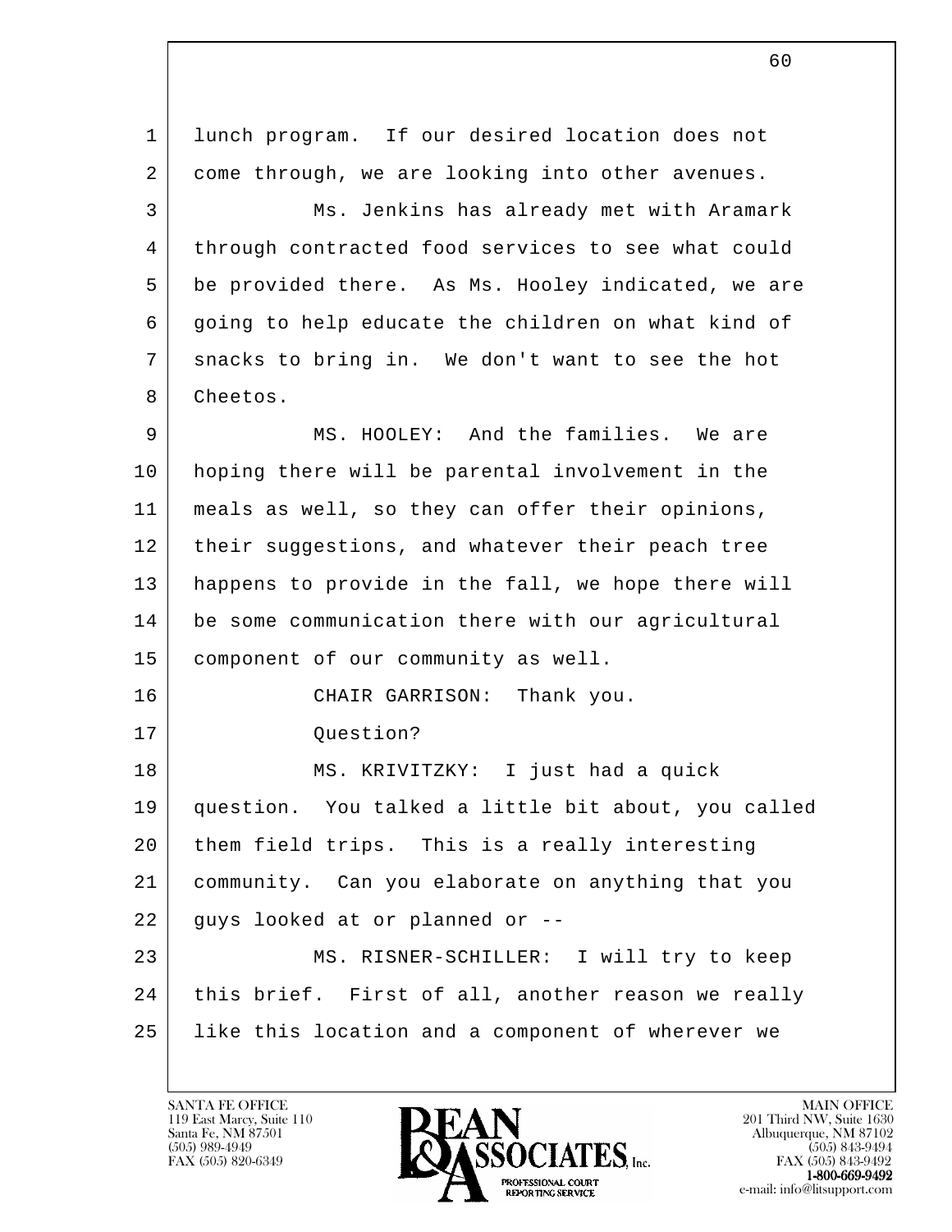lunch program. If our desired location does not come through, we are looking into other avenues.

Ms. Jenkins has already met with Aramark through contracted food services to see what could be provided there. As Ms. Hooley indicated, we are going to help educate the children on what kind of snacks to bring in. We don't want to see the hot Cheetos.

MS. HOOLEY: And the families. We are hoping there will be parental involvement in the meals as well, so they can offer their opinions, their suggestions, and whatever their peach tree happens to provide in the fall, we hope there will be some communication there with our agricultural component of our community as well.

CHAIR GARRISON: Thank you.

Question?

MS. KRIVITZKY: I just had a quick question. You talked a little bit about, you called them field trips. This is a really interesting community. Can you elaborate on anything that you guys looked at or planned or --

MS. RISNER-SCHILLER: I will try to keep this brief. First of all, another reason we really like this location and a component of wherever we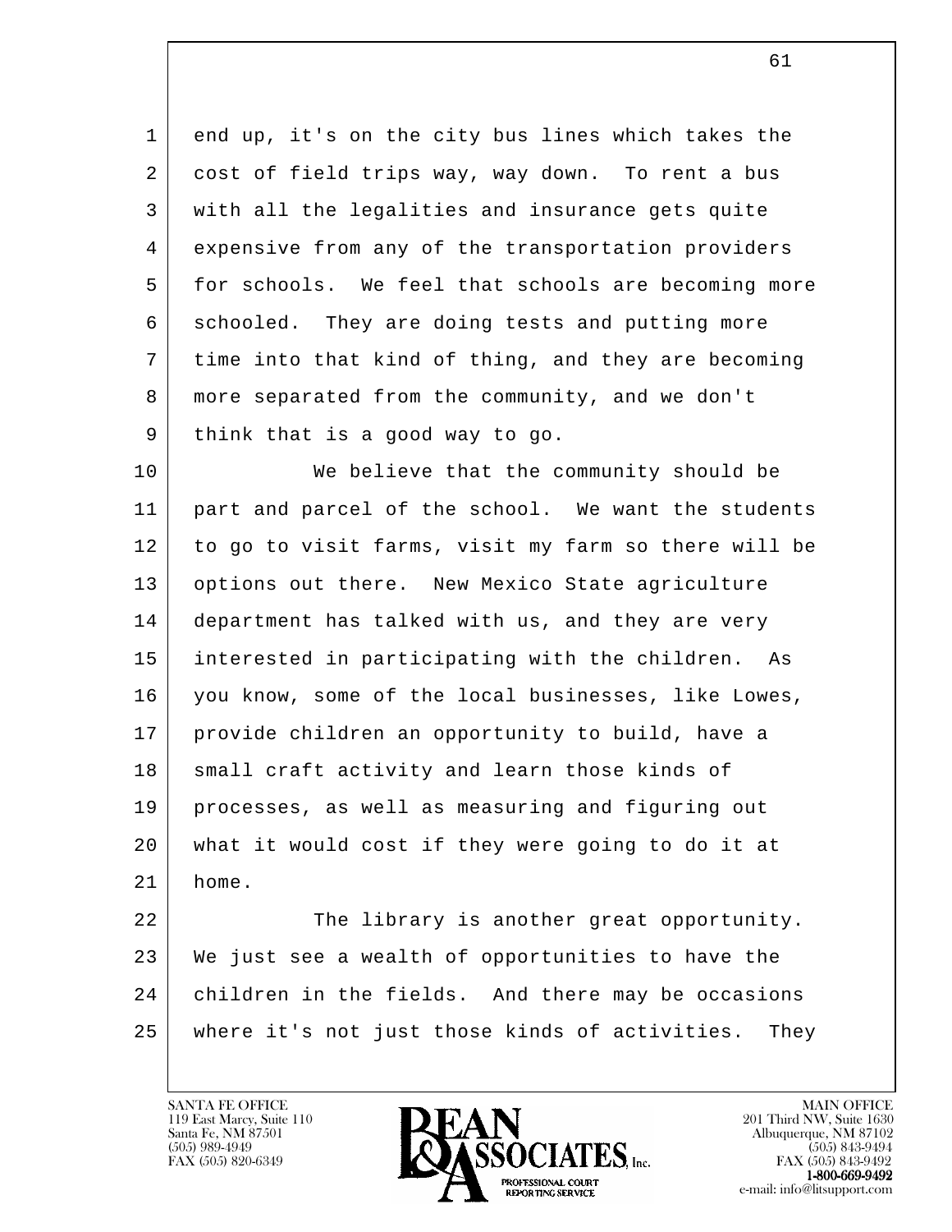end up, it's on the city bus lines which takes the cost of field trips way, way down. To rent a bus with all the legalities and insurance gets quite expensive from any of the transportation providers for schools. We feel that schools are becoming more schooled. They are doing tests and putting more time into that kind of thing, and they are becoming more separated from the community, and we don't think that is a good way to go.

We believe that the community should be part and parcel of the school. We want the students to go to visit farms, visit my farm so there will be options out there. New Mexico State agriculture department has talked with us, and they are very interested in participating with the children. As you know, some of the local businesses, like Lowes, provide children an opportunity to build, have a small craft activity and learn those kinds of processes, as well as measuring and figuring out what it would cost if they were going to do it at home.

The library is another great opportunity. We just see a wealth of opportunities to have the children in the fields. And there may be occasions where it's not just those kinds of activities. They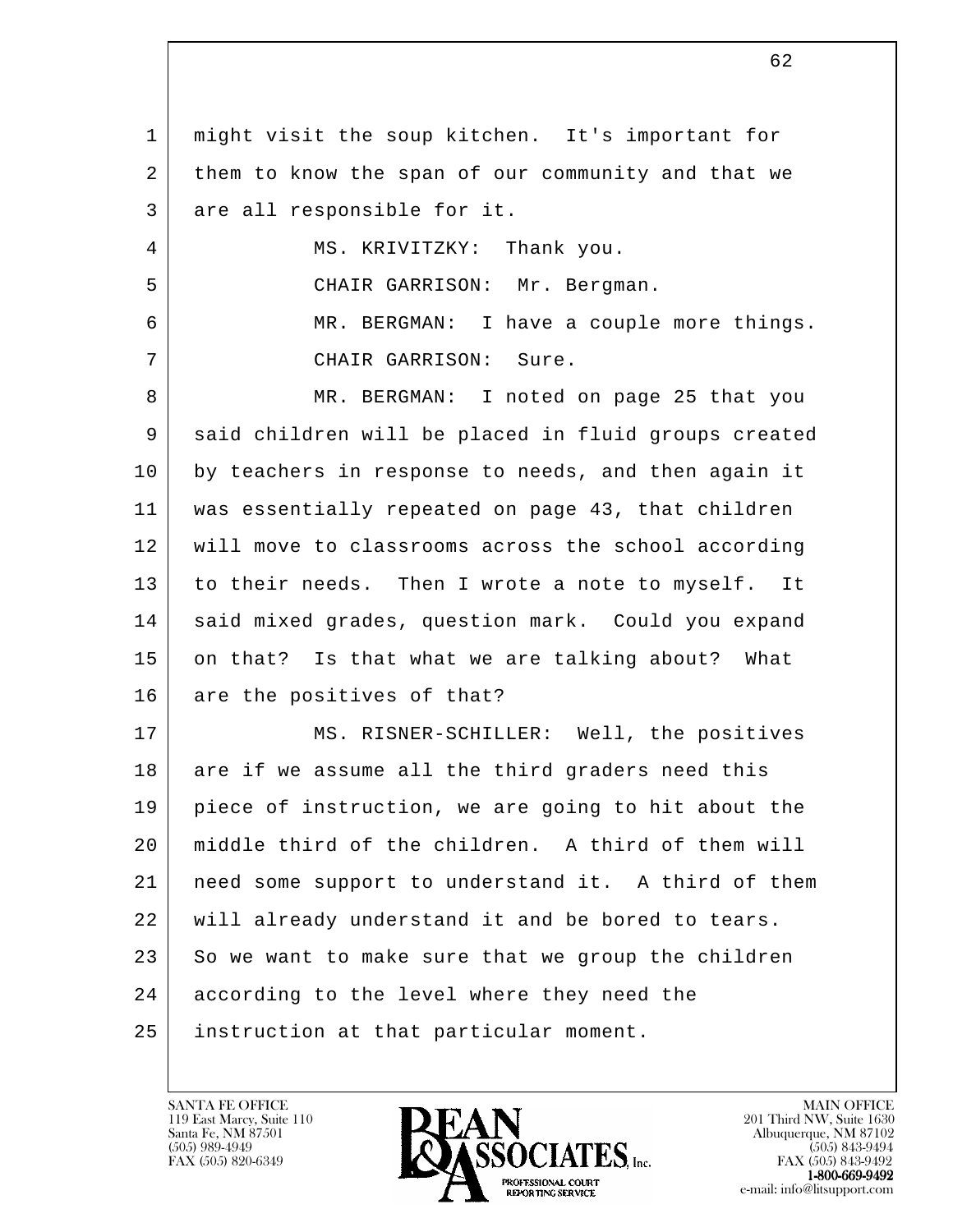might visit the soup kitchen. It's important for them to know the span of our community and that we are all responsible for it.

MS. KRIVITZKY: Thank you.

CHAIR GARRISON: Mr. Bergman.

MR. BERGMAN: I have a couple more things.

CHAIR GARRISON: Sure.

MR. BERGMAN: I noted on page 25 that you said children will be placed in fluid groups created by teachers in response to needs, and then again it was essentially repeated on page 43, that children will move to classrooms across the school according to their needs. Then I wrote a note to myself. It said mixed grades, question mark. Could you expand on that? Is that what we are talking about? What are the positives of that?

MS. RISNER-SCHILLER: Well, the positives are if we assume all the third graders need this piece of instruction, we are going to hit about the middle third of the children. A third of them will need some support to understand it. A third of them will already understand it and be bored to tears. So we want to make sure that we group the children according to the level where they need the instruction at that particular moment.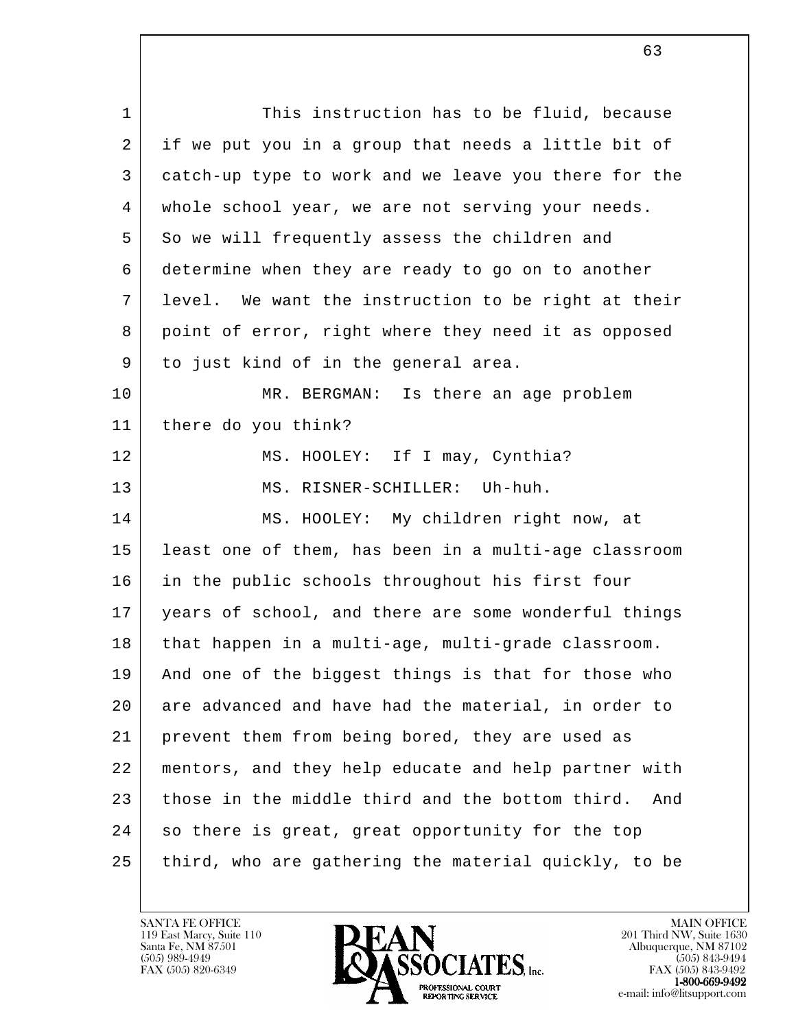This instruction has to be fluid, because if we put you in a group that needs a little bit of catch-up type to work and we leave you there for the whole school year, we are not serving your needs. So we will frequently assess the children and determine when they are ready to go on to another level. We want the instruction to be right at their point of error, right where they need it as opposed to just kind of in the general area.

MR. BERGMAN: Is there an age problem there do you think?

MS. HOOLEY: If I may, Cynthia?

MS. RISNER-SCHILLER: Uh-huh.

MS. HOOLEY: My children right now, at least one of them, has been in a multi-age classroom in the public schools throughout his first four years of school, and there are some wonderful things that happen in a multi-age, multi-grade classroom. And one of the biggest things is that for those who are advanced and have had the material, in order to prevent them from being bored, they are used as mentors, and they help educate and help partner with those in the middle third and the bottom third. And so there is great, great opportunity for the top third, who are gathering the material quickly, to be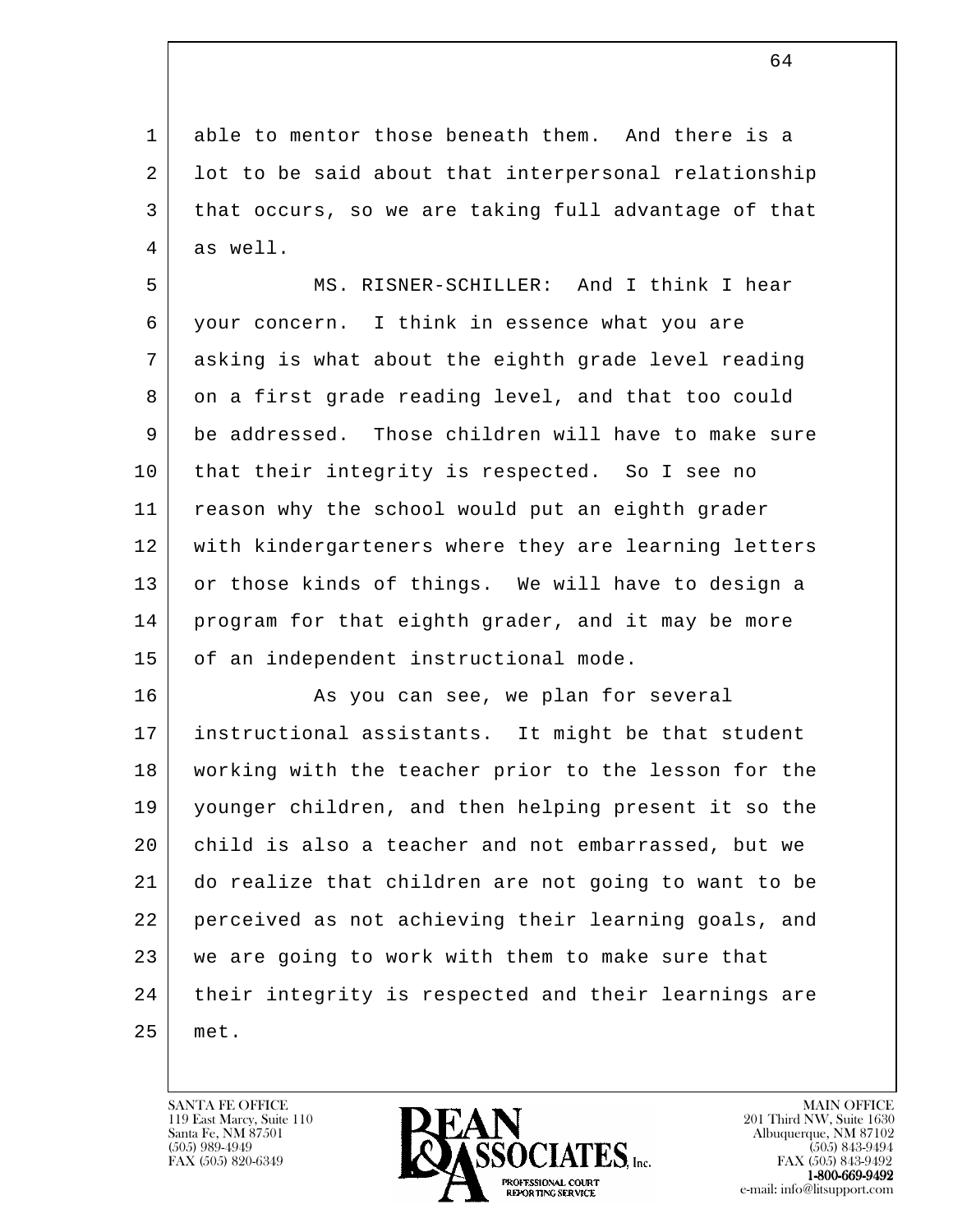able to mentor those beneath them. And there is a lot to be said about that interpersonal relationship that occurs, so we are taking full advantage of that as well.

MS. RISNER-SCHILLER: And I think I hear your concern. I think in essence what you are asking is what about the eighth grade level reading on a first grade reading level, and that too could be addressed. Those children will have to make sure that their integrity is respected. So I see no reason why the school would put an eighth grader with kindergarteners where they are learning letters or those kinds of things. We will have to design a program for that eighth grader, and it may be more of an independent instructional mode.

As you can see, we plan for several instructional assistants. It might be that student working with the teacher prior to the lesson for the younger children, and then helping present it so the child is also a teacher and not embarrassed, but we do realize that children are not going to want to be perceived as not achieving their learning goals, and we are going to work with them to make sure that their integrity is respected and their learnings are met.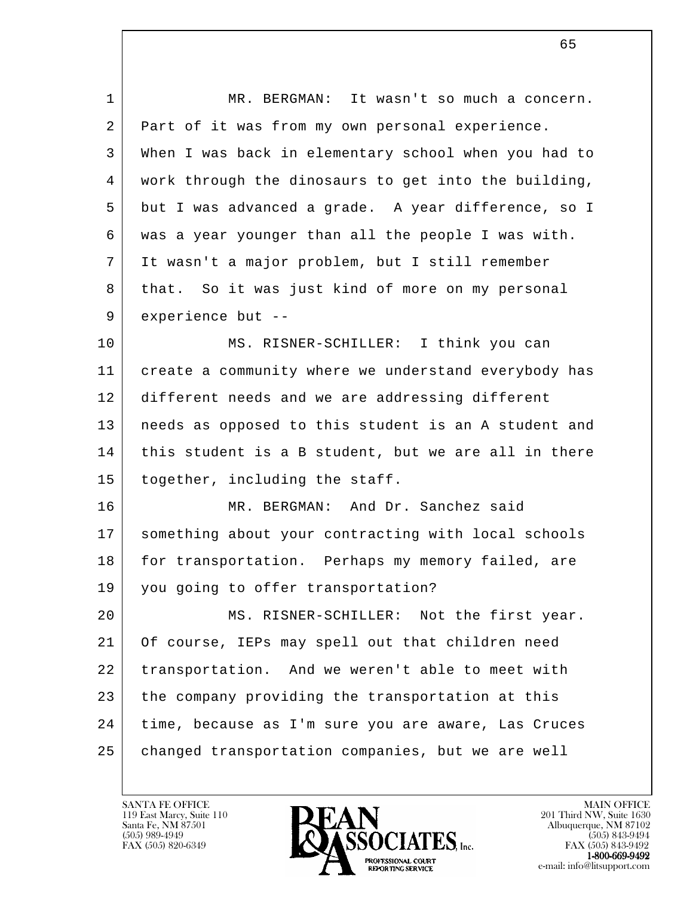MR. BERGMAN: It wasn't so much a concern. Part of it was from my own personal experience. When I was back in elementary school when you had to work through the dinosaurs to get into the building, but I was advanced a grade. A year difference, so I was a year younger than all the people I was with. It wasn't a major problem, but I still remember that. So it was just kind of more on my personal experience but --

MS. RISNER-SCHILLER: I think you can create a community where we understand everybody has different needs and we are addressing different needs as opposed to this student is an A student and this student is a B student, but we are all in there together, including the staff.

MR. BERGMAN: And Dr. Sanchez said something about your contracting with local schools for transportation. Perhaps my memory failed, are you going to offer transportation?

MS. RISNER-SCHILLER: Not the first year. Of course, IEPs may spell out that children need transportation. And we weren't able to meet with the company providing the transportation at this time, because as I'm sure you are aware, Las Cruces changed transportation companies, but we are well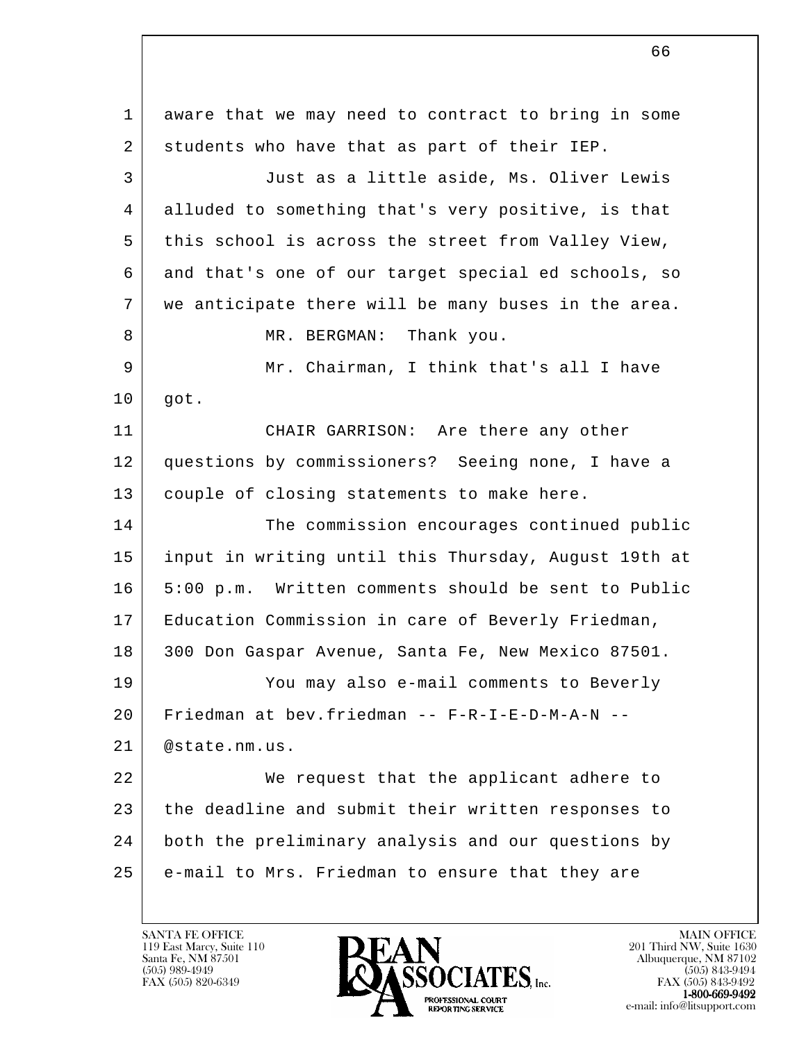aware that we may need to contract to bring in some students who have that as part of their IEP.

Just as a little aside, Ms. Oliver Lewis alluded to something that's very positive, is that this school is across the street from Valley View, and that's one of our target special ed schools, so we anticipate there will be many buses in the area.

MR. BERGMAN: Thank you.

Mr. Chairman, I think that's all I have got.

CHAIR GARRISON: Are there any other questions by commissioners? Seeing none, I have a couple of closing statements to make here.

The commission encourages continued public input in writing until this Thursday, August 19th at 5:00 p.m. Written comments should be sent to Public Education Commission in care of Beverly Friedman, 300 Don Gaspar Avenue, Santa Fe, New Mexico 87501.

You may also e-mail comments to Beverly Friedman at bev.friedman -- F-R-I-E-D-M-A-N -- @state.nm.us.

We request that the applicant adhere to the deadline and submit their written responses to both the preliminary analysis and our questions by e-mail to Mrs. Friedman to ensure that they are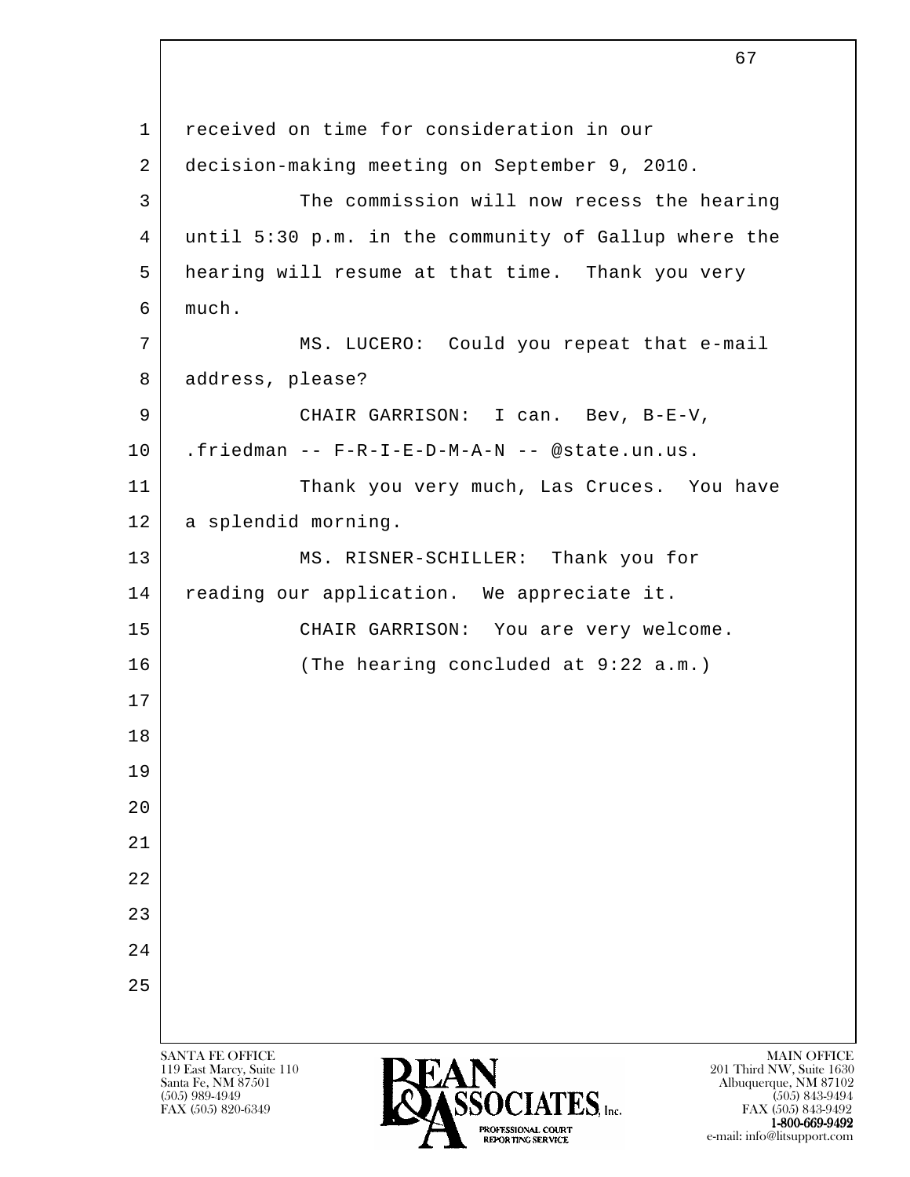received on time for consideration in our decision-making meeting on September 9, 2010.

The commission will now recess the hearing until 5:30 p.m. in the community of Gallup where the hearing will resume at that time. Thank you very much.

MS. LUCERO: Could you repeat that e-mail address, please?

CHAIR GARRISON: I can. Bev, B-E-V, .friedman -- F-R-I-E-D-M-A-N -- @state.un.us.

Thank you very much, Las Cruces. You have a splendid morning.

MS. RISNER-SCHILLER: Thank you for reading our application. We appreciate it.

CHAIR GARRISON: You are very welcome.

(The hearing concluded at 9:22 a.m.)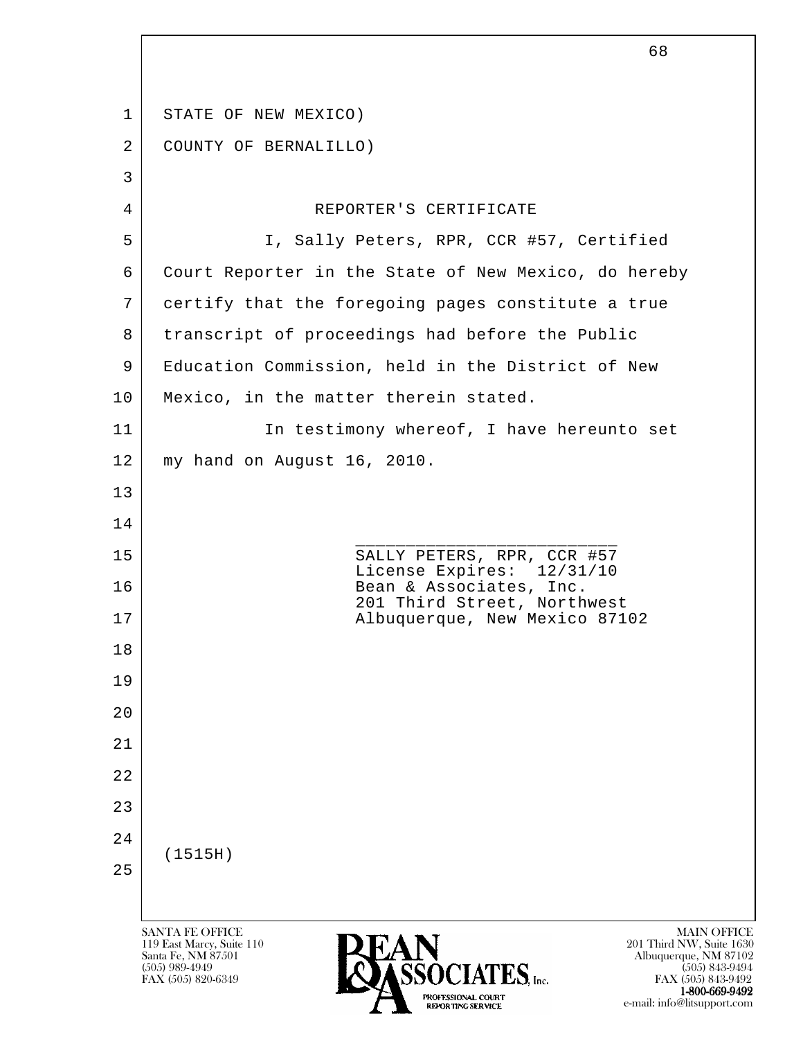STATE OF NEW MEXICO)
COUNTY OF BERNALILLO)

REPORTER'S CERTIFICATE

I, Sally Peters, RPR, CCR #57, Certified Court Reporter in the State of New Mexico, do hereby certify that the foregoing pages constitute a true transcript of proceedings had before the Public Education Commission, held in the District of New Mexico, in the matter therein stated.

In testimony whereof, I have hereunto set my hand on August 16, 2010.

\_\_\_\_\_\_\_\_\_\_\_\_\_\_\_\_\_\_\_\_\_\_\_\_\_\_\_
SALLY PETERS, RPR, CCR #57
License Expires: 12/31/10
Bean & Associates, Inc.
201 Third Street, Northwest
Albuquerque, New Mexico 87102

(1515H)